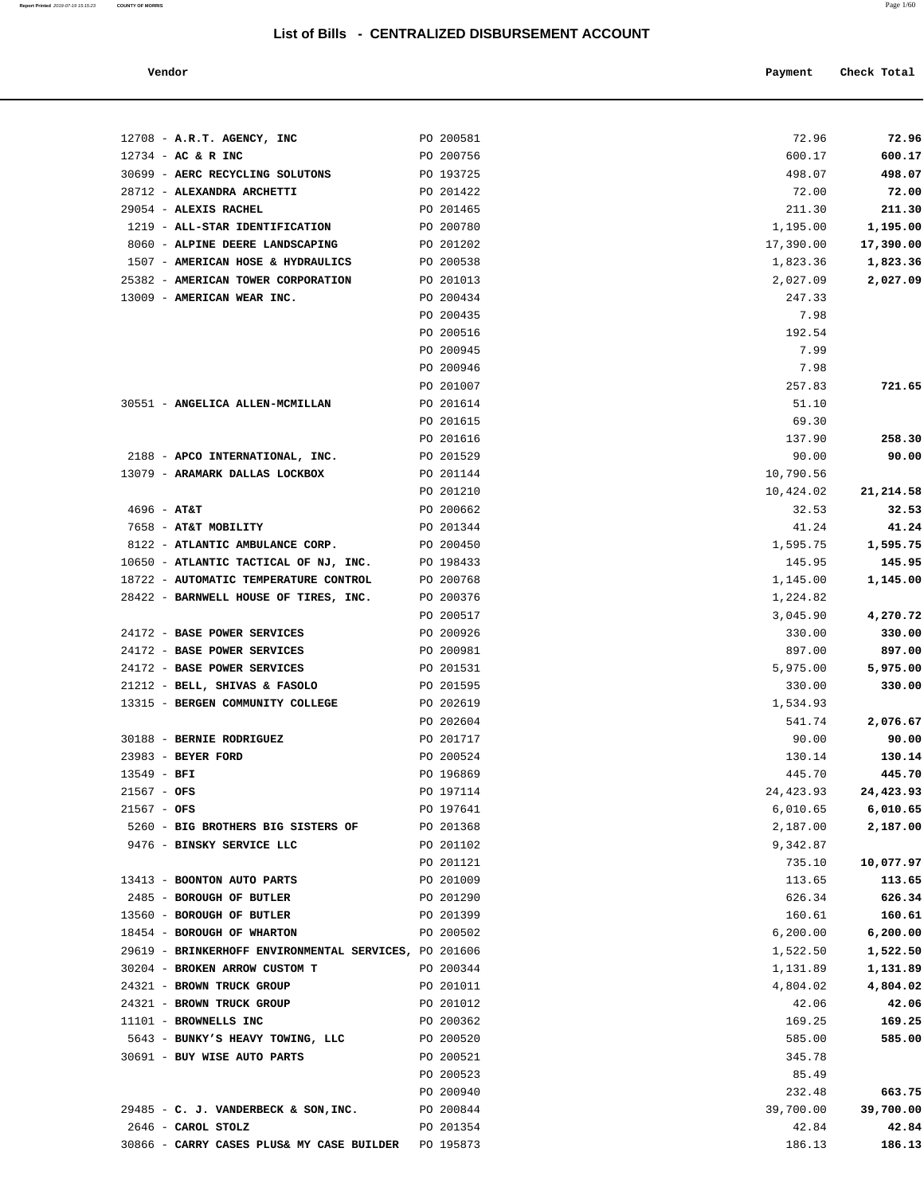# List of Bills - CENTRALIZED DISBURSEMENT ACCOUNT

| Vendor | | Payment | Check Total |
|---|---|---|---|
| 12708 - **A.R.T. AGENCY, INC** | PO 200581 | 72.96 | **72.96** |
| 12734 - **AC & R INC** | PO 200756 | 600.17 | **600.17** |
| 30699 - **AERC RECYCLING SOLUTONS** | PO 193725 | 498.07 | **498.07** |
| 28712 - **ALEXANDRA ARCHETTI** | PO 201422 | 72.00 | **72.00** |
| 29054 - **ALEXIS RACHEL** | PO 201465 | 211.30 | **211.30** |
| 1219 - **ALL-STAR IDENTIFICATION** | PO 200780 | 1,195.00 | **1,195.00** |
| 8060 - **ALPINE DEERE LANDSCAPING** | PO 201202 | 17,390.00 | **17,390.00** |
| 1507 - **AMERICAN HOSE & HYDRAULICS** | PO 200538 | 1,823.36 | **1,823.36** |
| 25382 - **AMERICAN TOWER CORPORATION** | PO 201013 | 2,027.09 | **2,027.09** |
| 13009 - **AMERICAN WEAR INC.** | PO 200434 | 247.33 | |
| | PO 200435 | 7.98 | |
| | PO 200516 | 192.54 | |
| | PO 200945 | 7.99 | |
| | PO 200946 | 7.98 | |
| | PO 201007 | 257.83 | **721.65** |
| 30551 - **ANGELICA ALLEN-MCMILLAN** | PO 201614 | 51.10 | |
| | PO 201615 | 69.30 | |
| | PO 201616 | 137.90 | **258.30** |
| 2188 - **APCO INTERNATIONAL, INC.** | PO 201529 | 90.00 | **90.00** |
| 13079 - **ARAMARK DALLAS LOCKBOX** | PO 201144 | 10,790.56 | |
| | PO 201210 | 10,424.02 | **21,214.58** |
| 4696 - **AT&T** | PO 200662 | 32.53 | **32.53** |
| 7658 - **AT&T MOBILITY** | PO 201344 | 41.24 | **41.24** |
| 8122 - **ATLANTIC AMBULANCE CORP.** | PO 200450 | 1,595.75 | **1,595.75** |
| 10650 - **ATLANTIC TACTICAL OF NJ, INC.** | PO 198433 | 145.95 | **145.95** |
| 18722 - **AUTOMATIC TEMPERATURE CONTROL** | PO 200768 | 1,145.00 | **1,145.00** |
| 28422 - **BARNWELL HOUSE OF TIRES, INC.** | PO 200376 | 1,224.82 | |
| | PO 200517 | 3,045.90 | **4,270.72** |
| 24172 - **BASE POWER SERVICES** | PO 200926 | 330.00 | **330.00** |
| 24172 - **BASE POWER SERVICES** | PO 200981 | 897.00 | **897.00** |
| 24172 - **BASE POWER SERVICES** | PO 201531 | 5,975.00 | **5,975.00** |
| 21212 - **BELL, SHIVAS & FASOLO** | PO 201595 | 330.00 | **330.00** |
| 13315 - **BERGEN COMMUNITY COLLEGE** | PO 202619 | 1,534.93 | |
| | PO 202604 | 541.74 | **2,076.67** |
| 30188 - **BERNIE RODRIGUEZ** | PO 201717 | 90.00 | **90.00** |
| 23983 - **BEYER FORD** | PO 200524 | 130.14 | **130.14** |
| 13549 - **BFI** | PO 196869 | 445.70 | **445.70** |
| 21567 - **OFS** | PO 197114 | 24,423.93 | **24,423.93** |
| 21567 - **OFS** | PO 197641 | 6,010.65 | **6,010.65** |
| 5260 - **BIG BROTHERS BIG SISTERS OF** | PO 201368 | 2,187.00 | **2,187.00** |
| 9476 - **BINSKY SERVICE LLC** | PO 201102 | 9,342.87 | |
| | PO 201121 | 735.10 | **10,077.97** |
| 13413 - **BOONTON AUTO PARTS** | PO 201009 | 113.65 | **113.65** |
| 2485 - **BOROUGH OF BUTLER** | PO 201290 | 626.34 | **626.34** |
| 13560 - **BOROUGH OF BUTLER** | PO 201399 | 160.61 | **160.61** |
| 18454 - **BOROUGH OF WHARTON** | PO 200502 | 6,200.00 | **6,200.00** |
| 29619 - **BRINKERHOFF ENVIRONMENTAL SERVICES,** | PO 201606 | 1,522.50 | **1,522.50** |
| 30204 - **BROKEN ARROW CUSTOM T** | PO 200344 | 1,131.89 | **1,131.89** |
| 24321 - **BROWN TRUCK GROUP** | PO 201011 | 4,804.02 | **4,804.02** |
| 24321 - **BROWN TRUCK GROUP** | PO 201012 | 42.06 | **42.06** |
| 11101 - **BROWNELLS INC** | PO 200362 | 169.25 | **169.25** |
| 5643 - **BUNKY'S HEAVY TOWING, LLC** | PO 200520 | 585.00 | **585.00** |
| 30691 - **BUY WISE AUTO PARTS** | PO 200521 | 345.78 | |
| | PO 200523 | 85.49 | |
| | PO 200940 | 232.48 | **663.75** |
| 29485 - **C. J. VANDERBECK & SON,INC.** | PO 200844 | 39,700.00 | **39,700.00** |
| 2646 - **CAROL STOLZ** | PO 201354 | 42.84 | **42.84** |
| 30866 - **CARRY CASES PLUS& MY CASE BUILDER** | PO 195873 | 186.13 | **186.13** |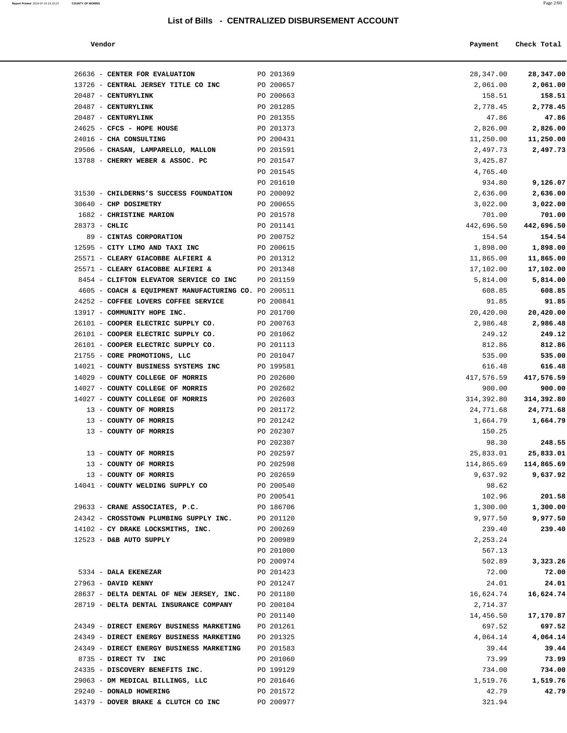# List of Bills - CENTRALIZED DISBURSEMENT ACCOUNT

| Vendor | | Payment | Check Total |
|---|---|---|---|
| 26636 - **CENTER FOR EVALUATION** | PO 201369 | 28,347.00 | **28,347.00** |
| 13726 - **CENTRAL JERSEY TITLE CO INC** | PO 200657 | 2,061.00 | **2,061.00** |
| 20487 - **CENTURYLINK** | PO 200663 | 158.51 | **158.51** |
| 20487 - **CENTURYLINK** | PO 201285 | 2,778.45 | **2,778.45** |
| 20487 - **CENTURYLINK** | PO 201355 | 47.86 | **47.86** |
| 24625 - **CFCS - HOPE HOUSE** | PO 201373 | 2,826.00 | **2,826.00** |
| 24016 - **CHA CONSULTING** | PO 200431 | 11,250.00 | **11,250.00** |
| 29506 - **CHASAN, LAMPARELLO, MALLON** | PO 201591 | 2,497.73 | **2,497.73** |
| 13788 - **CHERRY WEBER & ASSOC. PC** | PO 201547 | 3,425.87 | |
| | PO 201545 | 4,765.40 | |
| | PO 201610 | 934.80 | **9,126.07** |
| 31530 - **CHILDERNS'S SUCCESS FOUNDATION** | PO 200092 | 2,636.00 | **2,636.00** |
| 30640 - **CHP DOSIMETRY** | PO 200655 | 3,022.00 | **3,022.00** |
| 1682 - **CHRISTINE MARION** | PO 201578 | 701.00 | **701.00** |
| 28373 - **CHLIC** | PO 201141 | 442,696.50 | **442,696.50** |
| 89 - **CINTAS CORPORATION** | PO 200752 | 154.54 | **154.54** |
| 12595 - **CITY LIMO AND TAXI INC** | PO 200615 | 1,898.00 | **1,898.00** |
| 25571 - **CLEARY GIACOBBE ALFIERI &** | PO 201312 | 11,865.00 | **11,865.00** |
| 25571 - **CLEARY GIACOBBE ALFIERI &** | PO 201348 | 17,102.00 | **17,102.00** |
| 8454 - **CLIFTON ELEVATOR SERVICE CO INC** | PO 201159 | 5,814.00 | **5,814.00** |
| 4605 - **COACH & EQUIPMENT MANUFACTURING CO.** | PO 200511 | 608.85 | **608.85** |
| 24252 - **COFFEE LOVERS COFFEE SERVICE** | PO 200841 | 91.85 | **91.85** |
| 13917 - **COMMUNITY HOPE INC.** | PO 201700 | 20,420.00 | **20,420.00** |
| 26101 - **COOPER ELECTRIC SUPPLY CO.** | PO 200763 | 2,986.48 | **2,986.48** |
| 26101 - **COOPER ELECTRIC SUPPLY CO.** | PO 201062 | 249.12 | **249.12** |
| 26101 - **COOPER ELECTRIC SUPPLY CO.** | PO 201113 | 812.86 | **812.86** |
| 21755 - **CORE PROMOTIONS, LLC** | PO 201047 | 535.00 | **535.00** |
| 14021 - **COUNTY BUSINESS SYSTEMS INC** | PO 199581 | 616.48 | **616.48** |
| 14029 - **COUNTY COLLEGE OF MORRIS** | PO 202600 | 417,576.59 | **417,576.59** |
| 14027 - **COUNTY COLLEGE OF MORRIS** | PO 202602 | 900.00 | **900.00** |
| 14027 - **COUNTY COLLEGE OF MORRIS** | PO 202603 | 314,392.80 | **314,392.80** |
| 13 - **COUNTY OF MORRIS** | PO 201172 | 24,771.68 | **24,771.68** |
| 13 - **COUNTY OF MORRIS** | PO 201242 | 1,664.79 | **1,664.79** |
| 13 - **COUNTY OF MORRIS** | PO 202307 | 150.25 | |
| | PO 202307 | 98.30 | **248.55** |
| 13 - **COUNTY OF MORRIS** | PO 202597 | 25,833.01 | **25,833.01** |
| 13 - **COUNTY OF MORRIS** | PO 202598 | 114,865.69 | **114,865.69** |
| 13 - **COUNTY OF MORRIS** | PO 202659 | 9,637.92 | **9,637.92** |
| 14041 - **COUNTY WELDING SUPPLY CO** | PO 200540 | 98.62 | |
| | PO 200541 | 102.96 | **201.58** |
| 29633 - **CRANE ASSOCIATES, P.C.** | PO 186706 | 1,300.00 | **1,300.00** |
| 24342 - **CROSSTOWN PLUMBING SUPPLY INC.** | PO 201120 | 9,977.50 | **9,977.50** |
| 14102 - **CY DRAKE LOCKSMITHS, INC.** | PO 200269 | 239.40 | **239.40** |
| 12523 - **D&B AUTO SUPPLY** | PO 200989 | 2,253.24 | |
| | PO 201000 | 567.13 | |
| | PO 200974 | 502.89 | **3,323.26** |
| 5334 - **DALA EKENEZAR** | PO 201423 | 72.00 | **72.00** |
| 27963 - **DAVID KENNY** | PO 201247 | 24.01 | **24.01** |
| 28637 - **DELTA DENTAL OF NEW JERSEY, INC.** | PO 201180 | 16,624.74 | **16,624.74** |
| 28719 - **DELTA DENTAL INSURANCE COMPANY** | PO 200104 | 2,714.37 | |
| | PO 201140 | 14,456.50 | **17,170.87** |
| 24349 - **DIRECT ENERGY BUSINESS MARKETING** | PO 201261 | 697.52 | **697.52** |
| 24349 - **DIRECT ENERGY BUSINESS MARKETING** | PO 201325 | 4,064.14 | **4,064.14** |
| 24349 - **DIRECT ENERGY BUSINESS MARKETING** | PO 201583 | 39.44 | **39.44** |
| 8735 - **DIRECT TV INC** | PO 201060 | 73.99 | **73.99** |
| 24335 - **DISCOVERY BENEFITS INC.** | PO 199129 | 734.00 | **734.00** |
| 29063 - **DM MEDICAL BILLINGS, LLC** | PO 201646 | 1,519.76 | **1,519.76** |
| 29240 - **DONALD HOWERING** | PO 201572 | 42.79 | **42.79** |
| 14379 - **DOVER BRAKE & CLUTCH CO INC** | PO 200977 | 321.94 | |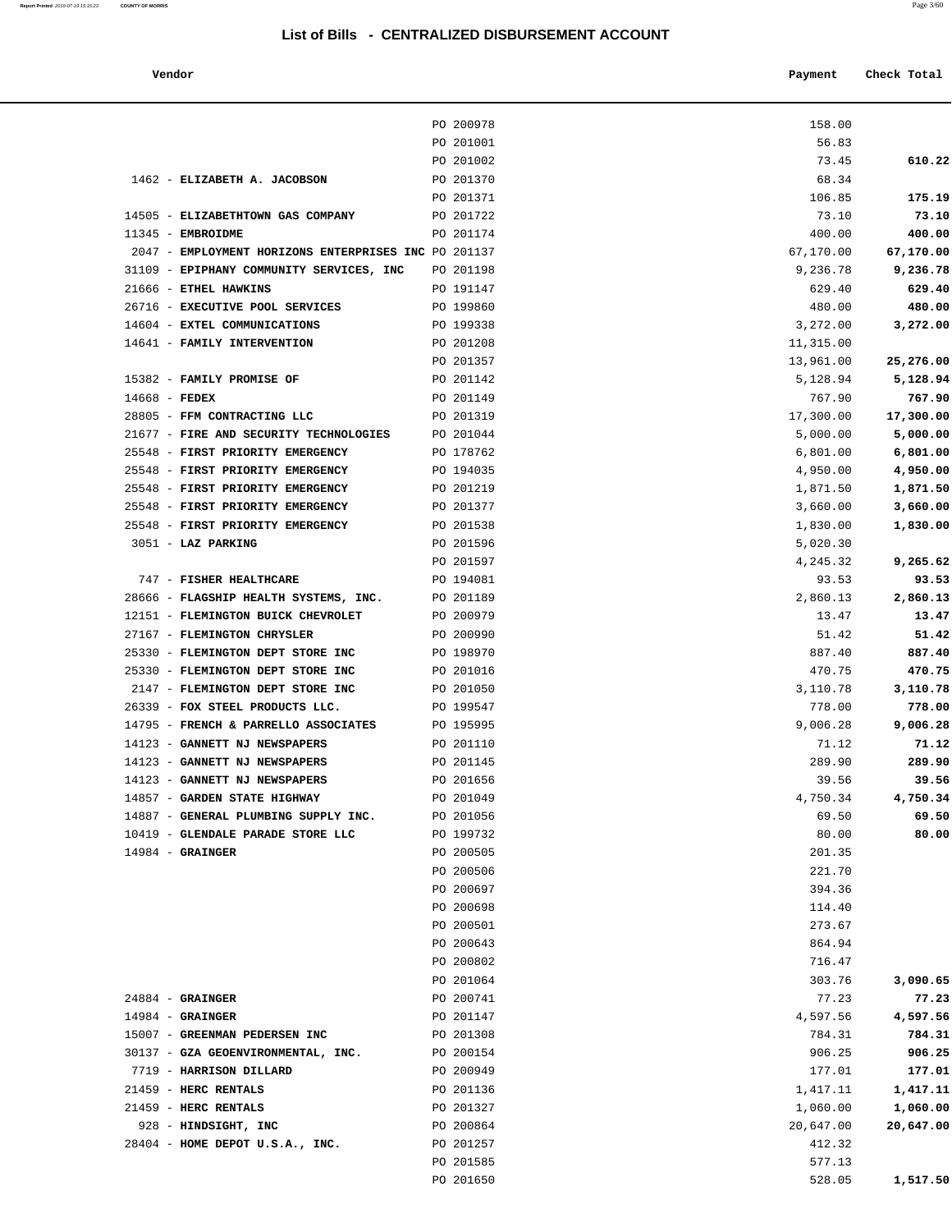# List of Bills - CENTRALIZED DISBURSEMENT ACCOUNT

| Vendor | | Payment | Check Total |
|---|---|---|---|
| | PO 200978 | 158.00 | |
| | PO 201001 | 56.83 | |
| | PO 201002 | 73.45 | **610.22** |
| 1462 - **ELIZABETH A. JACOBSON** | PO 201370 | 68.34 | |
| | PO 201371 | 106.85 | **175.19** |
| 14505 - **ELIZABETHTOWN GAS COMPANY** | PO 201722 | 73.10 | **73.10** |
| 11345 - **EMBROIDME** | PO 201174 | 400.00 | **400.00** |
| 2047 - **EMPLOYMENT HORIZONS ENTERPRISES INC** | PO 201137 | 67,170.00 | **67,170.00** |
| 31109 - **EPIPHANY COMMUNITY SERVICES, INC** | PO 201198 | 9,236.78 | **9,236.78** |
| 21666 - **ETHEL HAWKINS** | PO 191147 | 629.40 | **629.40** |
| 26716 - **EXECUTIVE POOL SERVICES** | PO 199860 | 480.00 | **480.00** |
| 14604 - **EXTEL COMMUNICATIONS** | PO 199338 | 3,272.00 | **3,272.00** |
| 14641 - **FAMILY INTERVENTION** | PO 201208 | 11,315.00 | |
| | PO 201357 | 13,961.00 | **25,276.00** |
| 15382 - **FAMILY PROMISE OF** | PO 201142 | 5,128.94 | **5,128.94** |
| 14668 - **FEDEX** | PO 201149 | 767.90 | **767.90** |
| 28805 - **FFM CONTRACTING LLC** | PO 201319 | 17,300.00 | **17,300.00** |
| 21677 - **FIRE AND SECURITY TECHNOLOGIES** | PO 201044 | 5,000.00 | **5,000.00** |
| 25548 - **FIRST PRIORITY EMERGENCY** | PO 178762 | 6,801.00 | **6,801.00** |
| 25548 - **FIRST PRIORITY EMERGENCY** | PO 194035 | 4,950.00 | **4,950.00** |
| 25548 - **FIRST PRIORITY EMERGENCY** | PO 201219 | 1,871.50 | **1,871.50** |
| 25548 - **FIRST PRIORITY EMERGENCY** | PO 201377 | 3,660.00 | **3,660.00** |
| 25548 - **FIRST PRIORITY EMERGENCY** | PO 201538 | 1,830.00 | **1,830.00** |
| 3051 - **LAZ PARKING** | PO 201596 | 5,020.30 | |
| | PO 201597 | 4,245.32 | **9,265.62** |
| 747 - **FISHER HEALTHCARE** | PO 194081 | 93.53 | **93.53** |
| 28666 - **FLAGSHIP HEALTH SYSTEMS, INC.** | PO 201189 | 2,860.13 | **2,860.13** |
| 12151 - **FLEMINGTON BUICK CHEVROLET** | PO 200979 | 13.47 | **13.47** |
| 27167 - **FLEMINGTON CHRYSLER** | PO 200990 | 51.42 | **51.42** |
| 25330 - **FLEMINGTON DEPT STORE INC** | PO 198970 | 887.40 | **887.40** |
| 25330 - **FLEMINGTON DEPT STORE INC** | PO 201016 | 470.75 | **470.75** |
| 2147 - **FLEMINGTON DEPT STORE INC** | PO 201050 | 3,110.78 | **3,110.78** |
| 26339 - **FOX STEEL PRODUCTS LLC.** | PO 199547 | 778.00 | **778.00** |
| 14795 - **FRENCH & PARRELLO ASSOCIATES** | PO 195995 | 9,006.28 | **9,006.28** |
| 14123 - **GANNETT NJ NEWSPAPERS** | PO 201110 | 71.12 | **71.12** |
| 14123 - **GANNETT NJ NEWSPAPERS** | PO 201145 | 289.90 | **289.90** |
| 14123 - **GANNETT NJ NEWSPAPERS** | PO 201656 | 39.56 | **39.56** |
| 14857 - **GARDEN STATE HIGHWAY** | PO 201049 | 4,750.34 | **4,750.34** |
| 14887 - **GENERAL PLUMBING SUPPLY INC.** | PO 201056 | 69.50 | **69.50** |
| 10419 - **GLENDALE PARADE STORE LLC** | PO 199732 | 80.00 | **80.00** |
| 14984 - **GRAINGER** | PO 200505 | 201.35 | |
| | PO 200506 | 221.70 | |
| | PO 200697 | 394.36 | |
| | PO 200698 | 114.40 | |
| | PO 200501 | 273.67 | |
| | PO 200643 | 864.94 | |
| | PO 200802 | 716.47 | |
| | PO 201064 | 303.76 | **3,090.65** |
| 24884 - **GRAINGER** | PO 200741 | 77.23 | **77.23** |
| 14984 - **GRAINGER** | PO 201147 | 4,597.56 | **4,597.56** |
| 15007 - **GREENMAN PEDERSEN INC** | PO 201308 | 784.31 | **784.31** |
| 30137 - **GZA GEOENVIRONMENTAL, INC.** | PO 200154 | 906.25 | **906.25** |
| 7719 - **HARRISON DILLARD** | PO 200949 | 177.01 | **177.01** |
| 21459 - **HERC RENTALS** | PO 201136 | 1,417.11 | **1,417.11** |
| 21459 - **HERC RENTALS** | PO 201327 | 1,060.00 | **1,060.00** |
| 928 - **HINDSIGHT, INC** | PO 200864 | 20,647.00 | **20,647.00** |
| 28404 - **HOME DEPOT U.S.A., INC.** | PO 201257 | 412.32 | |
| | PO 201585 | 577.13 | |
| | PO 201650 | 528.05 | **1,517.50** |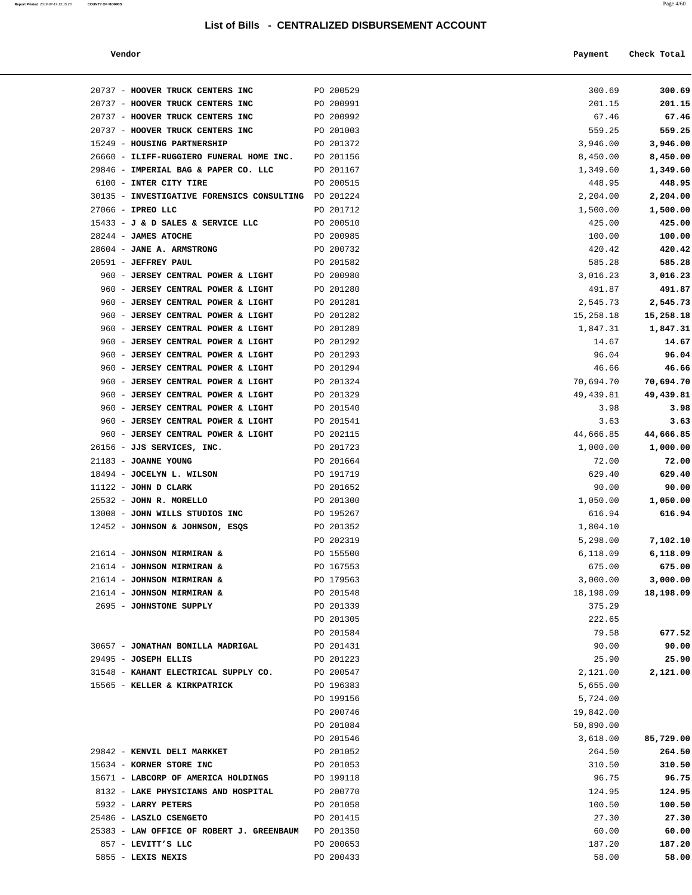# List of Bills - CENTRALIZED DISBURSEMENT ACCOUNT

| Vendor | | Payment | Check Total |
|---|---|---|---|
| 20737 - **HOOVER TRUCK CENTERS INC** | PO 200529 | 300.69 | **300.69** |
| 20737 - **HOOVER TRUCK CENTERS INC** | PO 200991 | 201.15 | **201.15** |
| 20737 - **HOOVER TRUCK CENTERS INC** | PO 200992 | 67.46 | **67.46** |
| 20737 - **HOOVER TRUCK CENTERS INC** | PO 201003 | 559.25 | **559.25** |
| 15249 - **HOUSING PARTNERSHIP** | PO 201372 | 3,946.00 | **3,946.00** |
| 26660 - **ILIFF-RUGGIERO FUNERAL HOME INC.** | PO 201156 | 8,450.00 | **8,450.00** |
| 29846 - **IMPERIAL BAG & PAPER CO. LLC** | PO 201167 | 1,349.60 | **1,349.60** |
| 6100 - **INTER CITY TIRE** | PO 200515 | 448.95 | **448.95** |
| 30135 - **INVESTIGATIVE FORENSICS CONSULTING** | PO 201224 | 2,204.00 | **2,204.00** |
| 27066 - **IPREO LLC** | PO 201712 | 1,500.00 | **1,500.00** |
| 15433 - **J & D SALES & SERVICE LLC** | PO 200510 | 425.00 | **425.00** |
| 28244 - **JAMES ATOCHE** | PO 200985 | 100.00 | **100.00** |
| 28604 - **JANE A. ARMSTRONG** | PO 200732 | 420.42 | **420.42** |
| 20591 - **JEFFREY PAUL** | PO 201582 | 585.28 | **585.28** |
| 960 - **JERSEY CENTRAL POWER & LIGHT** | PO 200980 | 3,016.23 | **3,016.23** |
| 960 - **JERSEY CENTRAL POWER & LIGHT** | PO 201280 | 491.87 | **491.87** |
| 960 - **JERSEY CENTRAL POWER & LIGHT** | PO 201281 | 2,545.73 | **2,545.73** |
| 960 - **JERSEY CENTRAL POWER & LIGHT** | PO 201282 | 15,258.18 | **15,258.18** |
| 960 - **JERSEY CENTRAL POWER & LIGHT** | PO 201289 | 1,847.31 | **1,847.31** |
| 960 - **JERSEY CENTRAL POWER & LIGHT** | PO 201292 | 14.67 | **14.67** |
| 960 - **JERSEY CENTRAL POWER & LIGHT** | PO 201293 | 96.04 | **96.04** |
| 960 - **JERSEY CENTRAL POWER & LIGHT** | PO 201294 | 46.66 | **46.66** |
| 960 - **JERSEY CENTRAL POWER & LIGHT** | PO 201324 | 70,694.70 | **70,694.70** |
| 960 - **JERSEY CENTRAL POWER & LIGHT** | PO 201329 | 49,439.81 | **49,439.81** |
| 960 - **JERSEY CENTRAL POWER & LIGHT** | PO 201540 | 3.98 | **3.98** |
| 960 - **JERSEY CENTRAL POWER & LIGHT** | PO 201541 | 3.63 | **3.63** |
| 960 - **JERSEY CENTRAL POWER & LIGHT** | PO 202115 | 44,666.85 | **44,666.85** |
| 26156 - **JJS SERVICES, INC.** | PO 201723 | 1,000.00 | **1,000.00** |
| 21183 - **JOANNE YOUNG** | PO 201664 | 72.00 | **72.00** |
| 18494 - **JOCELYN L. WILSON** | PO 191719 | 629.40 | **629.40** |
| 11122 - **JOHN D CLARK** | PO 201652 | 90.00 | **90.00** |
| 25532 - **JOHN R. MORELLO** | PO 201300 | 1,050.00 | **1,050.00** |
| 13008 - **JOHN WILLS STUDIOS INC** | PO 195267 | 616.94 | **616.94** |
| 12452 - **JOHNSON & JOHNSON, ESQS** | PO 201352 | 1,804.10 | |
| | PO 202319 | 5,298.00 | **7,102.10** |
| 21614 - **JOHNSON MIRMIRAN &** | PO 155500 | 6,118.09 | **6,118.09** |
| 21614 - **JOHNSON MIRMIRAN &** | PO 167553 | 675.00 | **675.00** |
| 21614 - **JOHNSON MIRMIRAN &** | PO 179563 | 3,000.00 | **3,000.00** |
| 21614 - **JOHNSON MIRMIRAN &** | PO 201548 | 18,198.09 | **18,198.09** |
| 2695 - **JOHNSTONE SUPPLY** | PO 201339 | 375.29 | |
| | PO 201305 | 222.65 | |
| | PO 201584 | 79.58 | **677.52** |
| 30657 - **JONATHAN BONILLA MADRIGAL** | PO 201431 | 90.00 | **90.00** |
| 29495 - **JOSEPH ELLIS** | PO 201223 | 25.90 | **25.90** |
| 31548 - **KAHANT ELECTRICAL SUPPLY CO.** | PO 200547 | 2,121.00 | **2,121.00** |
| 15565 - **KELLER & KIRKPATRICK** | PO 196383 | 5,655.00 | |
| | PO 199156 | 5,724.00 | |
| | PO 200746 | 19,842.00 | |
| | PO 201084 | 50,890.00 | |
| | PO 201546 | 3,618.00 | **85,729.00** |
| 29842 - **KENVIL DELI MARKKET** | PO 201052 | 264.50 | **264.50** |
| 15634 - **KORNER STORE INC** | PO 201053 | 310.50 | **310.50** |
| 15671 - **LABCORP OF AMERICA HOLDINGS** | PO 199118 | 96.75 | **96.75** |
| 8132 - **LAKE PHYSICIANS AND HOSPITAL** | PO 200770 | 124.95 | **124.95** |
| 5932 - **LARRY PETERS** | PO 201058 | 100.50 | **100.50** |
| 25486 - **LASZLO CSENGETO** | PO 201415 | 27.30 | **27.30** |
| 25383 - **LAW OFFICE OF ROBERT J. GREENBAUM** | PO 201350 | 60.00 | **60.00** |
| 857 - **LEVITT'S LLC** | PO 200653 | 187.20 | **187.20** |
| 5855 - **LEXIS NEXIS** | PO 200433 | 58.00 | **58.00** |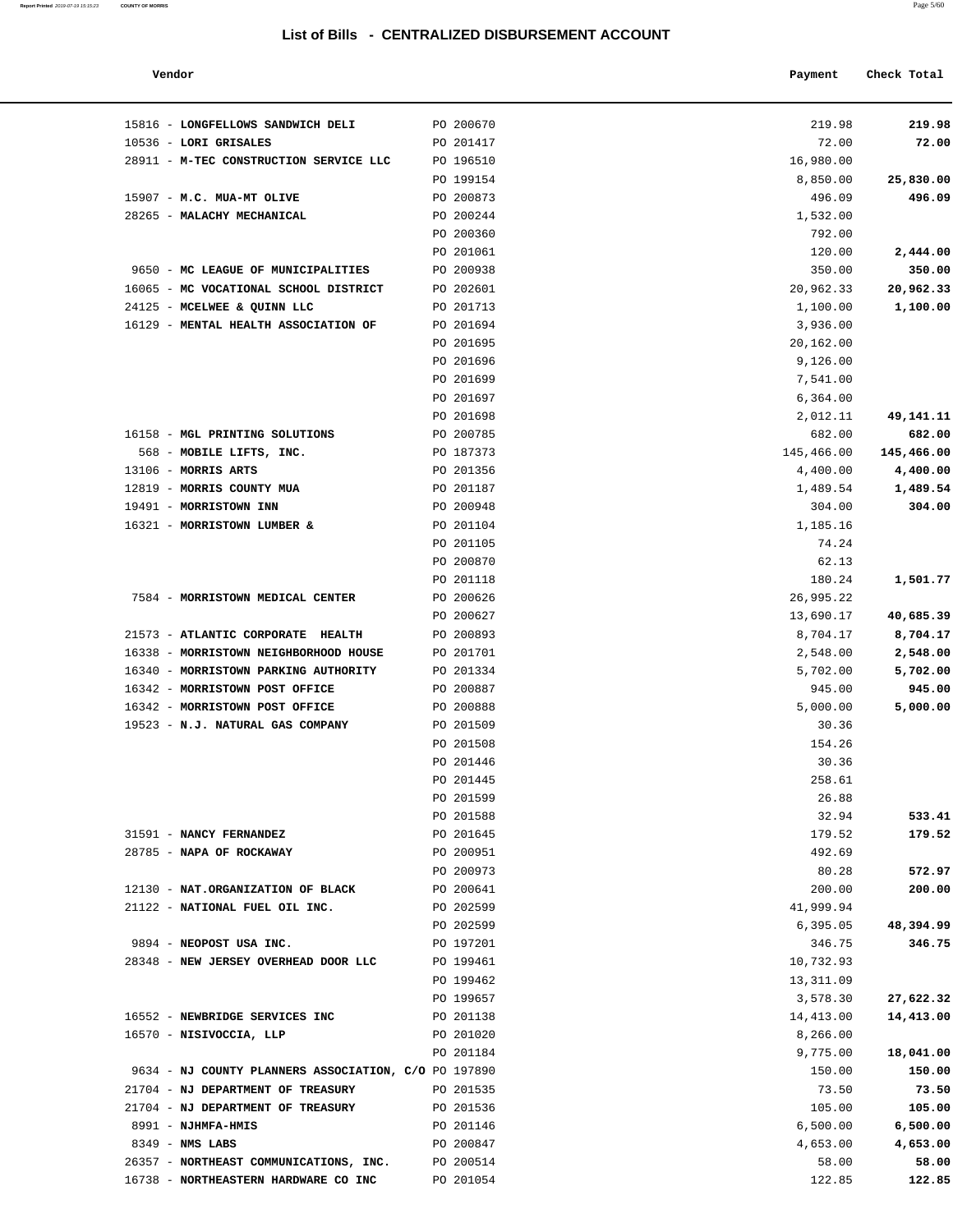# List of Bills - CENTRALIZED DISBURSEMENT ACCOUNT

| Vendor | | Payment | Check Total |
|---|---|---|---|
| 15816 - **LONGFELLOWS SANDWICH DELI** | PO 200670 | 219.98 | **219.98** |
| 10536 - **LORI GRISALES** | PO 201417 | 72.00 | **72.00** |
| 28911 - **M-TEC CONSTRUCTION SERVICE LLC** | PO 196510 | 16,980.00 | |
| | PO 199154 | 8,850.00 | **25,830.00** |
| 15907 - **M.C. MUA-MT OLIVE** | PO 200873 | 496.09 | **496.09** |
| 28265 - **MALACHY MECHANICAL** | PO 200244 | 1,532.00 | |
| | PO 200360 | 792.00 | |
| | PO 201061 | 120.00 | **2,444.00** |
| 9650 - **MC LEAGUE OF MUNICIPALITIES** | PO 200938 | 350.00 | **350.00** |
| 16065 - **MC VOCATIONAL SCHOOL DISTRICT** | PO 202601 | 20,962.33 | **20,962.33** |
| 24125 - **MCELWEE & QUINN LLC** | PO 201713 | 1,100.00 | **1,100.00** |
| 16129 - **MENTAL HEALTH ASSOCIATION OF** | PO 201694 | 3,936.00 | |
| | PO 201695 | 20,162.00 | |
| | PO 201696 | 9,126.00 | |
| | PO 201699 | 7,541.00 | |
| | PO 201697 | 6,364.00 | |
| | PO 201698 | 2,012.11 | **49,141.11** |
| 16158 - **MGL PRINTING SOLUTIONS** | PO 200785 | 682.00 | **682.00** |
| 568 - **MOBILE LIFTS, INC.** | PO 187373 | 145,466.00 | **145,466.00** |
| 13106 - **MORRIS ARTS** | PO 201356 | 4,400.00 | **4,400.00** |
| 12819 - **MORRIS COUNTY MUA** | PO 201187 | 1,489.54 | **1,489.54** |
| 19491 - **MORRISTOWN INN** | PO 200948 | 304.00 | **304.00** |
| 16321 - **MORRISTOWN LUMBER &** | PO 201104 | 1,185.16 | |
| | PO 201105 | 74.24 | |
| | PO 200870 | 62.13 | |
| | PO 201118 | 180.24 | **1,501.77** |
| 7584 - **MORRISTOWN MEDICAL CENTER** | PO 200626 | 26,995.22 | |
| | PO 200627 | 13,690.17 | **40,685.39** |
| 21573 - **ATLANTIC CORPORATE HEALTH** | PO 200893 | 8,704.17 | **8,704.17** |
| 16338 - **MORRISTOWN NEIGHBORHOOD HOUSE** | PO 201701 | 2,548.00 | **2,548.00** |
| 16340 - **MORRISTOWN PARKING AUTHORITY** | PO 201334 | 5,702.00 | **5,702.00** |
| 16342 - **MORRISTOWN POST OFFICE** | PO 200887 | 945.00 | **945.00** |
| 16342 - **MORRISTOWN POST OFFICE** | PO 200888 | 5,000.00 | **5,000.00** |
| 19523 - **N.J. NATURAL GAS COMPANY** | PO 201509 | 30.36 | |
| | PO 201508 | 154.26 | |
| | PO 201446 | 30.36 | |
| | PO 201445 | 258.61 | |
| | PO 201599 | 26.88 | |
| | PO 201588 | 32.94 | **533.41** |
| 31591 - **NANCY FERNANDEZ** | PO 201645 | 179.52 | **179.52** |
| 28785 - **NAPA OF ROCKAWAY** | PO 200951 | 492.69 | |
| | PO 200973 | 80.28 | **572.97** |
| 12130 - **NAT.ORGANIZATION OF BLACK** | PO 200641 | 200.00 | **200.00** |
| 21122 - **NATIONAL FUEL OIL INC.** | PO 202599 | 41,999.94 | |
| | PO 202599 | 6,395.05 | **48,394.99** |
| 9894 - **NEOPOST USA INC.** | PO 197201 | 346.75 | **346.75** |
| 28348 - **NEW JERSEY OVERHEAD DOOR LLC** | PO 199461 | 10,732.93 | |
| | PO 199462 | 13,311.09 | |
| | PO 199657 | 3,578.30 | **27,622.32** |
| 16552 - **NEWBRIDGE SERVICES INC** | PO 201138 | 14,413.00 | **14,413.00** |
| 16570 - **NISIVOCCIA, LLP** | PO 201020 | 8,266.00 | |
| | PO 201184 | 9,775.00 | **18,041.00** |
| 9634 - **NJ COUNTY PLANNERS ASSOCIATION, C/O** | PO 197890 | 150.00 | **150.00** |
| 21704 - **NJ DEPARTMENT OF TREASURY** | PO 201535 | 73.50 | **73.50** |
| 21704 - **NJ DEPARTMENT OF TREASURY** | PO 201536 | 105.00 | **105.00** |
| 8991 - **NJHMFA-HMIS** | PO 201146 | 6,500.00 | **6,500.00** |
| 8349 - **NMS LABS** | PO 200847 | 4,653.00 | **4,653.00** |
| 26357 - **NORTHEAST COMMUNICATIONS, INC.** | PO 200514 | 58.00 | **58.00** |
| 16738 - **NORTHEASTERN HARDWARE CO INC** | PO 201054 | 122.85 | **122.85** |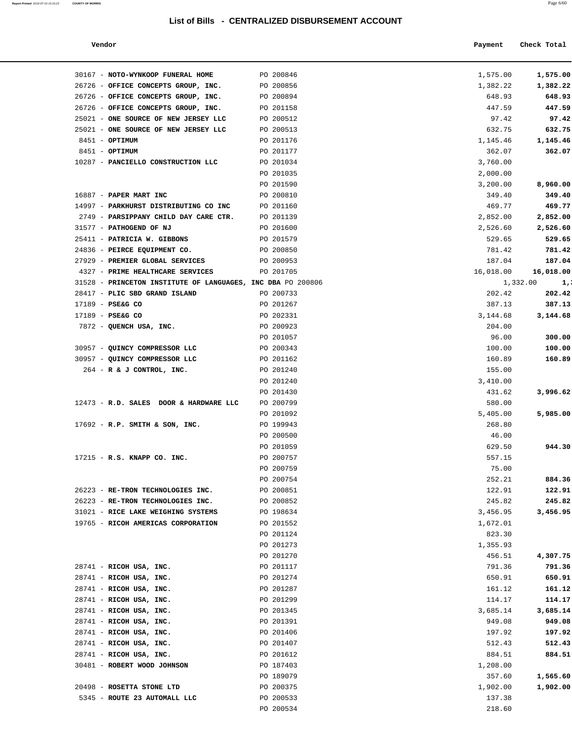# List of Bills - CENTRALIZED DISBURSEMENT ACCOUNT

| Vendor | | Payment | Check Total |
|---|---|---|---|
| 30167 - **NOTO-WYNKOOP FUNERAL HOME** | PO 200846 | 1,575.00 | **1,575.00** |
| 26726 - **OFFICE CONCEPTS GROUP, INC.** | PO 200856 | 1,382.22 | **1,382.22** |
| 26726 - **OFFICE CONCEPTS GROUP, INC.** | PO 200894 | 648.93 | **648.93** |
| 26726 - **OFFICE CONCEPTS GROUP, INC.** | PO 201158 | 447.59 | **447.59** |
| 25021 - **ONE SOURCE OF NEW JERSEY LLC** | PO 200512 | 97.42 | **97.42** |
| 25021 - **ONE SOURCE OF NEW JERSEY LLC** | PO 200513 | 632.75 | **632.75** |
| 8451 - **OPTIMUM** | PO 201176 | 1,145.46 | **1,145.46** |
| 8451 - **OPTIMUM** | PO 201177 | 362.07 | **362.07** |
| 10287 - **PANCIELLO CONSTRUCTION LLC** | PO 201034 | 3,760.00 | |
| | PO 201035 | 2,000.00 | |
| | PO 201590 | 3,200.00 | **8,960.00** |
| 16887 - **PAPER MART INC** | PO 200810 | 349.40 | **349.40** |
| 14997 - **PARKHURST DISTRIBUTING CO INC** | PO 201160 | 469.77 | **469.77** |
| 2749 - **PARSIPPANY CHILD DAY CARE CTR.** | PO 201139 | 2,852.00 | **2,852.00** |
| 31577 - **PATHOGEND OF NJ** | PO 201600 | 2,526.60 | **2,526.60** |
| 25411 - **PATRICIA W. GIBBONS** | PO 201579 | 529.65 | **529.65** |
| 24836 - **PEIRCE EQUIPMENT CO.** | PO 200850 | 781.42 | **781.42** |
| 27929 - **PREMIER GLOBAL SERVICES** | PO 200953 | 187.04 | **187.04** |
| 4327 - **PRIME HEALTHCARE SERVICES** | PO 201705 | 16,018.00 | **16,018.00** |
| 31528 - **PRINCETON INSTITUTE OF LANGUAGES, INC DBA** | PO 200806 | 1,332.00 | **1,** |
| 28417 - **PLIC SBD GRAND ISLAND** | PO 200733 | 202.42 | **202.42** |
| 17189 - **PSE&G CO** | PO 201267 | 387.13 | **387.13** |
| 17189 - **PSE&G CO** | PO 202331 | 3,144.68 | **3,144.68** |
| 7872 - **QUENCH USA, INC.** | PO 200923 | 204.00 | |
| | PO 201057 | 96.00 | **300.00** |
| 30957 - **QUINCY COMPRESSOR LLC** | PO 200343 | 100.00 | **100.00** |
| 30957 - **QUINCY COMPRESSOR LLC** | PO 201162 | 160.89 | **160.89** |
| 264 - **R & J CONTROL, INC.** | PO 201240 | 155.00 | |
| | PO 201240 | 3,410.00 | |
| | PO 201430 | 431.62 | **3,996.62** |
| 12473 - **R.D. SALES DOOR & HARDWARE LLC** | PO 200799 | 580.00 | |
| | PO 201092 | 5,405.00 | **5,985.00** |
| 17692 - **R.P. SMITH & SON, INC.** | PO 199943 | 268.80 | |
| | PO 200500 | 46.00 | |
| | PO 201059 | 629.50 | **944.30** |
| 17215 - **R.S. KNAPP CO. INC.** | PO 200757 | 557.15 | |
| | PO 200759 | 75.00 | |
| | PO 200754 | 252.21 | **884.36** |
| 26223 - **RE-TRON TECHNOLOGIES INC.** | PO 200851 | 122.91 | **122.91** |
| 26223 - **RE-TRON TECHNOLOGIES INC.** | PO 200852 | 245.82 | **245.82** |
| 31021 - **RICE LAKE WEIGHING SYSTEMS** | PO 198634 | 3,456.95 | **3,456.95** |
| 19765 - **RICOH AMERICAS CORPORATION** | PO 201552 | 1,672.01 | |
| | PO 201124 | 823.30 | |
| | PO 201273 | 1,355.93 | |
| | PO 201270 | 456.51 | **4,307.75** |
| 28741 - **RICOH USA, INC.** | PO 201117 | 791.36 | **791.36** |
| 28741 - **RICOH USA, INC.** | PO 201274 | 650.91 | **650.91** |
| 28741 - **RICOH USA, INC.** | PO 201287 | 161.12 | **161.12** |
| 28741 - **RICOH USA, INC.** | PO 201299 | 114.17 | **114.17** |
| 28741 - **RICOH USA, INC.** | PO 201345 | 3,685.14 | **3,685.14** |
| 28741 - **RICOH USA, INC.** | PO 201391 | 949.08 | **949.08** |
| 28741 - **RICOH USA, INC.** | PO 201406 | 197.92 | **197.92** |
| 28741 - **RICOH USA, INC.** | PO 201407 | 512.43 | **512.43** |
| 28741 - **RICOH USA, INC.** | PO 201612 | 884.51 | **884.51** |
| 30481 - **ROBERT WOOD JOHNSON** | PO 187403 | 1,208.00 | |
| | PO 189079 | 357.60 | **1,565.60** |
| 20498 - **ROSETTA STONE LTD** | PO 200375 | 1,902.00 | **1,902.00** |
| 5345 - **ROUTE 23 AUTOMALL LLC** | PO 200533 | 137.38 | |
| | PO 200534 | 218.60 | |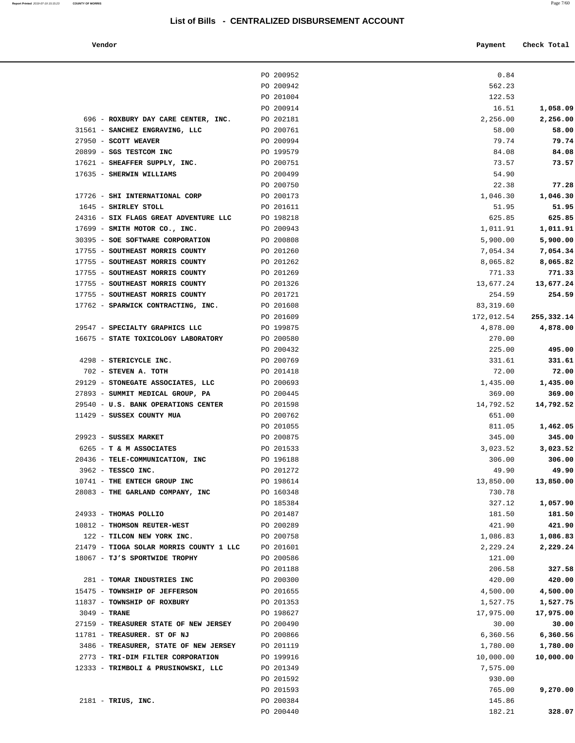# List of Bills - CENTRALIZED DISBURSEMENT ACCOUNT

| Vendor | | Payment | Check Total |
|---|---|---|---|
| | PO 200952 | 0.84 | |
| | PO 200942 | 562.23 | |
| | PO 201004 | 122.53 | |
| | PO 200914 | 16.51 | **1,058.09** |
| 696 - **ROXBURY DAY CARE CENTER, INC.** | PO 202181 | 2,256.00 | **2,256.00** |
| 31561 - **SANCHEZ ENGRAVING, LLC** | PO 200761 | 58.00 | **58.00** |
| 27950 - **SCOTT WEAVER** | PO 200994 | 79.74 | **79.74** |
| 20899 - **SGS TESTCOM INC** | PO 199579 | 84.08 | **84.08** |
| 17621 - **SHEAFFER SUPPLY, INC.** | PO 200751 | 73.57 | **73.57** |
| 17635 - **SHERWIN WILLIAMS** | PO 200499 | 54.90 | |
| | PO 200750 | 22.38 | **77.28** |
| 17726 - **SHI INTERNATIONAL CORP** | PO 200173 | 1,046.30 | **1,046.30** |
| 1645 - **SHIRLEY STOLL** | PO 201611 | 51.95 | **51.95** |
| 24316 - **SIX FLAGS GREAT ADVENTURE LLC** | PO 198218 | 625.85 | **625.85** |
| 17699 - **SMITH MOTOR CO., INC.** | PO 200943 | 1,011.91 | **1,011.91** |
| 30395 - **SOE SOFTWARE CORPORATION** | PO 200808 | 5,900.00 | **5,900.00** |
| 17755 - **SOUTHEAST MORRIS COUNTY** | PO 201260 | 7,054.34 | **7,054.34** |
| 17755 - **SOUTHEAST MORRIS COUNTY** | PO 201262 | 8,065.82 | **8,065.82** |
| 17755 - **SOUTHEAST MORRIS COUNTY** | PO 201269 | 771.33 | **771.33** |
| 17755 - **SOUTHEAST MORRIS COUNTY** | PO 201326 | 13,677.24 | **13,677.24** |
| 17755 - **SOUTHEAST MORRIS COUNTY** | PO 201721 | 254.59 | **254.59** |
| 17762 - **SPARWICK CONTRACTING, INC.** | PO 201608 | 83,319.60 | |
| | PO 201609 | 172,012.54 | **255,332.14** |
| 29547 - **SPECIALTY GRAPHICS LLC** | PO 199875 | 4,878.00 | **4,878.00** |
| 16675 - **STATE TOXICOLOGY LABORATORY** | PO 200580 | 270.00 | |
| | PO 200432 | 225.00 | **495.00** |
| 4298 - **STERICYCLE INC.** | PO 200769 | 331.61 | **331.61** |
| 702 - **STEVEN A. TOTH** | PO 201418 | 72.00 | **72.00** |
| 29129 - **STONEGATE ASSOCIATES, LLC** | PO 200693 | 1,435.00 | **1,435.00** |
| 27893 - **SUMMIT MEDICAL GROUP, PA** | PO 200445 | 369.00 | **369.00** |
| 29540 - **U.S. BANK OPERATIONS CENTER** | PO 201598 | 14,792.52 | **14,792.52** |
| 11429 - **SUSSEX COUNTY MUA** | PO 200762 | 651.00 | |
| | PO 201055 | 811.05 | **1,462.05** |
| 29923 - **SUSSEX MARKET** | PO 200875 | 345.00 | **345.00** |
| 6265 - **T & M ASSOCIATES** | PO 201533 | 3,023.52 | **3,023.52** |
| 20436 - **TELE-COMMUNICATION, INC** | PO 196188 | 306.00 | **306.00** |
| 3962 - **TESSCO INC.** | PO 201272 | 49.90 | **49.90** |
| 10741 - **THE ENTECH GROUP INC** | PO 198614 | 13,850.00 | **13,850.00** |
| 28083 - **THE GARLAND COMPANY, INC** | PO 160348 | 730.78 | |
| | PO 185384 | 327.12 | **1,057.90** |
| 24933 - **THOMAS POLLIO** | PO 201487 | 181.50 | **181.50** |
| 10812 - **THOMSON REUTER-WEST** | PO 200289 | 421.90 | **421.90** |
| 122 - **TILCON NEW YORK INC.** | PO 200758 | 1,086.83 | **1,086.83** |
| 21479 - **TIOGA SOLAR MORRIS COUNTY 1 LLC** | PO 201601 | 2,229.24 | **2,229.24** |
| 18067 - **TJ'S SPORTWIDE TROPHY** | PO 200586 | 121.00 | |
| | PO 201188 | 206.58 | **327.58** |
| 281 - **TOMAR INDUSTRIES INC** | PO 200300 | 420.00 | **420.00** |
| 15475 - **TOWNSHIP OF JEFFERSON** | PO 201655 | 4,500.00 | **4,500.00** |
| 11837 - **TOWNSHIP OF ROXBURY** | PO 201353 | 1,527.75 | **1,527.75** |
| 3049 - **TRANE** | PO 198627 | 17,975.00 | **17,975.00** |
| 27159 - **TREASURER STATE OF NEW JERSEY** | PO 200490 | 30.00 | **30.00** |
| 11781 - **TREASURER. ST OF NJ** | PO 200866 | 6,360.56 | **6,360.56** |
| 3486 - **TREASURER, STATE OF NEW JERSEY** | PO 201119 | 1,780.00 | **1,780.00** |
| 2773 - **TRI-DIM FILTER CORPORATION** | PO 199916 | 10,000.00 | **10,000.00** |
| 12333 - **TRIMBOLI & PRUSINOWSKI, LLC** | PO 201349 | 7,575.00 | |
| | PO 201592 | 930.00 | |
| | PO 201593 | 765.00 | **9,270.00** |
| 2181 - **TRIUS, INC.** | PO 200384 | 145.86 | |
| | PO 200440 | 182.21 | **328.07** |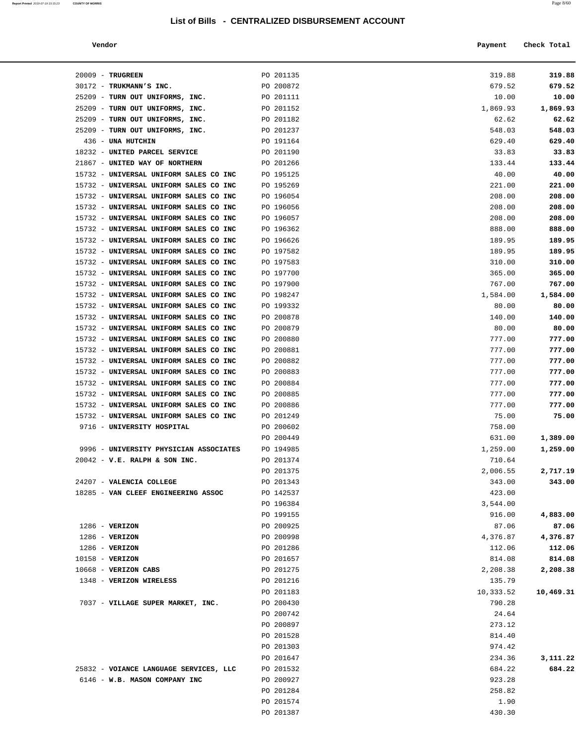# List of Bills - CENTRALIZED DISBURSEMENT ACCOUNT

| Vendor | | Payment | Check Total |
|---|---|---|---|
| 20009 - **TRUGREEN** | PO 201135 | 319.88 | **319.88** |
| 30172 - **TRUKMANN'S INC.** | PO 200872 | 679.52 | **679.52** |
| 25209 - **TURN OUT UNIFORMS, INC.** | PO 201111 | 10.00 | **10.00** |
| 25209 - **TURN OUT UNIFORMS, INC.** | PO 201152 | 1,869.93 | **1,869.93** |
| 25209 - **TURN OUT UNIFORMS, INC.** | PO 201182 | 62.62 | **62.62** |
| 25209 - **TURN OUT UNIFORMS, INC.** | PO 201237 | 548.03 | **548.03** |
| 436 - **UNA HUTCHIN** | PO 191164 | 629.40 | **629.40** |
| 18232 - **UNITED PARCEL SERVICE** | PO 201190 | 33.83 | **33.83** |
| 21867 - **UNITED WAY OF NORTHERN** | PO 201266 | 133.44 | **133.44** |
| 15732 - **UNIVERSAL UNIFORM SALES CO INC** | PO 195125 | 40.00 | **40.00** |
| 15732 - **UNIVERSAL UNIFORM SALES CO INC** | PO 195269 | 221.00 | **221.00** |
| 15732 - **UNIVERSAL UNIFORM SALES CO INC** | PO 196054 | 208.00 | **208.00** |
| 15732 - **UNIVERSAL UNIFORM SALES CO INC** | PO 196056 | 208.00 | **208.00** |
| 15732 - **UNIVERSAL UNIFORM SALES CO INC** | PO 196057 | 208.00 | **208.00** |
| 15732 - **UNIVERSAL UNIFORM SALES CO INC** | PO 196362 | 888.00 | **888.00** |
| 15732 - **UNIVERSAL UNIFORM SALES CO INC** | PO 196626 | 189.95 | **189.95** |
| 15732 - **UNIVERSAL UNIFORM SALES CO INC** | PO 197582 | 189.95 | **189.95** |
| 15732 - **UNIVERSAL UNIFORM SALES CO INC** | PO 197583 | 310.00 | **310.00** |
| 15732 - **UNIVERSAL UNIFORM SALES CO INC** | PO 197700 | 365.00 | **365.00** |
| 15732 - **UNIVERSAL UNIFORM SALES CO INC** | PO 197900 | 767.00 | **767.00** |
| 15732 - **UNIVERSAL UNIFORM SALES CO INC** | PO 198247 | 1,584.00 | **1,584.00** |
| 15732 - **UNIVERSAL UNIFORM SALES CO INC** | PO 199332 | 80.00 | **80.00** |
| 15732 - **UNIVERSAL UNIFORM SALES CO INC** | PO 200878 | 140.00 | **140.00** |
| 15732 - **UNIVERSAL UNIFORM SALES CO INC** | PO 200879 | 80.00 | **80.00** |
| 15732 - **UNIVERSAL UNIFORM SALES CO INC** | PO 200880 | 777.00 | **777.00** |
| 15732 - **UNIVERSAL UNIFORM SALES CO INC** | PO 200881 | 777.00 | **777.00** |
| 15732 - **UNIVERSAL UNIFORM SALES CO INC** | PO 200882 | 777.00 | **777.00** |
| 15732 - **UNIVERSAL UNIFORM SALES CO INC** | PO 200883 | 777.00 | **777.00** |
| 15732 - **UNIVERSAL UNIFORM SALES CO INC** | PO 200884 | 777.00 | **777.00** |
| 15732 - **UNIVERSAL UNIFORM SALES CO INC** | PO 200885 | 777.00 | **777.00** |
| 15732 - **UNIVERSAL UNIFORM SALES CO INC** | PO 200886 | 777.00 | **777.00** |
| 15732 - **UNIVERSAL UNIFORM SALES CO INC** | PO 201249 | 75.00 | **75.00** |
| 9716 - **UNIVERSITY HOSPITAL** | PO 200602 | 758.00 | |
| | PO 200449 | 631.00 | **1,389.00** |
| 9996 - **UNIVERSITY PHYSICIAN ASSOCIATES** | PO 194985 | 1,259.00 | **1,259.00** |
| 20042 - **V.E. RALPH & SON INC.** | PO 201374 | 710.64 | |
| | PO 201375 | 2,006.55 | **2,717.19** |
| 24207 - **VALENCIA COLLEGE** | PO 201343 | 343.00 | **343.00** |
| 18285 - **VAN CLEEF ENGINEERING ASSOC** | PO 142537 | 423.00 | |
| | PO 196384 | 3,544.00 | |
| | PO 199155 | 916.00 | **4,883.00** |
| 1286 - **VERIZON** | PO 200925 | 87.06 | **87.06** |
| 1286 - **VERIZON** | PO 200998 | 4,376.87 | **4,376.87** |
| 1286 - **VERIZON** | PO 201286 | 112.06 | **112.06** |
| 10158 - **VERIZON** | PO 201657 | 814.08 | **814.08** |
| 10668 - **VERIZON CABS** | PO 201275 | 2,208.38 | **2,208.38** |
| 1348 - **VERIZON WIRELESS** | PO 201216 | 135.79 | |
| | PO 201183 | 10,333.52 | **10,469.31** |
| 7037 - **VILLAGE SUPER MARKET, INC.** | PO 200430 | 790.28 | |
| | PO 200742 | 24.64 | |
| | PO 200897 | 273.12 | |
| | PO 201528 | 814.40 | |
| | PO 201303 | 974.42 | |
| | PO 201647 | 234.36 | **3,111.22** |
| 25832 - **VOIANCE LANGUAGE SERVICES, LLC** | PO 201532 | 684.22 | **684.22** |
| 6146 - **W.B. MASON COMPANY INC** | PO 200927 | 923.28 | |
| | PO 201284 | 258.82 | |
| | PO 201574 | 1.90 | |
| | PO 201387 | 430.30 | |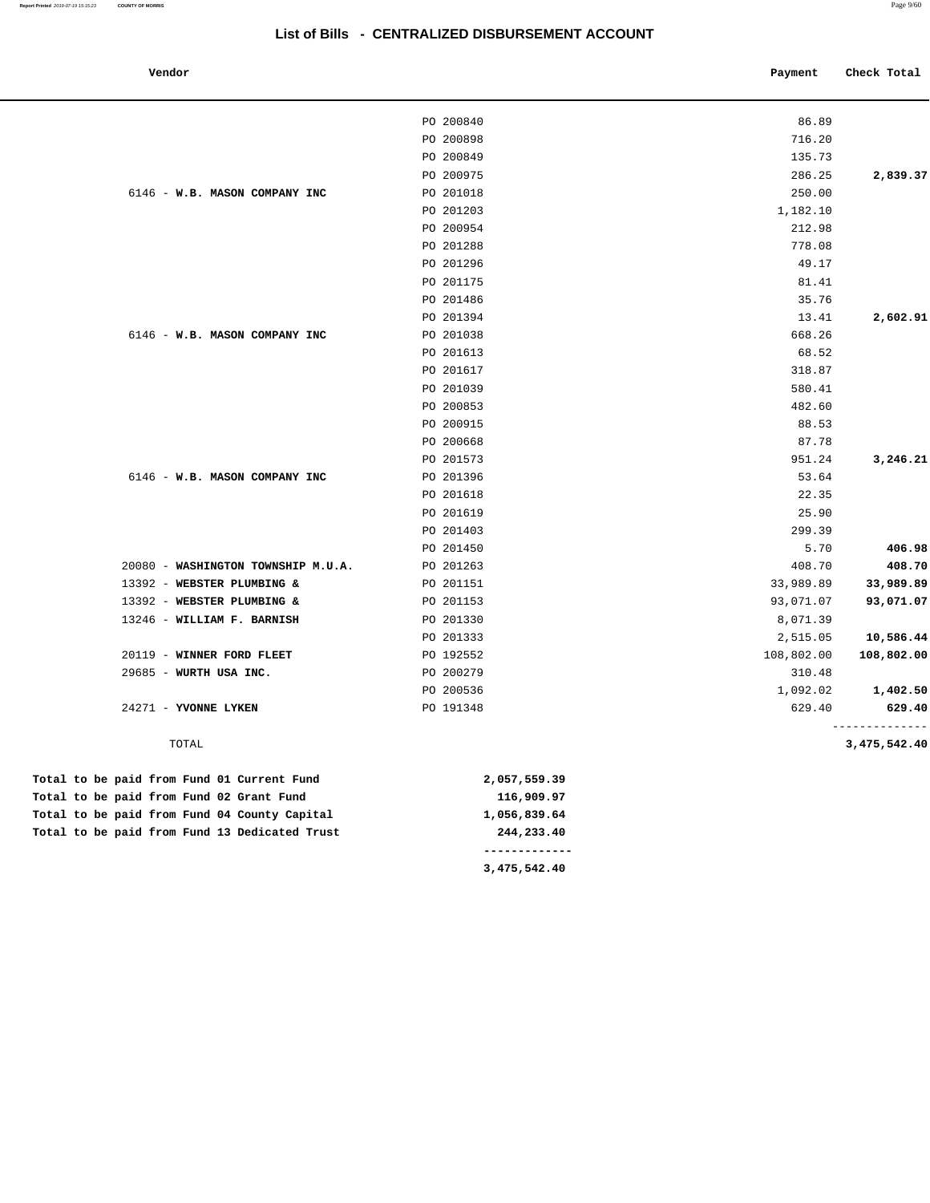## List of Bills - CENTRALIZED DISBURSEMENT ACCOUNT

| Vendor | | Payment | Check Total |
|---|---|---|---|
| | PO 200840 | 86.89 | |
| | PO 200898 | 716.20 | |
| | PO 200849 | 135.73 | |
| | PO 200975 | 286.25 | **2,839.37** |
| 6146 - **W.B. MASON COMPANY INC** | PO 201018 | 250.00 | |
| | PO 201203 | 1,182.10 | |
| | PO 200954 | 212.98 | |
| | PO 201288 | 778.08 | |
| | PO 201296 | 49.17 | |
| | PO 201175 | 81.41 | |
| | PO 201486 | 35.76 | |
| | PO 201394 | 13.41 | **2,602.91** |
| 6146 - **W.B. MASON COMPANY INC** | PO 201038 | 668.26 | |
| | PO 201613 | 68.52 | |
| | PO 201617 | 318.87 | |
| | PO 201039 | 580.41 | |
| | PO 200853 | 482.60 | |
| | PO 200915 | 88.53 | |
| | PO 200668 | 87.78 | |
| | PO 201573 | 951.24 | **3,246.21** |
| 6146 - **W.B. MASON COMPANY INC** | PO 201396 | 53.64 | |
| | PO 201618 | 22.35 | |
| | PO 201619 | 25.90 | |
| | PO 201403 | 299.39 | |
| | PO 201450 | 5.70 | **406.98** |
| 20080 - **WASHINGTON TOWNSHIP M.U.A.** | PO 201263 | 408.70 | **408.70** |
| 13392 - **WEBSTER PLUMBING &** | PO 201151 | 33,989.89 | **33,989.89** |
| 13392 - **WEBSTER PLUMBING &** | PO 201153 | 93,071.07 | **93,071.07** |
| 13246 - **WILLIAM F. BARNISH** | PO 201330 | 8,071.39 | |
| | PO 201333 | 2,515.05 | **10,586.44** |
| 20119 - **WINNER FORD FLEET** | PO 192552 | 108,802.00 | **108,802.00** |
| 29685 - **WURTH USA INC.** | PO 200279 | 310.48 | |
| | PO 200536 | 1,092.02 | **1,402.50** |
| 24271 - **YVONNE LYKEN** | PO 191348 | 629.40 | **629.40** |
| TOTAL | | | **3,475,542.40** |

| | |
|---|---|
| **Total to be paid from Fund 01 Current Fund** | **2,057,559.39** |
| **Total to be paid from Fund 02 Grant Fund** | **116,909.97** |
| **Total to be paid from Fund 04 County Capital** | **1,056,839.64** |
| **Total to be paid from Fund 13 Dedicated Trust** | **244,233.40** |
| | **3,475,542.40** |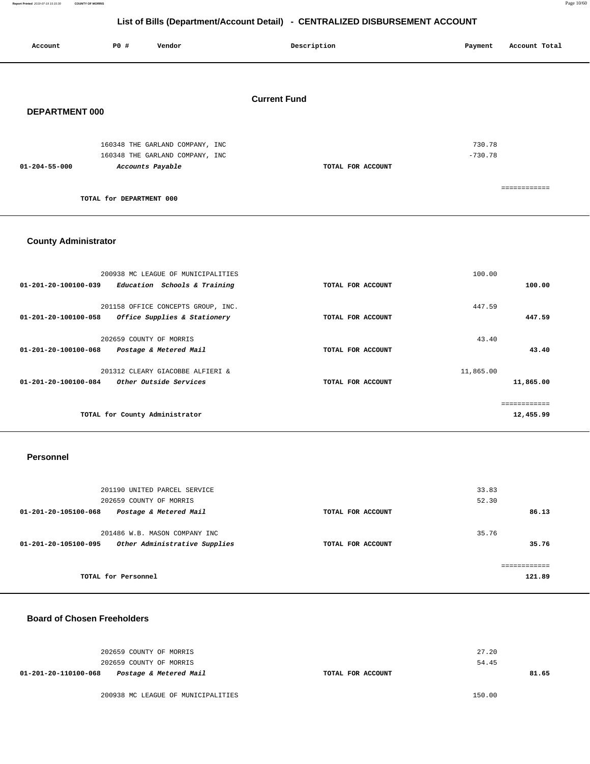## List of Bills (Department/Account Detail) - CENTRALIZED DISBURSEMENT ACCOUNT

| Account | PO # | Vendor | Description | Payment | Account Total |
|---|---|---|---|---|---|

### Current Fund

#### DEPARTMENT 000

| Account | PO # | Vendor | Description | Payment | Account Total |
|---|---|---|---|---|---|
| | 160348 | THE GARLAND COMPANY, INC | | 730.78 | |
| | 160348 | THE GARLAND COMPANY, INC | | -730.78 | |
| 01-204-55-000 | | *Accounts Payable* | TOTAL FOR ACCOUNT | | |
| | | | | | ============ |
| | | **TOTAL for DEPARTMENT 000** | | | |

#### County Administrator

| Account | PO # | Vendor | Description | Payment | Account Total |
|---|---|---|---|---|---|
| | 200938 | MC LEAGUE OF MUNICIPALITIES | | 100.00 | |
| 01-201-20-100100-039 | | *Education Schools & Training* | TOTAL FOR ACCOUNT | | 100.00 |
| | 201158 | OFFICE CONCEPTS GROUP, INC. | | 447.59 | |
| 01-201-20-100100-058 | | *Office Supplies & Stationery* | TOTAL FOR ACCOUNT | | 447.59 |
| | 202659 | COUNTY OF MORRIS | | 43.40 | |
| 01-201-20-100100-068 | | *Postage & Metered Mail* | TOTAL FOR ACCOUNT | | 43.40 |
| | 201312 | CLEARY GIACOBBE ALFIERI & | | 11,865.00 | |
| 01-201-20-100100-084 | | *Other Outside Services* | TOTAL FOR ACCOUNT | | 11,865.00 |
| | | | | | ============ |
| | | **TOTAL for County Administrator** | | | 12,455.99 |

#### Personnel

| Account | PO # | Vendor | Description | Payment | Account Total |
|---|---|---|---|---|---|
| | 201190 | UNITED PARCEL SERVICE | | 33.83 | |
| | 202659 | COUNTY OF MORRIS | | 52.30 | |
| 01-201-20-105100-068 | | *Postage & Metered Mail* | TOTAL FOR ACCOUNT | | 86.13 |
| | 201486 | W.B. MASON COMPANY INC | | 35.76 | |
| 01-201-20-105100-095 | | *Other Administrative Supplies* | TOTAL FOR ACCOUNT | | 35.76 |
| | | | | | ============ |
| | | **TOTAL for Personnel** | | | 121.89 |

#### Board of Chosen Freeholders

| Account | PO # | Vendor | Description | Payment | Account Total |
|---|---|---|---|---|---|
| | 202659 | COUNTY OF MORRIS | | 27.20 | |
| | 202659 | COUNTY OF MORRIS | | 54.45 | |
| 01-201-20-110100-068 | | *Postage & Metered Mail* | TOTAL FOR ACCOUNT | | 81.65 |
| | 200938 | MC LEAGUE OF MUNICIPALITIES | | 150.00 | |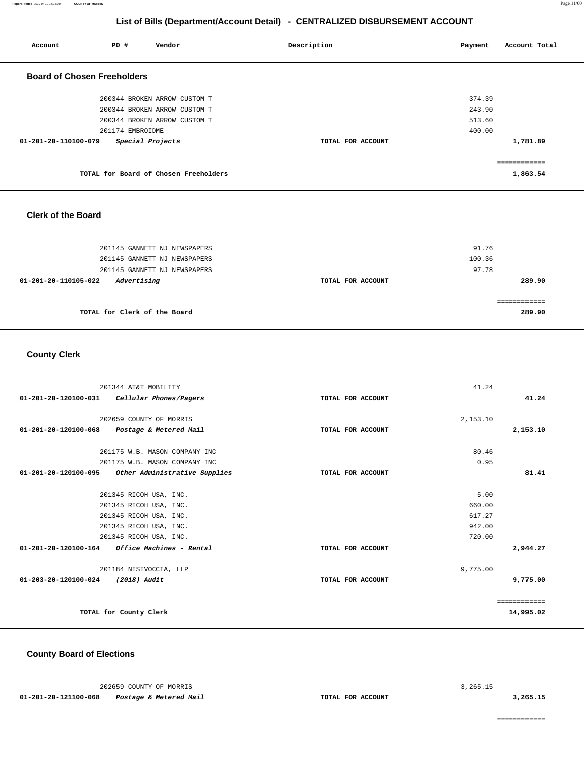## List of Bills (Department/Account Detail) - CENTRALIZED DISBURSEMENT ACCOUNT

| Account | PO # | Vendor | Description | Payment | Account Total |
|---|---|---|---|---|---|

### Board of Chosen Freeholders

| Account | PO # | Vendor | Description | Payment | Account Total |
|---|---|---|---|---|---|
| | 200344 | BROKEN ARROW CUSTOM T | | 374.39 | |
| | 200344 | BROKEN ARROW CUSTOM T | | 243.90 | |
| | 200344 | BROKEN ARROW CUSTOM T | | 513.60 | |
| | 201174 | EMBROIDME | | 400.00 | |
| **01-201-20-110100-079** | | ***Special Projects*** | **TOTAL FOR ACCOUNT** | | **1,781.89** |
| | | | | | ============ |
| | | **TOTAL for Board of Chosen Freeholders** | | | **1,863.54** |

### Clerk of the Board

| Account | PO # | Vendor | Description | Payment | Account Total |
|---|---|---|---|---|---|
| | 201145 | GANNETT NJ NEWSPAPERS | | 91.76 | |
| | 201145 | GANNETT NJ NEWSPAPERS | | 100.36 | |
| | 201145 | GANNETT NJ NEWSPAPERS | | 97.78 | |
| **01-201-20-110105-022** | | ***Advertising*** | **TOTAL FOR ACCOUNT** | | **289.90** |
| | | | | | ============ |
| | | **TOTAL for Clerk of the Board** | | | **289.90** |

### County Clerk

| Account | PO # | Vendor | Description | Payment | Account Total |
|---|---|---|---|---|---|
| | 201344 | AT&T MOBILITY | | 41.24 | |
| **01-201-20-120100-031** | | ***Cellular Phones/Pagers*** | **TOTAL FOR ACCOUNT** | | **41.24** |
| | 202659 | COUNTY OF MORRIS | | 2,153.10 | |
| **01-201-20-120100-068** | | ***Postage & Metered Mail*** | **TOTAL FOR ACCOUNT** | | **2,153.10** |
| | 201175 | W.B. MASON COMPANY INC | | 80.46 | |
| | 201175 | W.B. MASON COMPANY INC | | 0.95 | |
| **01-201-20-120100-095** | | ***Other Administrative Supplies*** | **TOTAL FOR ACCOUNT** | | **81.41** |
| | 201345 | RICOH USA, INC. | | 5.00 | |
| | 201345 | RICOH USA, INC. | | 660.00 | |
| | 201345 | RICOH USA, INC. | | 617.27 | |
| | 201345 | RICOH USA, INC. | | 942.00 | |
| | 201345 | RICOH USA, INC. | | 720.00 | |
| **01-201-20-120100-164** | | ***Office Machines - Rental*** | **TOTAL FOR ACCOUNT** | | **2,944.27** |
| | 201184 | NISIVOCCIA, LLP | | 9,775.00 | |
| **01-203-20-120100-024** | | ***(2018) Audit*** | **TOTAL FOR ACCOUNT** | | **9,775.00** |
| | | | | | ============ |
| | | **TOTAL for County Clerk** | | | **14,995.02** |

### County Board of Elections

| Account | PO # | Vendor | Description | Payment | Account Total |
|---|---|---|---|---|---|
| | 202659 | COUNTY OF MORRIS | | 3,265.15 | |
| **01-201-20-121100-068** | | ***Postage & Metered Mail*** | **TOTAL FOR ACCOUNT** | | **3,265.15** |
| | | | | | ============ |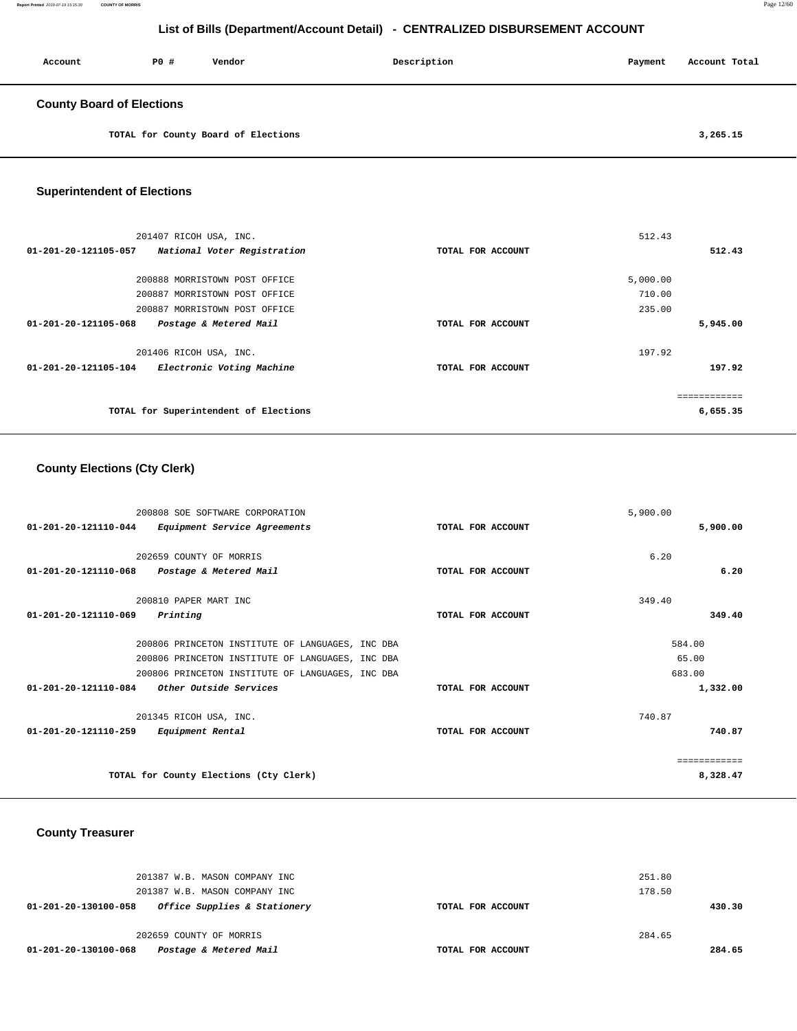# List of Bills (Department/Account Detail) - CENTRALIZED DISBURSEMENT ACCOUNT

| Account | PO # | Vendor | Description | Payment | Account Total |
|---|---|---|---|---|---|

## County Board of Elections

| | | | | | |
|---|---|---|---|---|---|
| | TOTAL for County Board of Elections | | | | 3,265.15 |

## Superintendent of Elections

| Account | PO # | Vendor | Description | Payment | Account Total |
|---|---|---|---|---|---|
| | 201407 | RICOH USA, INC. | | 512.43 | |
| 01-201-20-121105-057 | | *National Voter Registration* | TOTAL FOR ACCOUNT | | 512.43 |
| | 200888 | MORRISTOWN POST OFFICE | | 5,000.00 | |
| | 200887 | MORRISTOWN POST OFFICE | | 710.00 | |
| | 200887 | MORRISTOWN POST OFFICE | | 235.00 | |
| 01-201-20-121105-068 | | *Postage & Metered Mail* | TOTAL FOR ACCOUNT | | 5,945.00 |
| | 201406 | RICOH USA, INC. | | 197.92 | |
| 01-201-20-121105-104 | | *Electronic Voting Machine* | TOTAL FOR ACCOUNT | | 197.92 |
| | | | | | ============ |
| | TOTAL for Superintendent of Elections | | | | 6,655.35 |

## County Elections (Cty Clerk)

| Account | PO # | Vendor | Description | Payment | Account Total |
|---|---|---|---|---|---|
| | 200808 | SOE SOFTWARE CORPORATION | | 5,900.00 | |
| 01-201-20-121110-044 | | *Equipment Service Agreements* | TOTAL FOR ACCOUNT | | 5,900.00 |
| | 202659 | COUNTY OF MORRIS | | 6.20 | |
| 01-201-20-121110-068 | | *Postage & Metered Mail* | TOTAL FOR ACCOUNT | | 6.20 |
| | 200810 | PAPER MART INC | | 349.40 | |
| 01-201-20-121110-069 | | *Printing* | TOTAL FOR ACCOUNT | | 349.40 |
| | 200806 | PRINCETON INSTITUTE OF LANGUAGES, INC DBA | | 584.00 | |
| | 200806 | PRINCETON INSTITUTE OF LANGUAGES, INC DBA | | 65.00 | |
| | 200806 | PRINCETON INSTITUTE OF LANGUAGES, INC DBA | | 683.00 | |
| 01-201-20-121110-084 | | *Other Outside Services* | TOTAL FOR ACCOUNT | | 1,332.00 |
| | 201345 | RICOH USA, INC. | | 740.87 | |
| 01-201-20-121110-259 | | *Equipment Rental* | TOTAL FOR ACCOUNT | | 740.87 |
| | | | | | ============ |
| | TOTAL for County Elections (Cty Clerk) | | | | 8,328.47 |

## County Treasurer

| Account | PO # | Vendor | Description | Payment | Account Total |
|---|---|---|---|---|---|
| | 201387 | W.B. MASON COMPANY INC | | 251.80 | |
| | 201387 | W.B. MASON COMPANY INC | | 178.50 | |
| 01-201-20-130100-058 | | *Office Supplies & Stationery* | TOTAL FOR ACCOUNT | | 430.30 |
| | 202659 | COUNTY OF MORRIS | | 284.65 | |
| 01-201-20-130100-068 | | *Postage & Metered Mail* | TOTAL FOR ACCOUNT | | 284.65 |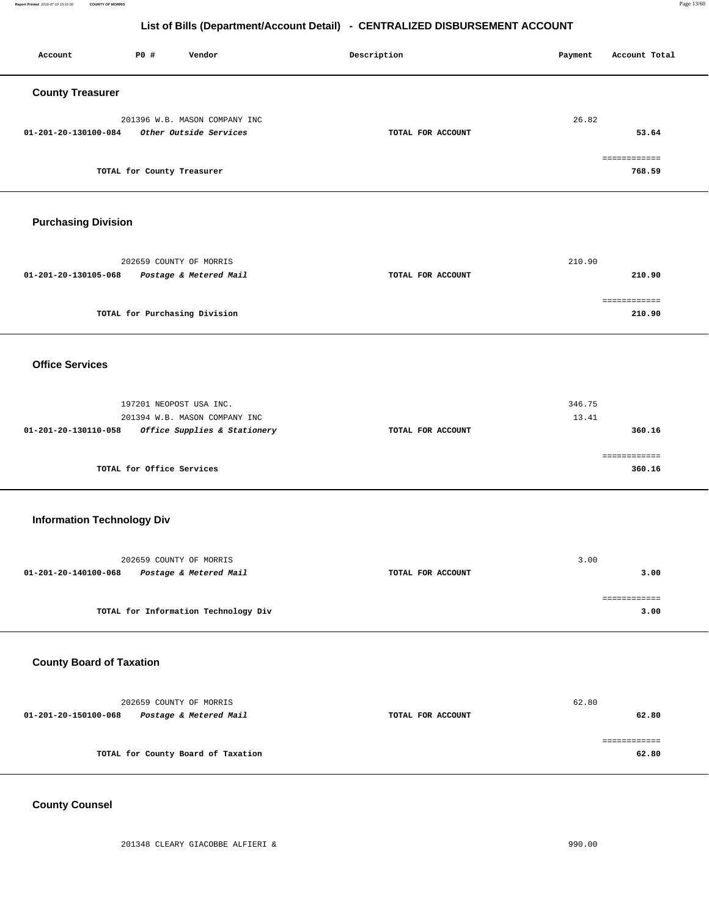# List of Bills (Department/Account Detail) - CENTRALIZED DISBURSEMENT ACCOUNT

| Account | PO # | Vendor | Description | Payment | Account Total |
|---|---|---|---|---|---|

## County Treasurer

| Account | PO # | Vendor | Description | Payment | Account Total |
|---|---|---|---|---|---|
| | 201396 | W.B. MASON COMPANY INC | | 26.82 | |
| **01-201-20-130100-084** | | ***Other Outside Services*** | **TOTAL FOR ACCOUNT** | | **53.64** |
| | | **TOTAL for County Treasurer** | | | **768.59** |

## Purchasing Division

| Account | PO # | Vendor | Description | Payment | Account Total |
|---|---|---|---|---|---|
| | 202659 | COUNTY OF MORRIS | | 210.90 | |
| **01-201-20-130105-068** | | ***Postage & Metered Mail*** | **TOTAL FOR ACCOUNT** | | **210.90** |
| | | **TOTAL for Purchasing Division** | | | **210.90** |

## Office Services

| Account | PO # | Vendor | Description | Payment | Account Total |
|---|---|---|---|---|---|
| | 197201 | NEOPOST USA INC. | | 346.75 | |
| | 201394 | W.B. MASON COMPANY INC | | 13.41 | |
| **01-201-20-130110-058** | | ***Office Supplies & Stationery*** | **TOTAL FOR ACCOUNT** | | **360.16** |
| | | **TOTAL for Office Services** | | | **360.16** |

## Information Technology Div

| Account | PO # | Vendor | Description | Payment | Account Total |
|---|---|---|---|---|---|
| | 202659 | COUNTY OF MORRIS | | 3.00 | |
| **01-201-20-140100-068** | | ***Postage & Metered Mail*** | **TOTAL FOR ACCOUNT** | | **3.00** |
| | | **TOTAL for Information Technology Div** | | | **3.00** |

## County Board of Taxation

| Account | PO # | Vendor | Description | Payment | Account Total |
|---|---|---|---|---|---|
| | 202659 | COUNTY OF MORRIS | | 62.80 | |
| **01-201-20-150100-068** | | ***Postage & Metered Mail*** | **TOTAL FOR ACCOUNT** | | **62.80** |
| | | **TOTAL for County Board of Taxation** | | | **62.80** |

## County Counsel

| Account | PO # | Vendor | Description | Payment | Account Total |
|---|---|---|---|---|---|
| | 201348 | CLEARY GIACOBBE ALFIERI & | | 990.00 | |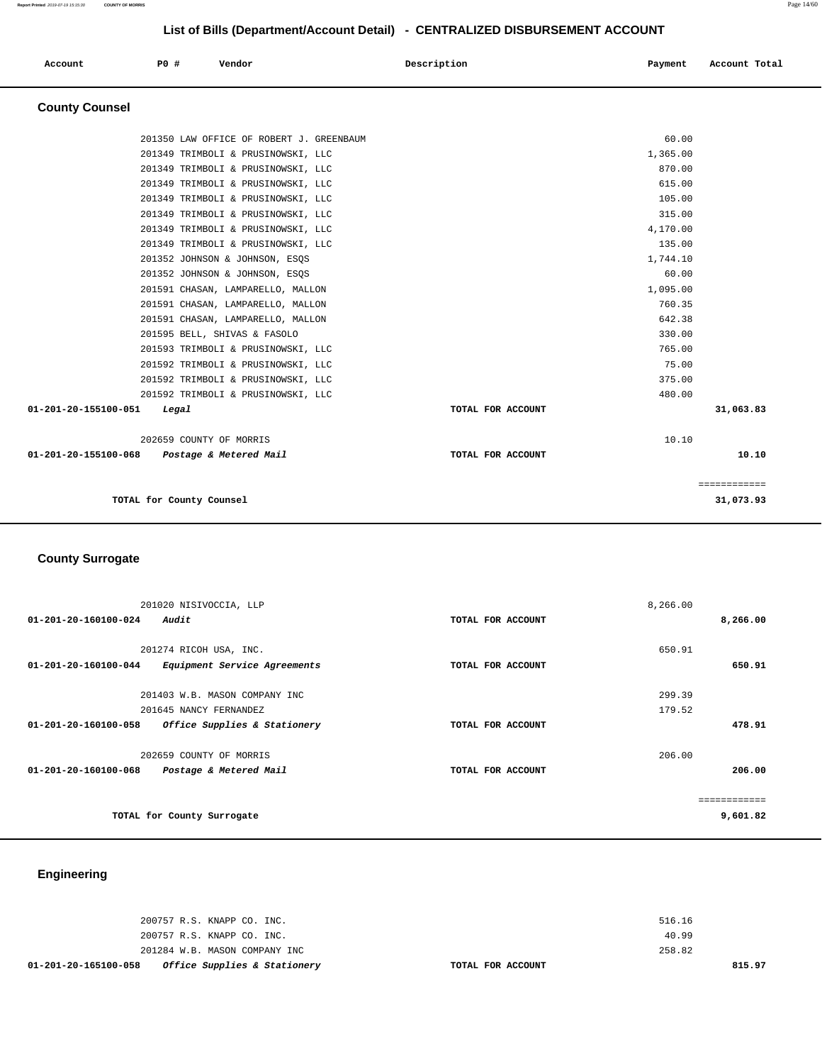## List of Bills (Department/Account Detail) - CENTRALIZED DISBURSEMENT ACCOUNT

| Account | PO # | Vendor | Description | Payment | Account Total |
|---|---|---|---|---|---|

### County Counsel

| Account | PO # | Vendor | Description | Payment | Account Total |
|---|---|---|---|---|---|
| | 201350 | LAW OFFICE OF ROBERT J. GREENBAUM | | 60.00 | |
| | 201349 | TRIMBOLI & PRUSINOWSKI, LLC | | 1,365.00 | |
| | 201349 | TRIMBOLI & PRUSINOWSKI, LLC | | 870.00 | |
| | 201349 | TRIMBOLI & PRUSINOWSKI, LLC | | 615.00 | |
| | 201349 | TRIMBOLI & PRUSINOWSKI, LLC | | 105.00 | |
| | 201349 | TRIMBOLI & PRUSINOWSKI, LLC | | 315.00 | |
| | 201349 | TRIMBOLI & PRUSINOWSKI, LLC | | 4,170.00 | |
| | 201349 | TRIMBOLI & PRUSINOWSKI, LLC | | 135.00 | |
| | 201352 | JOHNSON & JOHNSON, ESQS | | 1,744.10 | |
| | 201352 | JOHNSON & JOHNSON, ESQS | | 60.00 | |
| | 201591 | CHASAN, LAMPARELLO, MALLON | | 1,095.00 | |
| | 201591 | CHASAN, LAMPARELLO, MALLON | | 760.35 | |
| | 201591 | CHASAN, LAMPARELLO, MALLON | | 642.38 | |
| | 201595 | BELL, SHIVAS & FASOLO | | 330.00 | |
| | 201593 | TRIMBOLI & PRUSINOWSKI, LLC | | 765.00 | |
| | 201592 | TRIMBOLI & PRUSINOWSKI, LLC | | 75.00 | |
| | 201592 | TRIMBOLI & PRUSINOWSKI, LLC | | 375.00 | |
| | 201592 | TRIMBOLI & PRUSINOWSKI, LLC | | 480.00 | |
| **01-201-20-155100-051** | | ***Legal*** | **TOTAL FOR ACCOUNT** | | **31,063.83** |
| | 202659 | COUNTY OF MORRIS | | 10.10 | |
| **01-201-20-155100-068** | | ***Postage & Metered Mail*** | **TOTAL FOR ACCOUNT** | | **10.10** |
| | | | | | ============ |
| | | **TOTAL for County Counsel** | | | **31,073.93** |

### County Surrogate

| Account | PO # | Vendor | Description | Payment | Account Total |
|---|---|---|---|---|---|
| | 201020 | NISIVOCCIA, LLP | | 8,266.00 | |
| **01-201-20-160100-024** | | ***Audit*** | **TOTAL FOR ACCOUNT** | | **8,266.00** |
| | 201274 | RICOH USA, INC. | | 650.91 | |
| **01-201-20-160100-044** | | ***Equipment Service Agreements*** | **TOTAL FOR ACCOUNT** | | **650.91** |
| | 201403 | W.B. MASON COMPANY INC | | 299.39 | |
| | 201645 | NANCY FERNANDEZ | | 179.52 | |
| **01-201-20-160100-058** | | ***Office Supplies & Stationery*** | **TOTAL FOR ACCOUNT** | | **478.91** |
| | 202659 | COUNTY OF MORRIS | | 206.00 | |
| **01-201-20-160100-068** | | ***Postage & Metered Mail*** | **TOTAL FOR ACCOUNT** | | **206.00** |
| | | | | | ============ |
| | | **TOTAL for County Surrogate** | | | **9,601.82** |

### Engineering

| Account | PO # | Vendor | Description | Payment | Account Total |
|---|---|---|---|---|---|
| | 200757 | R.S. KNAPP CO. INC. | | 516.16 | |
| | 200757 | R.S. KNAPP CO. INC. | | 40.99 | |
| | 201284 | W.B. MASON COMPANY INC | | 258.82 | |
| **01-201-20-165100-058** | | ***Office Supplies & Stationery*** | **TOTAL FOR ACCOUNT** | | **815.97** |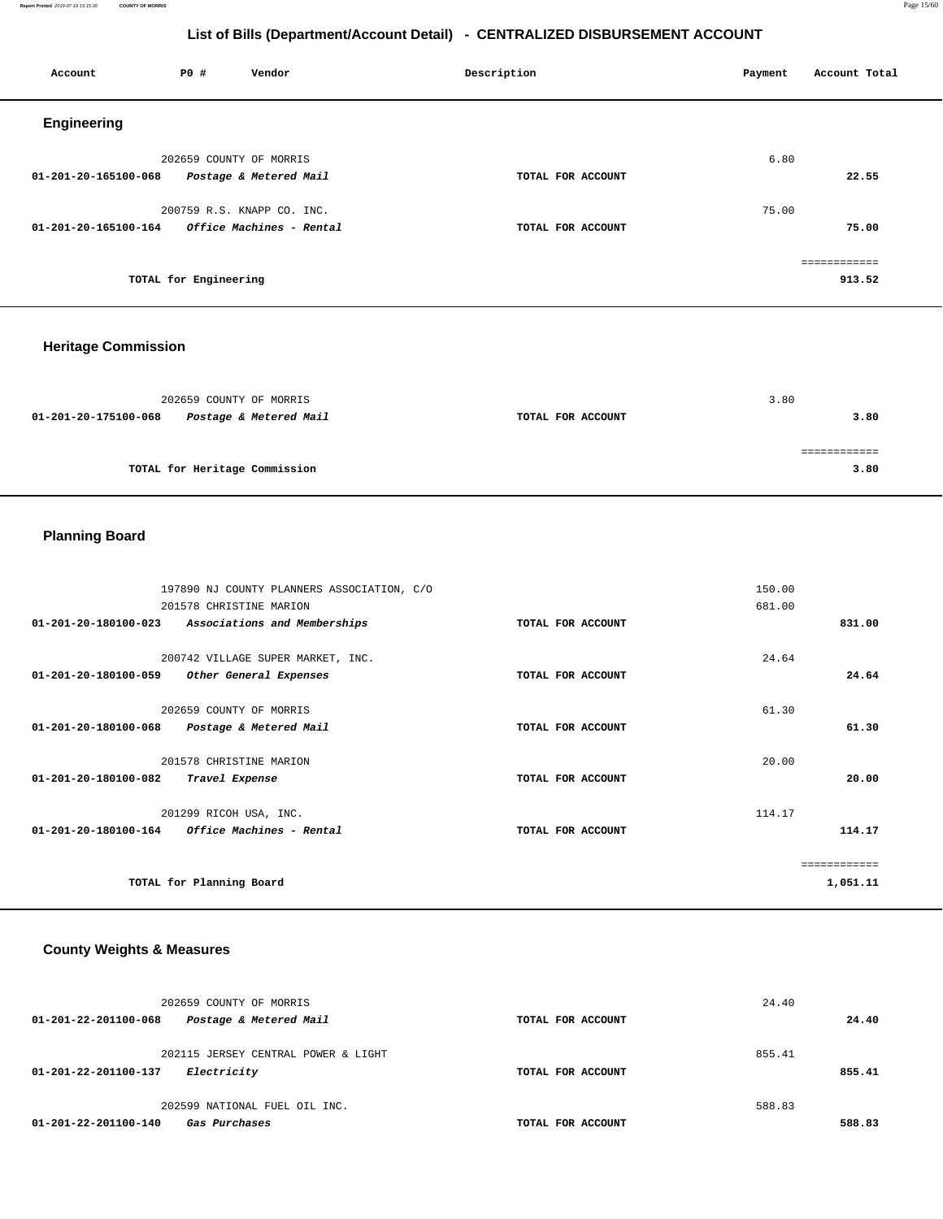# List of Bills (Department/Account Detail) - CENTRALIZED DISBURSEMENT ACCOUNT

| Account | PO # | Vendor | Description | Payment | Account Total |
|---|---|---|---|---|---|

## Engineering

| Account | PO # | Vendor | Description | Payment | Account Total |
|---|---|---|---|---|---|
| | 202659 | COUNTY OF MORRIS | | 6.80 | |
| **01-201-20-165100-068** | | ***Postage & Metered Mail*** | **TOTAL FOR ACCOUNT** | | **22.55** |
| | 200759 | R.S. KNAPP CO. INC. | | 75.00 | |
| **01-201-20-165100-164** | | ***Office Machines - Rental*** | **TOTAL FOR ACCOUNT** | | **75.00** |
| | | | | | ============ |
| | | **TOTAL for Engineering** | | | **913.52** |

## Heritage Commission

| Account | PO # | Vendor | Description | Payment | Account Total |
|---|---|---|---|---|---|
| | 202659 | COUNTY OF MORRIS | | 3.80 | |
| **01-201-20-175100-068** | | ***Postage & Metered Mail*** | **TOTAL FOR ACCOUNT** | | **3.80** |
| | | | | | ============ |
| | | **TOTAL for Heritage Commission** | | | **3.80** |

## Planning Board

| Account | PO # | Vendor | Description | Payment | Account Total |
|---|---|---|---|---|---|
| | 197890 | NJ COUNTY PLANNERS ASSOCIATION, C/O | | 150.00 | |
| | 201578 | CHRISTINE MARION | | 681.00 | |
| **01-201-20-180100-023** | | ***Associations and Memberships*** | **TOTAL FOR ACCOUNT** | | **831.00** |
| | 200742 | VILLAGE SUPER MARKET, INC. | | 24.64 | |
| **01-201-20-180100-059** | | ***Other General Expenses*** | **TOTAL FOR ACCOUNT** | | **24.64** |
| | 202659 | COUNTY OF MORRIS | | 61.30 | |
| **01-201-20-180100-068** | | ***Postage & Metered Mail*** | **TOTAL FOR ACCOUNT** | | **61.30** |
| | 201578 | CHRISTINE MARION | | 20.00 | |
| **01-201-20-180100-082** | | ***Travel Expense*** | **TOTAL FOR ACCOUNT** | | **20.00** |
| | 201299 | RICOH USA, INC. | | 114.17 | |
| **01-201-20-180100-164** | | ***Office Machines - Rental*** | **TOTAL FOR ACCOUNT** | | **114.17** |
| | | | | | ============ |
| | | **TOTAL for Planning Board** | | | **1,051.11** |

## County Weights & Measures

| Account | PO # | Vendor | Description | Payment | Account Total |
|---|---|---|---|---|---|
| | 202659 | COUNTY OF MORRIS | | 24.40 | |
| **01-201-22-201100-068** | | ***Postage & Metered Mail*** | **TOTAL FOR ACCOUNT** | | **24.40** |
| | 202115 | JERSEY CENTRAL POWER & LIGHT | | 855.41 | |
| **01-201-22-201100-137** | | ***Electricity*** | **TOTAL FOR ACCOUNT** | | **855.41** |
| | 202599 | NATIONAL FUEL OIL INC. | | 588.83 | |
| **01-201-22-201100-140** | | ***Gas Purchases*** | **TOTAL FOR ACCOUNT** | | **588.83** |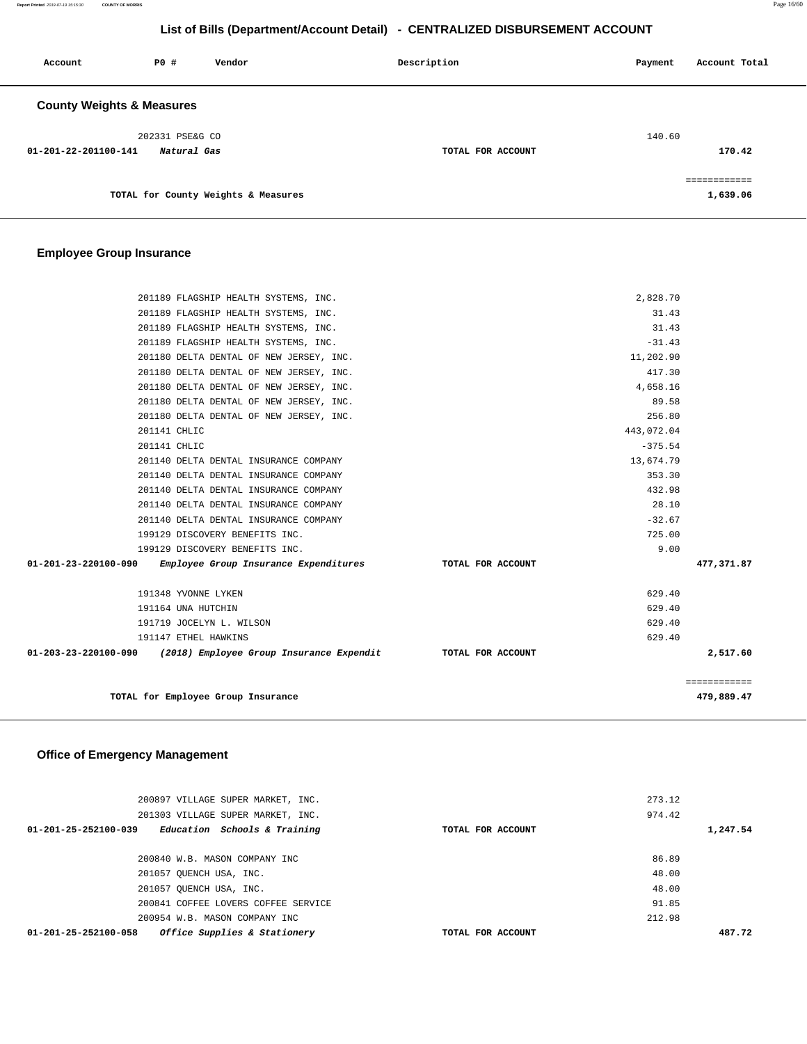## List of Bills (Department/Account Detail) - CENTRALIZED DISBURSEMENT ACCOUNT

| Account | PO # | Vendor | Description | Payment | Account Total |
|---|---|---|---|---|---|

### County Weights & Measures

| Account | PO # | Vendor | Description | Payment | Account Total |
|---|---|---|---|---|---|
| | 202331 | PSE&G CO | | 140.60 | |
| 01-201-22-201100-141 | | *Natural Gas* | TOTAL FOR ACCOUNT | | 170.42 |
| | | | | | ============ |
| | | TOTAL for County Weights & Measures | | | 1,639.06 |

### Employee Group Insurance

| Account | PO # | Vendor | Description | Payment | Account Total |
|---|---|---|---|---|---|
| | 201189 | FLAGSHIP HEALTH SYSTEMS, INC. | | 2,828.70 | |
| | 201189 | FLAGSHIP HEALTH SYSTEMS, INC. | | 31.43 | |
| | 201189 | FLAGSHIP HEALTH SYSTEMS, INC. | | 31.43 | |
| | 201189 | FLAGSHIP HEALTH SYSTEMS, INC. | | -31.43 | |
| | 201180 | DELTA DENTAL OF NEW JERSEY, INC. | | 11,202.90 | |
| | 201180 | DELTA DENTAL OF NEW JERSEY, INC. | | 417.30 | |
| | 201180 | DELTA DENTAL OF NEW JERSEY, INC. | | 4,658.16 | |
| | 201180 | DELTA DENTAL OF NEW JERSEY, INC. | | 89.58 | |
| | 201180 | DELTA DENTAL OF NEW JERSEY, INC. | | 256.80 | |
| | 201141 | CHLIC | | 443,072.04 | |
| | 201141 | CHLIC | | -375.54 | |
| | 201140 | DELTA DENTAL INSURANCE COMPANY | | 13,674.79 | |
| | 201140 | DELTA DENTAL INSURANCE COMPANY | | 353.30 | |
| | 201140 | DELTA DENTAL INSURANCE COMPANY | | 432.98 | |
| | 201140 | DELTA DENTAL INSURANCE COMPANY | | 28.10 | |
| | 201140 | DELTA DENTAL INSURANCE COMPANY | | -32.67 | |
| | 199129 | DISCOVERY BENEFITS INC. | | 725.00 | |
| | 199129 | DISCOVERY BENEFITS INC. | | 9.00 | |
| 01-201-23-220100-090 | | *Employee Group Insurance Expenditures* | TOTAL FOR ACCOUNT | | 477,371.87 |
| | 191348 | YVONNE LYKEN | | 629.40 | |
| | 191164 | UNA HUTCHIN | | 629.40 | |
| | 191719 | JOCELYN L. WILSON | | 629.40 | |
| | 191147 | ETHEL HAWKINS | | 629.40 | |
| 01-203-23-220100-090 | | *(2018) Employee Group Insurance Expendit* | TOTAL FOR ACCOUNT | | 2,517.60 |
| | | | | | ============ |
| | | TOTAL for Employee Group Insurance | | | 479,889.47 |

### Office of Emergency Management

| Account | PO # | Vendor | Description | Payment | Account Total |
|---|---|---|---|---|---|
| | 200897 | VILLAGE SUPER MARKET, INC. | | 273.12 | |
| | 201303 | VILLAGE SUPER MARKET, INC. | | 974.42 | |
| 01-201-25-252100-039 | | *Education Schools & Training* | TOTAL FOR ACCOUNT | | 1,247.54 |
| | 200840 | W.B. MASON COMPANY INC | | 86.89 | |
| | 201057 | QUENCH USA, INC. | | 48.00 | |
| | 201057 | QUENCH USA, INC. | | 48.00 | |
| | 200841 | COFFEE LOVERS COFFEE SERVICE | | 91.85 | |
| | 200954 | W.B. MASON COMPANY INC | | 212.98 | |
| 01-201-25-252100-058 | | *Office Supplies & Stationery* | TOTAL FOR ACCOUNT | | 487.72 |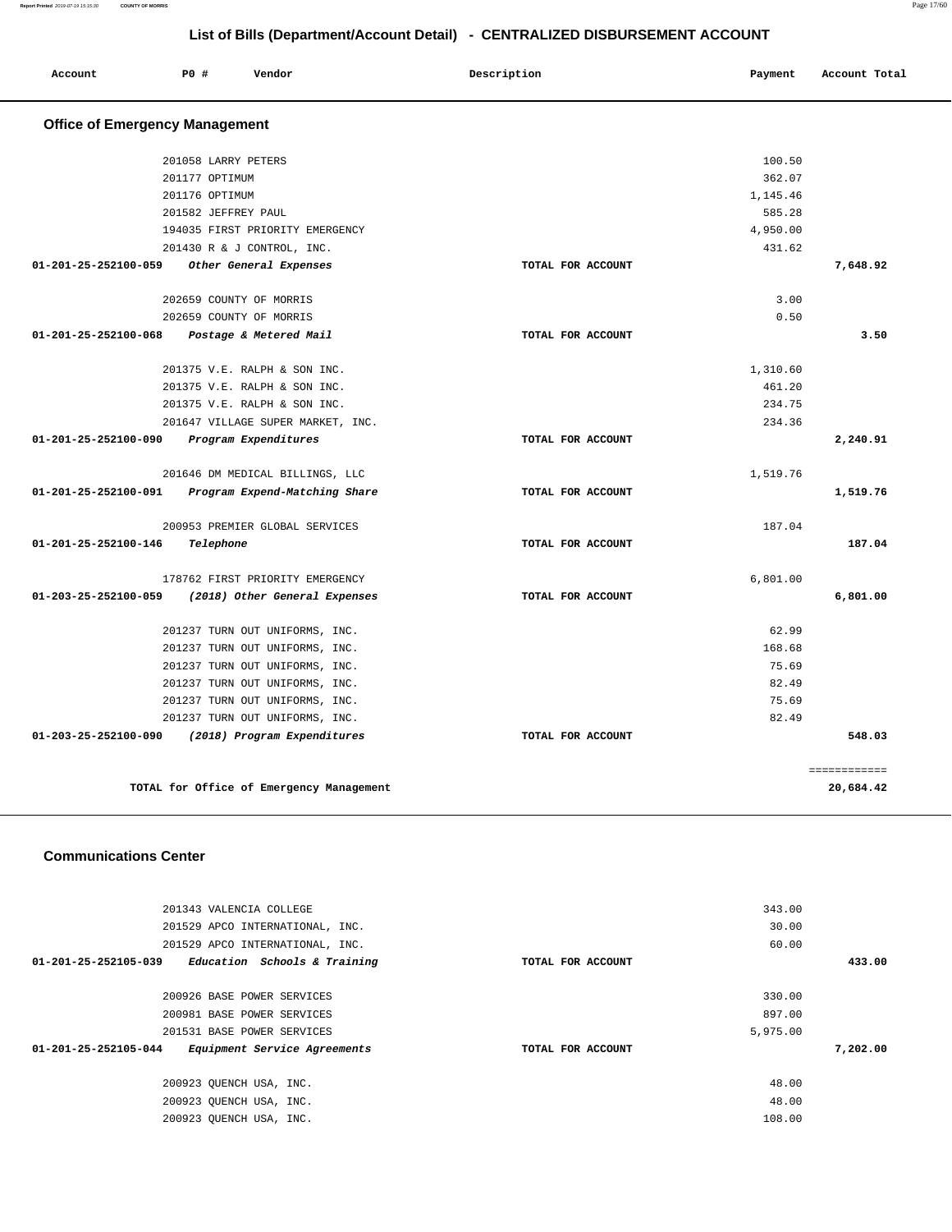## List of Bills (Department/Account Detail) - CENTRALIZED DISBURSEMENT ACCOUNT

| Account | PO # | Vendor | Description | Payment | Account Total |
|---|---|---|---|---|---|

### Office of Emergency Management

| Account | PO # | Vendor | Description | Payment | Account Total |
|---|---|---|---|---|---|
| | 201058 | LARRY PETERS | | 100.50 | |
| | 201177 | OPTIMUM | | 362.07 | |
| | 201176 | OPTIMUM | | 1,145.46 | |
| | 201582 | JEFFREY PAUL | | 585.28 | |
| | 194035 | FIRST PRIORITY EMERGENCY | | 4,950.00 | |
| | 201430 | R & J CONTROL, INC. | | 431.62 | |
| **01-201-25-252100-059** | | ***Other General Expenses*** | **TOTAL FOR ACCOUNT** | | **7,648.92** |
| | 202659 | COUNTY OF MORRIS | | 3.00 | |
| | 202659 | COUNTY OF MORRIS | | 0.50 | |
| **01-201-25-252100-068** | | ***Postage & Metered Mail*** | **TOTAL FOR ACCOUNT** | | **3.50** |
| | 201375 | V.E. RALPH & SON INC. | | 1,310.60 | |
| | 201375 | V.E. RALPH & SON INC. | | 461.20 | |
| | 201375 | V.E. RALPH & SON INC. | | 234.75 | |
| | 201647 | VILLAGE SUPER MARKET, INC. | | 234.36 | |
| **01-201-25-252100-090** | | ***Program Expenditures*** | **TOTAL FOR ACCOUNT** | | **2,240.91** |
| | 201646 | DM MEDICAL BILLINGS, LLC | | 1,519.76 | |
| **01-201-25-252100-091** | | ***Program Expend-Matching Share*** | **TOTAL FOR ACCOUNT** | | **1,519.76** |
| | 200953 | PREMIER GLOBAL SERVICES | | 187.04 | |
| **01-201-25-252100-146** | | ***Telephone*** | **TOTAL FOR ACCOUNT** | | **187.04** |
| | 178762 | FIRST PRIORITY EMERGENCY | | 6,801.00 | |
| **01-203-25-252100-059** | | ***(2018) Other General Expenses*** | **TOTAL FOR ACCOUNT** | | **6,801.00** |
| | 201237 | TURN OUT UNIFORMS, INC. | | 62.99 | |
| | 201237 | TURN OUT UNIFORMS, INC. | | 168.68 | |
| | 201237 | TURN OUT UNIFORMS, INC. | | 75.69 | |
| | 201237 | TURN OUT UNIFORMS, INC. | | 82.49 | |
| | 201237 | TURN OUT UNIFORMS, INC. | | 75.69 | |
| | 201237 | TURN OUT UNIFORMS, INC. | | 82.49 | |
| **01-203-25-252100-090** | | ***(2018) Program Expenditures*** | **TOTAL FOR ACCOUNT** | | **548.03** |
| | | **TOTAL for Office of Emergency Management** | | | **20,684.42** |

### Communications Center

| Account | PO # | Vendor | Description | Payment | Account Total |
|---|---|---|---|---|---|
| | 201343 | VALENCIA COLLEGE | | 343.00 | |
| | 201529 | APCO INTERNATIONAL, INC. | | 30.00 | |
| | 201529 | APCO INTERNATIONAL, INC. | | 60.00 | |
| **01-201-25-252105-039** | | ***Education Schools & Training*** | **TOTAL FOR ACCOUNT** | | **433.00** |
| | 200926 | BASE POWER SERVICES | | 330.00 | |
| | 200981 | BASE POWER SERVICES | | 897.00 | |
| | 201531 | BASE POWER SERVICES | | 5,975.00 | |
| **01-201-25-252105-044** | | ***Equipment Service Agreements*** | **TOTAL FOR ACCOUNT** | | **7,202.00** |
| | 200923 | QUENCH USA, INC. | | 48.00 | |
| | 200923 | QUENCH USA, INC. | | 48.00 | |
| | 200923 | QUENCH USA, INC. | | 108.00 | |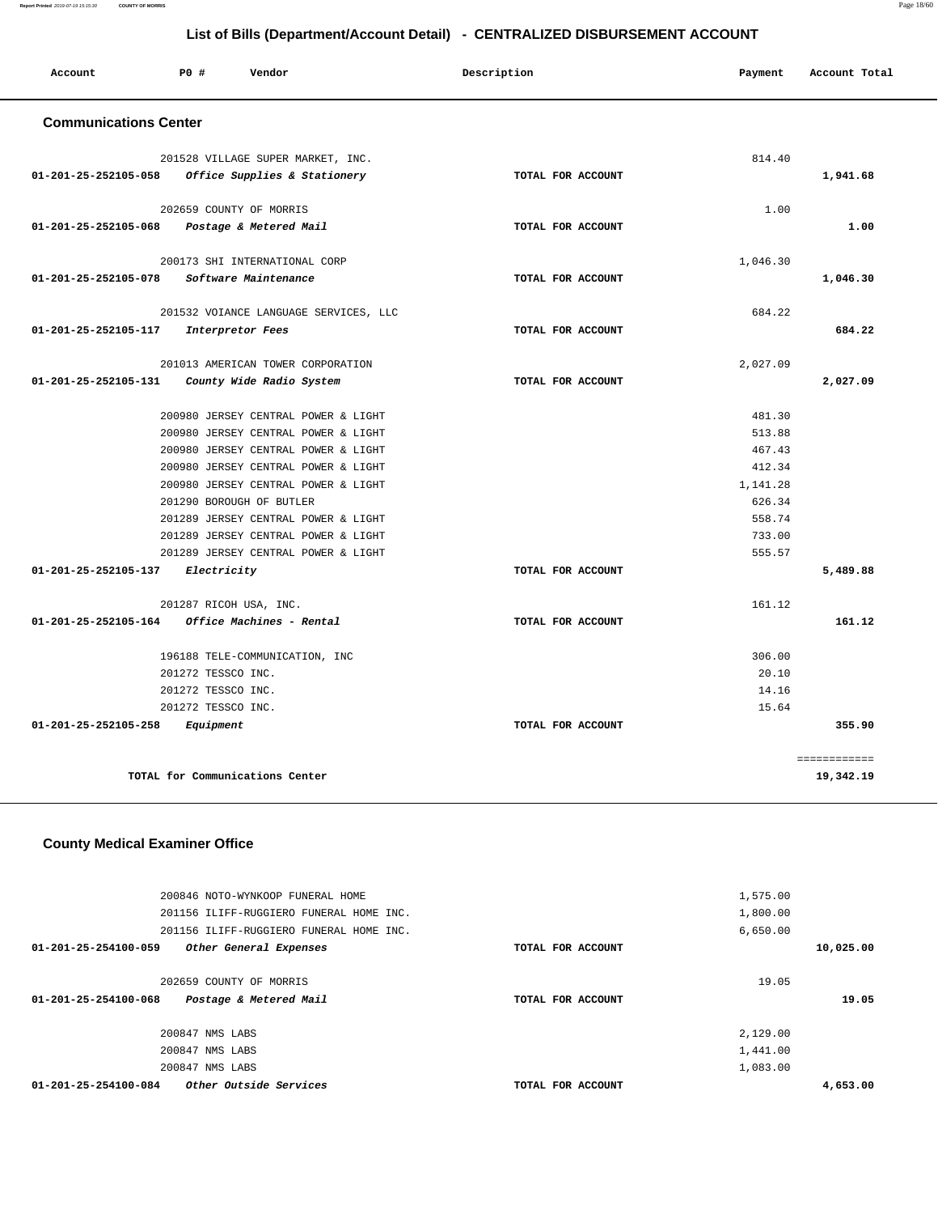# List of Bills (Department/Account Detail) - CENTRALIZED DISBURSEMENT ACCOUNT

| Account | PO # | Vendor | Description | Payment | Account Total |
|---|---|---|---|---|---|

## Communications Center

| Account | PO # | Vendor | Description | Payment | Account Total |
|---|---|---|---|---|---|
| | 201528 | VILLAGE SUPER MARKET, INC. | | 814.40 | |
| 01-201-25-252105-058 | | *Office Supplies & Stationery* | TOTAL FOR ACCOUNT | | 1,941.68 |
| | 202659 | COUNTY OF MORRIS | | 1.00 | |
| 01-201-25-252105-068 | | *Postage & Metered Mail* | TOTAL FOR ACCOUNT | | 1.00 |
| | 200173 | SHI INTERNATIONAL CORP | | 1,046.30 | |
| 01-201-25-252105-078 | | *Software Maintenance* | TOTAL FOR ACCOUNT | | 1,046.30 |
| | 201532 | VOIANCE LANGUAGE SERVICES, LLC | | 684.22 | |
| 01-201-25-252105-117 | | *Interpretor Fees* | TOTAL FOR ACCOUNT | | 684.22 |
| | 201013 | AMERICAN TOWER CORPORATION | | 2,027.09 | |
| 01-201-25-252105-131 | | *County Wide Radio System* | TOTAL FOR ACCOUNT | | 2,027.09 |
| | 200980 | JERSEY CENTRAL POWER & LIGHT | | 481.30 | |
| | 200980 | JERSEY CENTRAL POWER & LIGHT | | 513.88 | |
| | 200980 | JERSEY CENTRAL POWER & LIGHT | | 467.43 | |
| | 200980 | JERSEY CENTRAL POWER & LIGHT | | 412.34 | |
| | 200980 | JERSEY CENTRAL POWER & LIGHT | | 1,141.28 | |
| | 201290 | BOROUGH OF BUTLER | | 626.34 | |
| | 201289 | JERSEY CENTRAL POWER & LIGHT | | 558.74 | |
| | 201289 | JERSEY CENTRAL POWER & LIGHT | | 733.00 | |
| | 201289 | JERSEY CENTRAL POWER & LIGHT | | 555.57 | |
| 01-201-25-252105-137 | | *Electricity* | TOTAL FOR ACCOUNT | | 5,489.88 |
| | 201287 | RICOH USA, INC. | | 161.12 | |
| 01-201-25-252105-164 | | *Office Machines - Rental* | TOTAL FOR ACCOUNT | | 161.12 |
| | 196188 | TELE-COMMUNICATION, INC | | 306.00 | |
| | 201272 | TESSCO INC. | | 20.10 | |
| | 201272 | TESSCO INC. | | 14.16 | |
| | 201272 | TESSCO INC. | | 15.64 | |
| 01-201-25-252105-258 | | *Equipment* | TOTAL FOR ACCOUNT | | 355.90 |
| | | | | | ============ |
| | | TOTAL for Communications Center | | | 19,342.19 |

## County Medical Examiner Office

| Account | PO # | Vendor | Description | Payment | Account Total |
|---|---|---|---|---|---|
| | 200846 | NOTO-WYNKOOP FUNERAL HOME | | 1,575.00 | |
| | 201156 | ILIFF-RUGGIERO FUNERAL HOME INC. | | 1,800.00 | |
| | 201156 | ILIFF-RUGGIERO FUNERAL HOME INC. | | 6,650.00 | |
| 01-201-25-254100-059 | | *Other General Expenses* | TOTAL FOR ACCOUNT | | 10,025.00 |
| | 202659 | COUNTY OF MORRIS | | 19.05 | |
| 01-201-25-254100-068 | | *Postage & Metered Mail* | TOTAL FOR ACCOUNT | | 19.05 |
| | 200847 | NMS LABS | | 2,129.00 | |
| | 200847 | NMS LABS | | 1,441.00 | |
| | 200847 | NMS LABS | | 1,083.00 | |
| 01-201-25-254100-084 | | *Other Outside Services* | TOTAL FOR ACCOUNT | | 4,653.00 |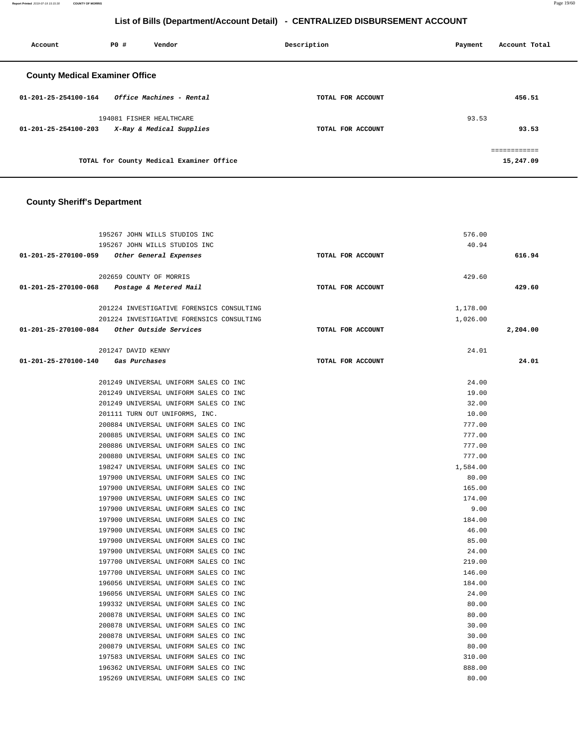## List of Bills (Department/Account Detail) - CENTRALIZED DISBURSEMENT ACCOUNT

| Account | PO # | Vendor | Description | Payment | Account Total |
|---|---|---|---|---|---|

### County Medical Examiner Office

| Account | PO # | Vendor | Description | Payment | Account Total |
|---|---|---|---|---|---|
| 01-201-25-254100-164 | | *Office Machines - Rental* | TOTAL FOR ACCOUNT | | 456.51 |
| | 194081 | FISHER HEALTHCARE | | 93.53 | |
| 01-201-25-254100-203 | | *X-Ray & Medical Supplies* | TOTAL FOR ACCOUNT | | 93.53 |
| | | | | | ============ |
| | | TOTAL for County Medical Examiner Office | | | 15,247.09 |

### County Sheriff's Department

| Account | PO # | Vendor | Description | Payment | Account Total |
|---|---|---|---|---|---|
| | 195267 | JOHN WILLS STUDIOS INC | | 576.00 | |
| | 195267 | JOHN WILLS STUDIOS INC | | 40.94 | |
| 01-201-25-270100-059 | | *Other General Expenses* | TOTAL FOR ACCOUNT | | 616.94 |
| | 202659 | COUNTY OF MORRIS | | 429.60 | |
| 01-201-25-270100-068 | | *Postage & Metered Mail* | TOTAL FOR ACCOUNT | | 429.60 |
| | 201224 | INVESTIGATIVE FORENSICS CONSULTING | | 1,178.00 | |
| | 201224 | INVESTIGATIVE FORENSICS CONSULTING | | 1,026.00 | |
| 01-201-25-270100-084 | | *Other Outside Services* | TOTAL FOR ACCOUNT | | 2,204.00 |
| | 201247 | DAVID KENNY | | 24.01 | |
| 01-201-25-270100-140 | | *Gas Purchases* | TOTAL FOR ACCOUNT | | 24.01 |
| | 201249 | UNIVERSAL UNIFORM SALES CO INC | | 24.00 | |
| | 201249 | UNIVERSAL UNIFORM SALES CO INC | | 19.00 | |
| | 201249 | UNIVERSAL UNIFORM SALES CO INC | | 32.00 | |
| | 201111 | TURN OUT UNIFORMS, INC. | | 10.00 | |
| | 200884 | UNIVERSAL UNIFORM SALES CO INC | | 777.00 | |
| | 200885 | UNIVERSAL UNIFORM SALES CO INC | | 777.00 | |
| | 200886 | UNIVERSAL UNIFORM SALES CO INC | | 777.00 | |
| | 200880 | UNIVERSAL UNIFORM SALES CO INC | | 777.00 | |
| | 198247 | UNIVERSAL UNIFORM SALES CO INC | | 1,584.00 | |
| | 197900 | UNIVERSAL UNIFORM SALES CO INC | | 80.00 | |
| | 197900 | UNIVERSAL UNIFORM SALES CO INC | | 165.00 | |
| | 197900 | UNIVERSAL UNIFORM SALES CO INC | | 174.00 | |
| | 197900 | UNIVERSAL UNIFORM SALES CO INC | | 9.00 | |
| | 197900 | UNIVERSAL UNIFORM SALES CO INC | | 184.00 | |
| | 197900 | UNIVERSAL UNIFORM SALES CO INC | | 46.00 | |
| | 197900 | UNIVERSAL UNIFORM SALES CO INC | | 85.00 | |
| | 197900 | UNIVERSAL UNIFORM SALES CO INC | | 24.00 | |
| | 197700 | UNIVERSAL UNIFORM SALES CO INC | | 219.00 | |
| | 197700 | UNIVERSAL UNIFORM SALES CO INC | | 146.00 | |
| | 196056 | UNIVERSAL UNIFORM SALES CO INC | | 184.00 | |
| | 196056 | UNIVERSAL UNIFORM SALES CO INC | | 24.00 | |
| | 199332 | UNIVERSAL UNIFORM SALES CO INC | | 80.00 | |
| | 200878 | UNIVERSAL UNIFORM SALES CO INC | | 80.00 | |
| | 200878 | UNIVERSAL UNIFORM SALES CO INC | | 30.00 | |
| | 200878 | UNIVERSAL UNIFORM SALES CO INC | | 30.00 | |
| | 200879 | UNIVERSAL UNIFORM SALES CO INC | | 80.00 | |
| | 197583 | UNIVERSAL UNIFORM SALES CO INC | | 310.00 | |
| | 196362 | UNIVERSAL UNIFORM SALES CO INC | | 888.00 | |
| | 195269 | UNIVERSAL UNIFORM SALES CO INC | | 80.00 | |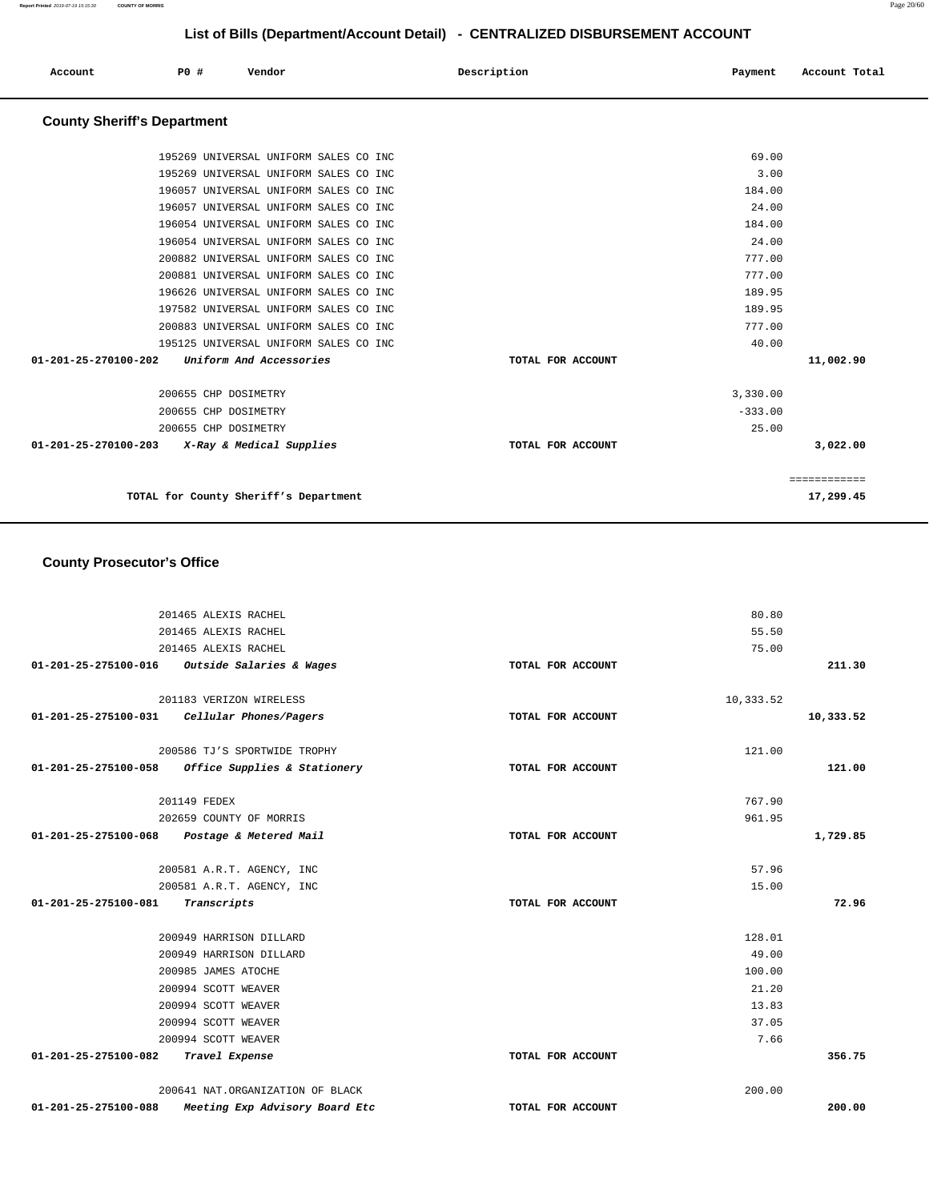## List of Bills (Department/Account Detail) - CENTRALIZED DISBURSEMENT ACCOUNT

| Account | PO # | Vendor | Description | Payment | Account Total |
|---|---|---|---|---|---|

### County Sheriff's Department

| Account | PO # | Vendor | Description | Payment | Account Total |
|---|---|---|---|---|---|
| | 195269 | UNIVERSAL UNIFORM SALES CO INC | | 69.00 | |
| | 195269 | UNIVERSAL UNIFORM SALES CO INC | | 3.00 | |
| | 196057 | UNIVERSAL UNIFORM SALES CO INC | | 184.00 | |
| | 196057 | UNIVERSAL UNIFORM SALES CO INC | | 24.00 | |
| | 196054 | UNIVERSAL UNIFORM SALES CO INC | | 184.00 | |
| | 196054 | UNIVERSAL UNIFORM SALES CO INC | | 24.00 | |
| | 200882 | UNIVERSAL UNIFORM SALES CO INC | | 777.00 | |
| | 200881 | UNIVERSAL UNIFORM SALES CO INC | | 777.00 | |
| | 196626 | UNIVERSAL UNIFORM SALES CO INC | | 189.95 | |
| | 197582 | UNIVERSAL UNIFORM SALES CO INC | | 189.95 | |
| | 200883 | UNIVERSAL UNIFORM SALES CO INC | | 777.00 | |
| | 195125 | UNIVERSAL UNIFORM SALES CO INC | | 40.00 | |
| **01-201-25-270100-202** | | *Uniform And Accessories* | TOTAL FOR ACCOUNT | | **11,002.90** |
| | 200655 | CHP DOSIMETRY | | 3,330.00 | |
| | 200655 | CHP DOSIMETRY | | -333.00 | |
| | 200655 | CHP DOSIMETRY | | 25.00 | |
| **01-201-25-270100-203** | | *X-Ray & Medical Supplies* | TOTAL FOR ACCOUNT | | **3,022.00** |
| | | | | | ============ |
| | | **TOTAL for County Sheriff's Department** | | | **17,299.45** |

### County Prosecutor's Office

| Account | PO # | Vendor | Description | Payment | Account Total |
|---|---|---|---|---|---|
| | 201465 | ALEXIS RACHEL | | 80.80 | |
| | 201465 | ALEXIS RACHEL | | 55.50 | |
| | 201465 | ALEXIS RACHEL | | 75.00 | |
| **01-201-25-275100-016** | | *Outside Salaries & Wages* | TOTAL FOR ACCOUNT | | **211.30** |
| | 201183 | VERIZON WIRELESS | | 10,333.52 | |
| **01-201-25-275100-031** | | *Cellular Phones/Pagers* | TOTAL FOR ACCOUNT | | **10,333.52** |
| | 200586 | TJ'S SPORTWIDE TROPHY | | 121.00 | |
| **01-201-25-275100-058** | | *Office Supplies & Stationery* | TOTAL FOR ACCOUNT | | **121.00** |
| | 201149 | FEDEX | | 767.90 | |
| | 202659 | COUNTY OF MORRIS | | 961.95 | |
| **01-201-25-275100-068** | | *Postage & Metered Mail* | TOTAL FOR ACCOUNT | | **1,729.85** |
| | 200581 | A.R.T. AGENCY, INC | | 57.96 | |
| | 200581 | A.R.T. AGENCY, INC | | 15.00 | |
| **01-201-25-275100-081** | | *Transcripts* | TOTAL FOR ACCOUNT | | **72.96** |
| | 200949 | HARRISON DILLARD | | 128.01 | |
| | 200949 | HARRISON DILLARD | | 49.00 | |
| | 200985 | JAMES ATOCHE | | 100.00 | |
| | 200994 | SCOTT WEAVER | | 21.20 | |
| | 200994 | SCOTT WEAVER | | 13.83 | |
| | 200994 | SCOTT WEAVER | | 37.05 | |
| | 200994 | SCOTT WEAVER | | 7.66 | |
| **01-201-25-275100-082** | | *Travel Expense* | TOTAL FOR ACCOUNT | | **356.75** |
| | 200641 | NAT.ORGANIZATION OF BLACK | | 200.00 | |
| **01-201-25-275100-088** | | *Meeting Exp Advisory Board Etc* | TOTAL FOR ACCOUNT | | **200.00** |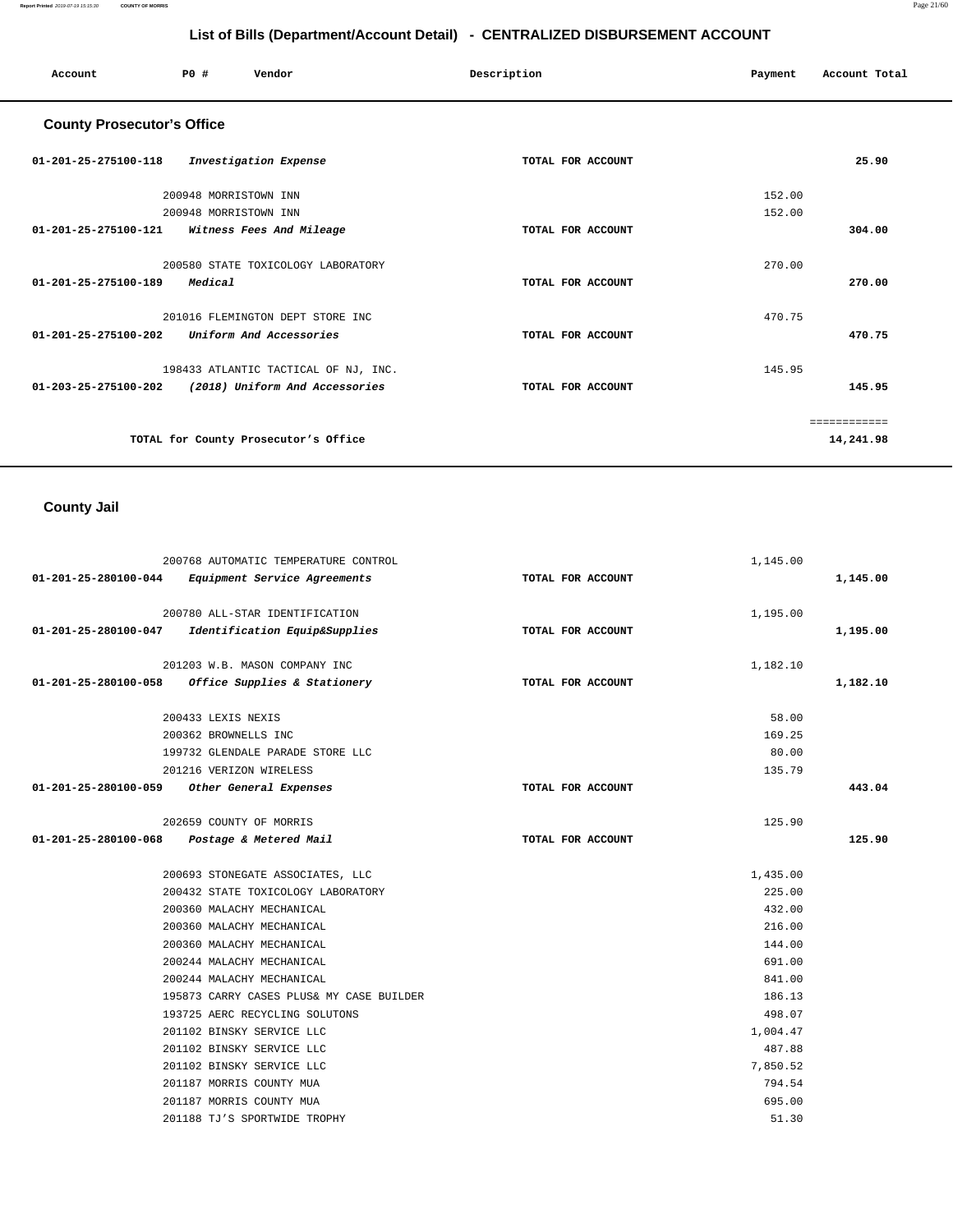## List of Bills (Department/Account Detail) - CENTRALIZED DISBURSEMENT ACCOUNT

| Account | PO # | Vendor | Description | Payment | Account Total |
|---|---|---|---|---|---|

### County Prosecutor's Office

| Account | PO # | Vendor | Description | Payment | Account Total |
|---|---|---|---|---|---|
| 01-201-25-275100-118 | | *Investigation Expense* | TOTAL FOR ACCOUNT | | 25.90 |
| | 200948 | MORRISTOWN INN | | 152.00 | |
| | 200948 | MORRISTOWN INN | | 152.00 | |
| 01-201-25-275100-121 | | *Witness Fees And Mileage* | TOTAL FOR ACCOUNT | | 304.00 |
| | 200580 | STATE TOXICOLOGY LABORATORY | | 270.00 | |
| 01-201-25-275100-189 | | *Medical* | TOTAL FOR ACCOUNT | | 270.00 |
| | 201016 | FLEMINGTON DEPT STORE INC | | 470.75 | |
| 01-201-25-275100-202 | | *Uniform And Accessories* | TOTAL FOR ACCOUNT | | 470.75 |
| | 198433 | ATLANTIC TACTICAL OF NJ, INC. | | 145.95 | |
| 01-203-25-275100-202 | | *(2018) Uniform And Accessories* | TOTAL FOR ACCOUNT | | 145.95 |
| | | | | | ============ |
| | | TOTAL for County Prosecutor's Office | | | 14,241.98 |

### County Jail

| Account | PO # | Vendor | Description | Payment | Account Total |
|---|---|---|---|---|---|
| | 200768 | AUTOMATIC TEMPERATURE CONTROL | | 1,145.00 | |
| 01-201-25-280100-044 | | *Equipment Service Agreements* | TOTAL FOR ACCOUNT | | 1,145.00 |
| | 200780 | ALL-STAR IDENTIFICATION | | 1,195.00 | |
| 01-201-25-280100-047 | | *Identification Equip&Supplies* | TOTAL FOR ACCOUNT | | 1,195.00 |
| | 201203 | W.B. MASON COMPANY INC | | 1,182.10 | |
| 01-201-25-280100-058 | | *Office Supplies & Stationery* | TOTAL FOR ACCOUNT | | 1,182.10 |
| | 200433 | LEXIS NEXIS | | 58.00 | |
| | 200362 | BROWNELLS INC | | 169.25 | |
| | 199732 | GLENDALE PARADE STORE LLC | | 80.00 | |
| | 201216 | VERIZON WIRELESS | | 135.79 | |
| 01-201-25-280100-059 | | *Other General Expenses* | TOTAL FOR ACCOUNT | | 443.04 |
| | 202659 | COUNTY OF MORRIS | | 125.90 | |
| 01-201-25-280100-068 | | *Postage & Metered Mail* | TOTAL FOR ACCOUNT | | 125.90 |
| | 200693 | STONEGATE ASSOCIATES, LLC | | 1,435.00 | |
| | 200432 | STATE TOXICOLOGY LABORATORY | | 225.00 | |
| | 200360 | MALACHY MECHANICAL | | 432.00 | |
| | 200360 | MALACHY MECHANICAL | | 216.00 | |
| | 200360 | MALACHY MECHANICAL | | 144.00 | |
| | 200244 | MALACHY MECHANICAL | | 691.00 | |
| | 200244 | MALACHY MECHANICAL | | 841.00 | |
| | 195873 | CARRY CASES PLUS& MY CASE BUILDER | | 186.13 | |
| | 193725 | AERC RECYCLING SOLUTONS | | 498.07 | |
| | 201102 | BINSKY SERVICE LLC | | 1,004.47 | |
| | 201102 | BINSKY SERVICE LLC | | 487.88 | |
| | 201102 | BINSKY SERVICE LLC | | 7,850.52 | |
| | 201187 | MORRIS COUNTY MUA | | 794.54 | |
| | 201187 | MORRIS COUNTY MUA | | 695.00 | |
| | 201188 | TJ'S SPORTWIDE TROPHY | | 51.30 | |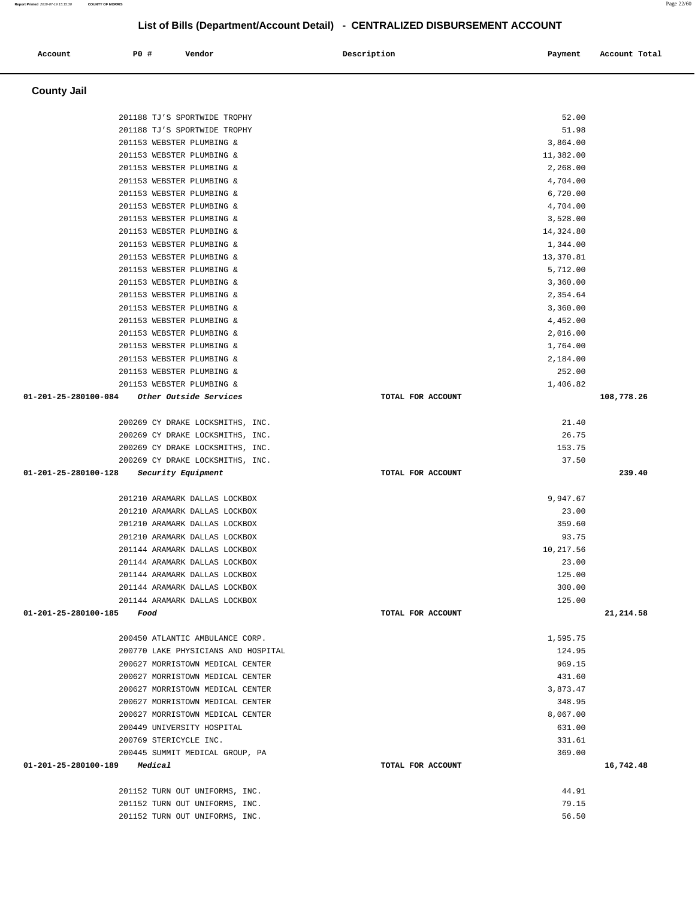## List of Bills (Department/Account Detail) - CENTRALIZED DISBURSEMENT ACCOUNT

| Account | PO # | Vendor | Description | Payment | Account Total |
|---|---|---|---|---|---|

### County Jail

| Account | PO # | Vendor | Description | Payment | Account Total |
|---|---|---|---|---|---|
| | 201188 | TJ'S SPORTWIDE TROPHY | | 52.00 | |
| | 201188 | TJ'S SPORTWIDE TROPHY | | 51.98 | |
| | 201153 | WEBSTER PLUMBING & | | 3,864.00 | |
| | 201153 | WEBSTER PLUMBING & | | 11,382.00 | |
| | 201153 | WEBSTER PLUMBING & | | 2,268.00 | |
| | 201153 | WEBSTER PLUMBING & | | 4,704.00 | |
| | 201153 | WEBSTER PLUMBING & | | 6,720.00 | |
| | 201153 | WEBSTER PLUMBING & | | 4,704.00 | |
| | 201153 | WEBSTER PLUMBING & | | 3,528.00 | |
| | 201153 | WEBSTER PLUMBING & | | 14,324.80 | |
| | 201153 | WEBSTER PLUMBING & | | 1,344.00 | |
| | 201153 | WEBSTER PLUMBING & | | 13,370.81 | |
| | 201153 | WEBSTER PLUMBING & | | 5,712.00 | |
| | 201153 | WEBSTER PLUMBING & | | 3,360.00 | |
| | 201153 | WEBSTER PLUMBING & | | 2,354.64 | |
| | 201153 | WEBSTER PLUMBING & | | 3,360.00 | |
| | 201153 | WEBSTER PLUMBING & | | 4,452.00 | |
| | 201153 | WEBSTER PLUMBING & | | 2,016.00 | |
| | 201153 | WEBSTER PLUMBING & | | 1,764.00 | |
| | 201153 | WEBSTER PLUMBING & | | 2,184.00 | |
| | 201153 | WEBSTER PLUMBING & | | 252.00 | |
| | 201153 | WEBSTER PLUMBING & | | 1,406.82 | |
| **01-201-25-280100-084** | | ***Other Outside Services*** | **TOTAL FOR ACCOUNT** | | **108,778.26** |
| | 200269 | CY DRAKE LOCKSMITHS, INC. | | 21.40 | |
| | 200269 | CY DRAKE LOCKSMITHS, INC. | | 26.75 | |
| | 200269 | CY DRAKE LOCKSMITHS, INC. | | 153.75 | |
| | 200269 | CY DRAKE LOCKSMITHS, INC. | | 37.50 | |
| **01-201-25-280100-128** | | ***Security Equipment*** | **TOTAL FOR ACCOUNT** | | **239.40** |
| | 201210 | ARAMARK DALLAS LOCKBOX | | 9,947.67 | |
| | 201210 | ARAMARK DALLAS LOCKBOX | | 23.00 | |
| | 201210 | ARAMARK DALLAS LOCKBOX | | 359.60 | |
| | 201210 | ARAMARK DALLAS LOCKBOX | | 93.75 | |
| | 201144 | ARAMARK DALLAS LOCKBOX | | 10,217.56 | |
| | 201144 | ARAMARK DALLAS LOCKBOX | | 23.00 | |
| | 201144 | ARAMARK DALLAS LOCKBOX | | 125.00 | |
| | 201144 | ARAMARK DALLAS LOCKBOX | | 300.00 | |
| | 201144 | ARAMARK DALLAS LOCKBOX | | 125.00 | |
| **01-201-25-280100-185** | | ***Food*** | **TOTAL FOR ACCOUNT** | | **21,214.58** |
| | 200450 | ATLANTIC AMBULANCE CORP. | | 1,595.75 | |
| | 200770 | LAKE PHYSICIANS AND HOSPITAL | | 124.95 | |
| | 200627 | MORRISTOWN MEDICAL CENTER | | 969.15 | |
| | 200627 | MORRISTOWN MEDICAL CENTER | | 431.60 | |
| | 200627 | MORRISTOWN MEDICAL CENTER | | 3,873.47 | |
| | 200627 | MORRISTOWN MEDICAL CENTER | | 348.95 | |
| | 200627 | MORRISTOWN MEDICAL CENTER | | 8,067.00 | |
| | 200449 | UNIVERSITY HOSPITAL | | 631.00 | |
| | 200769 | STERICYCLE INC. | | 331.61 | |
| | 200445 | SUMMIT MEDICAL GROUP, PA | | 369.00 | |
| **01-201-25-280100-189** | | ***Medical*** | **TOTAL FOR ACCOUNT** | | **16,742.48** |
| | 201152 | TURN OUT UNIFORMS, INC. | | 44.91 | |
| | 201152 | TURN OUT UNIFORMS, INC. | | 79.15 | |
| | 201152 | TURN OUT UNIFORMS, INC. | | 56.50 | |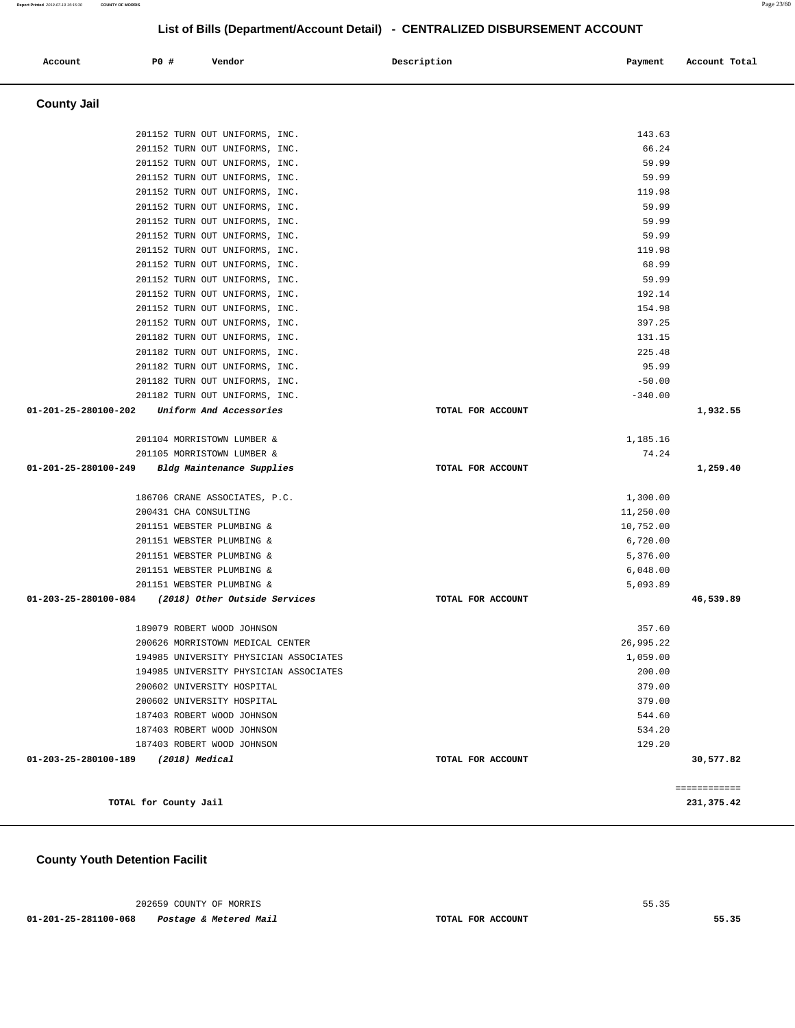## List of Bills (Department/Account Detail) - CENTRALIZED DISBURSEMENT ACCOUNT

| Account | PO # | Vendor | Description | Payment | Account Total |
|---|---|---|---|---|---|

### County Jail

| Account | PO # | Vendor | Description | Payment | Account Total |
|---|---|---|---|---|---|
| | 201152 | TURN OUT UNIFORMS, INC. | | 143.63 | |
| | 201152 | TURN OUT UNIFORMS, INC. | | 66.24 | |
| | 201152 | TURN OUT UNIFORMS, INC. | | 59.99 | |
| | 201152 | TURN OUT UNIFORMS, INC. | | 59.99 | |
| | 201152 | TURN OUT UNIFORMS, INC. | | 119.98 | |
| | 201152 | TURN OUT UNIFORMS, INC. | | 59.99 | |
| | 201152 | TURN OUT UNIFORMS, INC. | | 59.99 | |
| | 201152 | TURN OUT UNIFORMS, INC. | | 59.99 | |
| | 201152 | TURN OUT UNIFORMS, INC. | | 119.98 | |
| | 201152 | TURN OUT UNIFORMS, INC. | | 68.99 | |
| | 201152 | TURN OUT UNIFORMS, INC. | | 59.99 | |
| | 201152 | TURN OUT UNIFORMS, INC. | | 192.14 | |
| | 201152 | TURN OUT UNIFORMS, INC. | | 154.98 | |
| | 201152 | TURN OUT UNIFORMS, INC. | | 397.25 | |
| | 201182 | TURN OUT UNIFORMS, INC. | | 131.15 | |
| | 201182 | TURN OUT UNIFORMS, INC. | | 225.48 | |
| | 201182 | TURN OUT UNIFORMS, INC. | | 95.99 | |
| | 201182 | TURN OUT UNIFORMS, INC. | | -50.00 | |
| | 201182 | TURN OUT UNIFORMS, INC. | | -340.00 | |
| **01-201-25-280100-202** | | *Uniform And Accessories* | **TOTAL FOR ACCOUNT** | | **1,932.55** |
| | 201104 | MORRISTOWN LUMBER & | | 1,185.16 | |
| | 201105 | MORRISTOWN LUMBER & | | 74.24 | |
| **01-201-25-280100-249** | | *Bldg Maintenance Supplies* | **TOTAL FOR ACCOUNT** | | **1,259.40** |
| | 186706 | CRANE ASSOCIATES, P.C. | | 1,300.00 | |
| | 200431 | CHA CONSULTING | | 11,250.00 | |
| | 201151 | WEBSTER PLUMBING & | | 10,752.00 | |
| | 201151 | WEBSTER PLUMBING & | | 6,720.00 | |
| | 201151 | WEBSTER PLUMBING & | | 5,376.00 | |
| | 201151 | WEBSTER PLUMBING & | | 6,048.00 | |
| | 201151 | WEBSTER PLUMBING & | | 5,093.89 | |
| **01-203-25-280100-084** | | *(2018) Other Outside Services* | **TOTAL FOR ACCOUNT** | | **46,539.89** |
| | 189079 | ROBERT WOOD JOHNSON | | 357.60 | |
| | 200626 | MORRISTOWN MEDICAL CENTER | | 26,995.22 | |
| | 194985 | UNIVERSITY PHYSICIAN ASSOCIATES | | 1,059.00 | |
| | 194985 | UNIVERSITY PHYSICIAN ASSOCIATES | | 200.00 | |
| | 200602 | UNIVERSITY HOSPITAL | | 379.00 | |
| | 200602 | UNIVERSITY HOSPITAL | | 379.00 | |
| | 187403 | ROBERT WOOD JOHNSON | | 544.60 | |
| | 187403 | ROBERT WOOD JOHNSON | | 534.20 | |
| | 187403 | ROBERT WOOD JOHNSON | | 129.20 | |
| **01-203-25-280100-189** | | *(2018) Medical* | **TOTAL FOR ACCOUNT** | | **30,577.82** |
| | | | | | ============ |
| **TOTAL for County Jail** | | | | | **231,375.42** |

### County Youth Detention Facilit

| Account | PO # | Vendor | Description | Payment | Account Total |
|---|---|---|---|---|---|
| | 202659 | COUNTY OF MORRIS | | 55.35 | |
| **01-201-25-281100-068** | | *Postage & Metered Mail* | **TOTAL FOR ACCOUNT** | | **55.35** |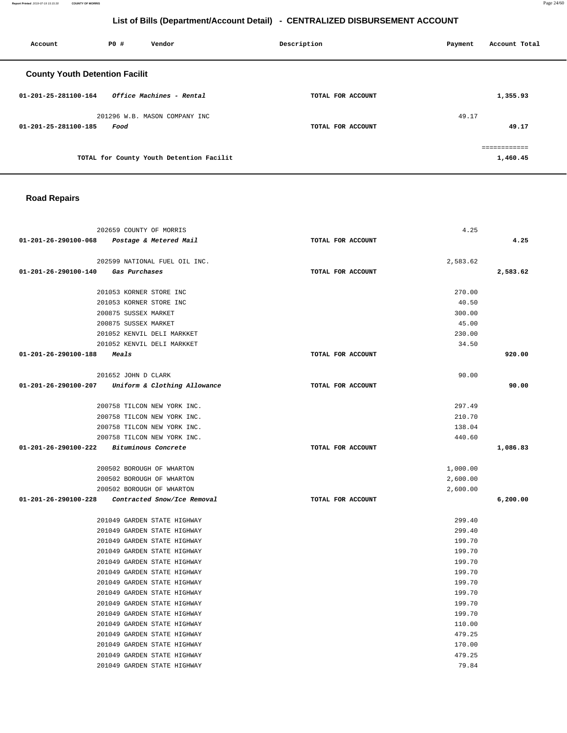## List of Bills (Department/Account Detail) - CENTRALIZED DISBURSEMENT ACCOUNT

| Account | PO # | Vendor | Description | Payment | Account Total |
|---|---|---|---|---|---|

### County Youth Detention Facilit

| Account | PO # | Vendor | Description | Payment | Account Total |
|---|---|---|---|---|---|
| 01-201-25-281100-164 | | *Office Machines - Rental* | TOTAL FOR ACCOUNT | | 1,355.93 |
| | 201296 | W.B. MASON COMPANY INC | | 49.17 | |
| 01-201-25-281100-185 | | *Food* | TOTAL FOR ACCOUNT | | 49.17 |
| | | | | | ============ |
| | | TOTAL for County Youth Detention Facilit | | | 1,460.45 |

### Road Repairs

| Account | PO # | Vendor | Description | Payment | Account Total |
|---|---|---|---|---|---|
| | 202659 | COUNTY OF MORRIS | | 4.25 | |
| 01-201-26-290100-068 | | *Postage & Metered Mail* | TOTAL FOR ACCOUNT | | 4.25 |
| | 202599 | NATIONAL FUEL OIL INC. | | 2,583.62 | |
| 01-201-26-290100-140 | | *Gas Purchases* | TOTAL FOR ACCOUNT | | 2,583.62 |
| | 201053 | KORNER STORE INC | | 270.00 | |
| | 201053 | KORNER STORE INC | | 40.50 | |
| | 200875 | SUSSEX MARKET | | 300.00 | |
| | 200875 | SUSSEX MARKET | | 45.00 | |
| | 201052 | KENVIL DELI MARKKET | | 230.00 | |
| | 201052 | KENVIL DELI MARKKET | | 34.50 | |
| 01-201-26-290100-188 | | *Meals* | TOTAL FOR ACCOUNT | | 920.00 |
| | 201652 | JOHN D CLARK | | 90.00 | |
| 01-201-26-290100-207 | | *Uniform & Clothing Allowance* | TOTAL FOR ACCOUNT | | 90.00 |
| | 200758 | TILCON NEW YORK INC. | | 297.49 | |
| | 200758 | TILCON NEW YORK INC. | | 210.70 | |
| | 200758 | TILCON NEW YORK INC. | | 138.04 | |
| | 200758 | TILCON NEW YORK INC. | | 440.60 | |
| 01-201-26-290100-222 | | *Bituminous Concrete* | TOTAL FOR ACCOUNT | | 1,086.83 |
| | 200502 | BOROUGH OF WHARTON | | 1,000.00 | |
| | 200502 | BOROUGH OF WHARTON | | 2,600.00 | |
| | 200502 | BOROUGH OF WHARTON | | 2,600.00 | |
| 01-201-26-290100-228 | | *Contracted Snow/Ice Removal* | TOTAL FOR ACCOUNT | | 6,200.00 |
| | 201049 | GARDEN STATE HIGHWAY | | 299.40 | |
| | 201049 | GARDEN STATE HIGHWAY | | 299.40 | |
| | 201049 | GARDEN STATE HIGHWAY | | 199.70 | |
| | 201049 | GARDEN STATE HIGHWAY | | 199.70 | |
| | 201049 | GARDEN STATE HIGHWAY | | 199.70 | |
| | 201049 | GARDEN STATE HIGHWAY | | 199.70 | |
| | 201049 | GARDEN STATE HIGHWAY | | 199.70 | |
| | 201049 | GARDEN STATE HIGHWAY | | 199.70 | |
| | 201049 | GARDEN STATE HIGHWAY | | 199.70 | |
| | 201049 | GARDEN STATE HIGHWAY | | 199.70 | |
| | 201049 | GARDEN STATE HIGHWAY | | 110.00 | |
| | 201049 | GARDEN STATE HIGHWAY | | 479.25 | |
| | 201049 | GARDEN STATE HIGHWAY | | 170.00 | |
| | 201049 | GARDEN STATE HIGHWAY | | 479.25 | |
| | 201049 | GARDEN STATE HIGHWAY | | 79.84 | |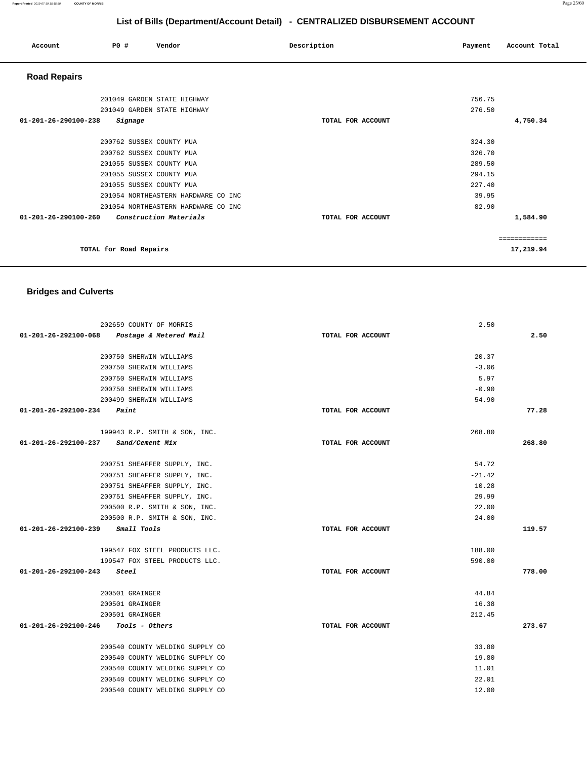# List of Bills (Department/Account Detail) - CENTRALIZED DISBURSEMENT ACCOUNT

| Account | PO # | Vendor | Description | Payment | Account Total |
|---|---|---|---|---|---|

## Road Repairs

| Account | PO # | Vendor | Description | Payment | Account Total |
|---|---|---|---|---|---|
| | 201049 | GARDEN STATE HIGHWAY | | 756.75 | |
| | 201049 | GARDEN STATE HIGHWAY | | 276.50 | |
| 01-201-26-290100-238 | | *Signage* | TOTAL FOR ACCOUNT | | 4,750.34 |
| | 200762 | SUSSEX COUNTY MUA | | 324.30 | |
| | 200762 | SUSSEX COUNTY MUA | | 326.70 | |
| | 201055 | SUSSEX COUNTY MUA | | 289.50 | |
| | 201055 | SUSSEX COUNTY MUA | | 294.15 | |
| | 201055 | SUSSEX COUNTY MUA | | 227.40 | |
| | 201054 | NORTHEASTERN HARDWARE CO INC | | 39.95 | |
| | 201054 | NORTHEASTERN HARDWARE CO INC | | 82.90 | |
| 01-201-26-290100-260 | | *Construction Materials* | TOTAL FOR ACCOUNT | | 1,584.90 |
| | | | | | ============ |
| | TOTAL for Road Repairs | | | | 17,219.94 |

## Bridges and Culverts

| Account | PO # | Vendor | Description | Payment | Account Total |
|---|---|---|---|---|---|
| | 202659 | COUNTY OF MORRIS | | 2.50 | |
| 01-201-26-292100-068 | | *Postage & Metered Mail* | TOTAL FOR ACCOUNT | | 2.50 |
| | 200750 | SHERWIN WILLIAMS | | 20.37 | |
| | 200750 | SHERWIN WILLIAMS | | -3.06 | |
| | 200750 | SHERWIN WILLIAMS | | 5.97 | |
| | 200750 | SHERWIN WILLIAMS | | -0.90 | |
| | 200499 | SHERWIN WILLIAMS | | 54.90 | |
| 01-201-26-292100-234 | | *Paint* | TOTAL FOR ACCOUNT | | 77.28 |
| | 199943 | R.P. SMITH & SON, INC. | | 268.80 | |
| 01-201-26-292100-237 | | *Sand/Cement Mix* | TOTAL FOR ACCOUNT | | 268.80 |
| | 200751 | SHEAFFER SUPPLY, INC. | | 54.72 | |
| | 200751 | SHEAFFER SUPPLY, INC. | | -21.42 | |
| | 200751 | SHEAFFER SUPPLY, INC. | | 10.28 | |
| | 200751 | SHEAFFER SUPPLY, INC. | | 29.99 | |
| | 200500 | R.P. SMITH & SON, INC. | | 22.00 | |
| | 200500 | R.P. SMITH & SON, INC. | | 24.00 | |
| 01-201-26-292100-239 | | *Small Tools* | TOTAL FOR ACCOUNT | | 119.57 |
| | 199547 | FOX STEEL PRODUCTS LLC. | | 188.00 | |
| | 199547 | FOX STEEL PRODUCTS LLC. | | 590.00 | |
| 01-201-26-292100-243 | | *Steel* | TOTAL FOR ACCOUNT | | 778.00 |
| | 200501 | GRAINGER | | 44.84 | |
| | 200501 | GRAINGER | | 16.38 | |
| | 200501 | GRAINGER | | 212.45 | |
| 01-201-26-292100-246 | | *Tools - Others* | TOTAL FOR ACCOUNT | | 273.67 |
| | 200540 | COUNTY WELDING SUPPLY CO | | 33.80 | |
| | 200540 | COUNTY WELDING SUPPLY CO | | 19.80 | |
| | 200540 | COUNTY WELDING SUPPLY CO | | 11.01 | |
| | 200540 | COUNTY WELDING SUPPLY CO | | 22.01 | |
| | 200540 | COUNTY WELDING SUPPLY CO | | 12.00 | |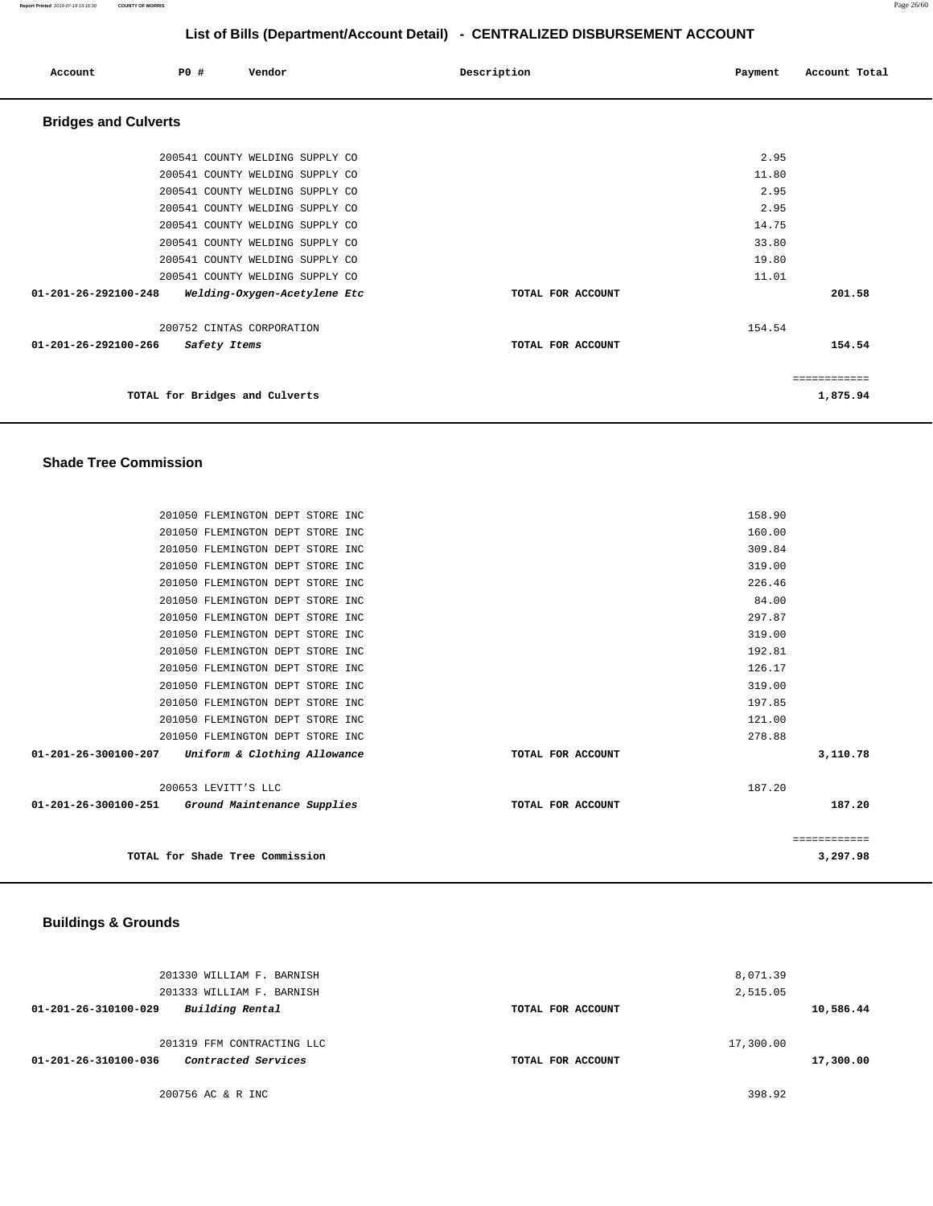## List of Bills (Department/Account Detail) - CENTRALIZED DISBURSEMENT ACCOUNT

| Account | PO # | Vendor | Description | Payment | Account Total |
|---|---|---|---|---|---|

### Bridges and Culverts

| Account | PO # | Vendor | Description | Payment | Account Total |
|---|---|---|---|---|---|
| | 200541 | COUNTY WELDING SUPPLY CO | | 2.95 | |
| | 200541 | COUNTY WELDING SUPPLY CO | | 11.80 | |
| | 200541 | COUNTY WELDING SUPPLY CO | | 2.95 | |
| | 200541 | COUNTY WELDING SUPPLY CO | | 2.95 | |
| | 200541 | COUNTY WELDING SUPPLY CO | | 14.75 | |
| | 200541 | COUNTY WELDING SUPPLY CO | | 33.80 | |
| | 200541 | COUNTY WELDING SUPPLY CO | | 19.80 | |
| | 200541 | COUNTY WELDING SUPPLY CO | | 11.01 | |
| **01-201-26-292100-248** | | ***Welding-Oxygen-Acetylene Etc*** | **TOTAL FOR ACCOUNT** | | **201.58** |
| | 200752 | CINTAS CORPORATION | | 154.54 | |
| **01-201-26-292100-266** | | ***Safety Items*** | **TOTAL FOR ACCOUNT** | | **154.54** |
| | | | | | ============ |
| | | **TOTAL for Bridges and Culverts** | | | **1,875.94** |

### Shade Tree Commission

| Account | PO # | Vendor | Description | Payment | Account Total |
|---|---|---|---|---|---|
| | 201050 | FLEMINGTON DEPT STORE INC | | 158.90 | |
| | 201050 | FLEMINGTON DEPT STORE INC | | 160.00 | |
| | 201050 | FLEMINGTON DEPT STORE INC | | 309.84 | |
| | 201050 | FLEMINGTON DEPT STORE INC | | 319.00 | |
| | 201050 | FLEMINGTON DEPT STORE INC | | 226.46 | |
| | 201050 | FLEMINGTON DEPT STORE INC | | 84.00 | |
| | 201050 | FLEMINGTON DEPT STORE INC | | 297.87 | |
| | 201050 | FLEMINGTON DEPT STORE INC | | 319.00 | |
| | 201050 | FLEMINGTON DEPT STORE INC | | 192.81 | |
| | 201050 | FLEMINGTON DEPT STORE INC | | 126.17 | |
| | 201050 | FLEMINGTON DEPT STORE INC | | 319.00 | |
| | 201050 | FLEMINGTON DEPT STORE INC | | 197.85 | |
| | 201050 | FLEMINGTON DEPT STORE INC | | 121.00 | |
| | 201050 | FLEMINGTON DEPT STORE INC | | 278.88 | |
| **01-201-26-300100-207** | | ***Uniform & Clothing Allowance*** | **TOTAL FOR ACCOUNT** | | **3,110.78** |
| | 200653 | LEVITT'S LLC | | 187.20 | |
| **01-201-26-300100-251** | | ***Ground Maintenance Supplies*** | **TOTAL FOR ACCOUNT** | | **187.20** |
| | | | | | ============ |
| | | **TOTAL for Shade Tree Commission** | | | **3,297.98** |

### Buildings & Grounds

| Account | PO # | Vendor | Description | Payment | Account Total |
|---|---|---|---|---|---|
| | 201330 | WILLIAM F. BARNISH | | 8,071.39 | |
| | 201333 | WILLIAM F. BARNISH | | 2,515.05 | |
| **01-201-26-310100-029** | | ***Building Rental*** | **TOTAL FOR ACCOUNT** | | **10,586.44** |
| | 201319 | FFM CONTRACTING LLC | | 17,300.00 | |
| **01-201-26-310100-036** | | ***Contracted Services*** | **TOTAL FOR ACCOUNT** | | **17,300.00** |
| | 200756 | AC & R INC | | 398.92 | |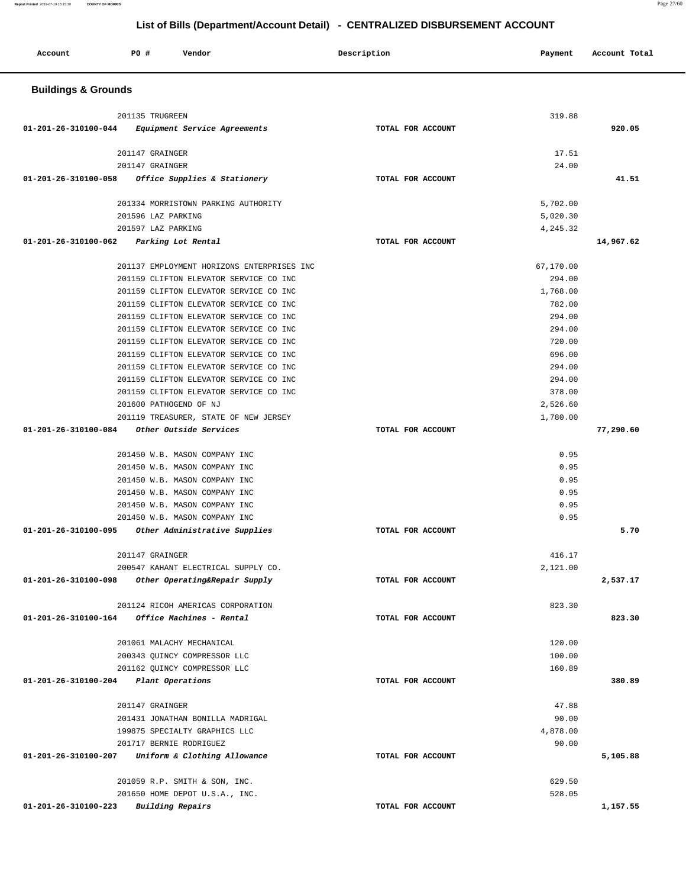## List of Bills (Department/Account Detail) - CENTRALIZED DISBURSEMENT ACCOUNT

| Account | PO # | Vendor | Description | Payment | Account Total |
|---|---|---|---|---|---|

### Buildings & Grounds

| Account | PO # | Vendor | Description | Payment | Account Total |
|---|---|---|---|---|---|
| | 201135 | TRUGREEN | | 319.88 | |
| 01-201-26-310100-044 | | *Equipment Service Agreements* | TOTAL FOR ACCOUNT | | 920.05 |
| | 201147 | GRAINGER | | 17.51 | |
| | 201147 | GRAINGER | | 24.00 | |
| 01-201-26-310100-058 | | *Office Supplies & Stationery* | TOTAL FOR ACCOUNT | | 41.51 |
| | 201334 | MORRISTOWN PARKING AUTHORITY | | 5,702.00 | |
| | 201596 | LAZ PARKING | | 5,020.30 | |
| | 201597 | LAZ PARKING | | 4,245.32 | |
| 01-201-26-310100-062 | | *Parking Lot Rental* | TOTAL FOR ACCOUNT | | 14,967.62 |
| | 201137 | EMPLOYMENT HORIZONS ENTERPRISES INC | | 67,170.00 | |
| | 201159 | CLIFTON ELEVATOR SERVICE CO INC | | 294.00 | |
| | 201159 | CLIFTON ELEVATOR SERVICE CO INC | | 1,768.00 | |
| | 201159 | CLIFTON ELEVATOR SERVICE CO INC | | 782.00 | |
| | 201159 | CLIFTON ELEVATOR SERVICE CO INC | | 294.00 | |
| | 201159 | CLIFTON ELEVATOR SERVICE CO INC | | 294.00 | |
| | 201159 | CLIFTON ELEVATOR SERVICE CO INC | | 720.00 | |
| | 201159 | CLIFTON ELEVATOR SERVICE CO INC | | 696.00 | |
| | 201159 | CLIFTON ELEVATOR SERVICE CO INC | | 294.00 | |
| | 201159 | CLIFTON ELEVATOR SERVICE CO INC | | 294.00 | |
| | 201159 | CLIFTON ELEVATOR SERVICE CO INC | | 378.00 | |
| | 201600 | PATHOGEND OF NJ | | 2,526.60 | |
| | 201119 | TREASURER, STATE OF NEW JERSEY | | 1,780.00 | |
| 01-201-26-310100-084 | | *Other Outside Services* | TOTAL FOR ACCOUNT | | 77,290.60 |
| | 201450 | W.B. MASON COMPANY INC | | 0.95 | |
| | 201450 | W.B. MASON COMPANY INC | | 0.95 | |
| | 201450 | W.B. MASON COMPANY INC | | 0.95 | |
| | 201450 | W.B. MASON COMPANY INC | | 0.95 | |
| | 201450 | W.B. MASON COMPANY INC | | 0.95 | |
| | 201450 | W.B. MASON COMPANY INC | | 0.95 | |
| 01-201-26-310100-095 | | *Other Administrative Supplies* | TOTAL FOR ACCOUNT | | 5.70 |
| | 201147 | GRAINGER | | 416.17 | |
| | 200547 | KAHANT ELECTRICAL SUPPLY CO. | | 2,121.00 | |
| 01-201-26-310100-098 | | *Other Operating&Repair Supply* | TOTAL FOR ACCOUNT | | 2,537.17 |
| | 201124 | RICOH AMERICAS CORPORATION | | 823.30 | |
| 01-201-26-310100-164 | | *Office Machines - Rental* | TOTAL FOR ACCOUNT | | 823.30 |
| | 201061 | MALACHY MECHANICAL | | 120.00 | |
| | 200343 | QUINCY COMPRESSOR LLC | | 100.00 | |
| | 201162 | QUINCY COMPRESSOR LLC | | 160.89 | |
| 01-201-26-310100-204 | | *Plant Operations* | TOTAL FOR ACCOUNT | | 380.89 |
| | 201147 | GRAINGER | | 47.88 | |
| | 201431 | JONATHAN BONILLA MADRIGAL | | 90.00 | |
| | 199875 | SPECIALTY GRAPHICS LLC | | 4,878.00 | |
| | 201717 | BERNIE RODRIGUEZ | | 90.00 | |
| 01-201-26-310100-207 | | *Uniform & Clothing Allowance* | TOTAL FOR ACCOUNT | | 5,105.88 |
| | 201059 | R.P. SMITH & SON, INC. | | 629.50 | |
| | 201650 | HOME DEPOT U.S.A., INC. | | 528.05 | |
| 01-201-26-310100-223 | | *Building Repairs* | TOTAL FOR ACCOUNT | | 1,157.55 |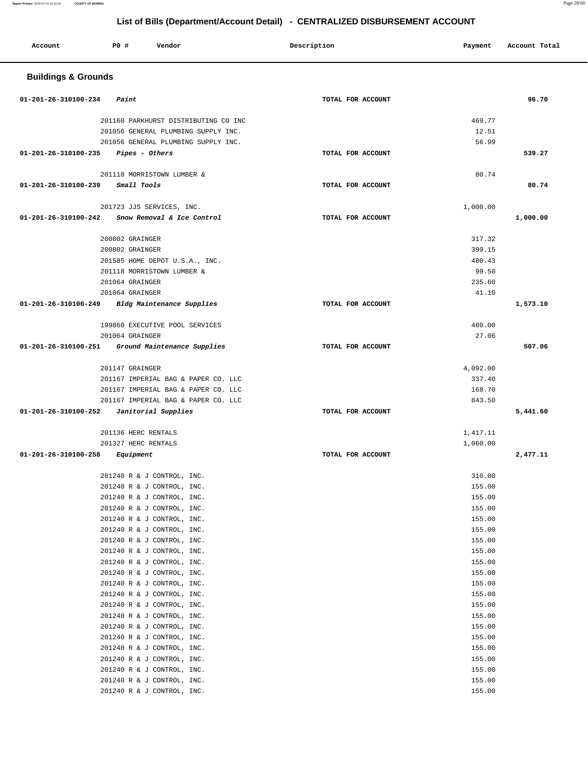## List of Bills (Department/Account Detail) - CENTRALIZED DISBURSEMENT ACCOUNT

| Account | PO # | Vendor | Description | Payment | Account Total |
|---|---|---|---|---|---|

### Buildings & Grounds

| Account | PO # | Vendor | Description | Payment | Account Total |
|---|---|---|---|---|---|
| 01-201-26-310100-234 | *Paint* | | TOTAL FOR ACCOUNT | | 96.70 |
| | 201160 | PARKHURST DISTRIBUTING CO INC | | 469.77 | |
| | 201056 | GENERAL PLUMBING SUPPLY INC. | | 12.51 | |
| | 201056 | GENERAL PLUMBING SUPPLY INC. | | 56.99 | |
| 01-201-26-310100-235 | *Pipes - Others* | | TOTAL FOR ACCOUNT | | 539.27 |
| | 201118 | MORRISTOWN LUMBER & | | 80.74 | |
| 01-201-26-310100-239 | *Small Tools* | | TOTAL FOR ACCOUNT | | 80.74 |
| | 201723 | JJS SERVICES, INC. | | 1,000.00 | |
| 01-201-26-310100-242 | *Snow Removal & Ice Control* | | TOTAL FOR ACCOUNT | | 1,000.00 |
| | 200802 | GRAINGER | | 317.32 | |
| | 200802 | GRAINGER | | 399.15 | |
| | 201585 | HOME DEPOT U.S.A., INC. | | 480.43 | |
| | 201118 | MORRISTOWN LUMBER & | | 99.50 | |
| | 201064 | GRAINGER | | 235.60 | |
| | 201064 | GRAINGER | | 41.10 | |
| 01-201-26-310100-249 | *Bldg Maintenance Supplies* | | TOTAL FOR ACCOUNT | | 1,573.10 |
| | 199860 | EXECUTIVE POOL SERVICES | | 480.00 | |
| | 201064 | GRAINGER | | 27.06 | |
| 01-201-26-310100-251 | *Ground Maintenance Supplies* | | TOTAL FOR ACCOUNT | | 507.06 |
| | 201147 | GRAINGER | | 4,092.00 | |
| | 201167 | IMPERIAL BAG & PAPER CO. LLC | | 337.40 | |
| | 201167 | IMPERIAL BAG & PAPER CO. LLC | | 168.70 | |
| | 201167 | IMPERIAL BAG & PAPER CO. LLC | | 843.50 | |
| 01-201-26-310100-252 | *Janitorial Supplies* | | TOTAL FOR ACCOUNT | | 5,441.60 |
| | 201136 | HERC RENTALS | | 1,417.11 | |
| | 201327 | HERC RENTALS | | 1,060.00 | |
| 01-201-26-310100-258 | *Equipment* | | TOTAL FOR ACCOUNT | | 2,477.11 |
| | 201240 | R & J CONTROL, INC. | | 310.00 | |
| | 201240 | R & J CONTROL, INC. | | 155.00 | |
| | 201240 | R & J CONTROL, INC. | | 155.00 | |
| | 201240 | R & J CONTROL, INC. | | 155.00 | |
| | 201240 | R & J CONTROL, INC. | | 155.00 | |
| | 201240 | R & J CONTROL, INC. | | 155.00 | |
| | 201240 | R & J CONTROL, INC. | | 155.00 | |
| | 201240 | R & J CONTROL, INC. | | 155.00 | |
| | 201240 | R & J CONTROL, INC. | | 155.00 | |
| | 201240 | R & J CONTROL, INC. | | 155.00 | |
| | 201240 | R & J CONTROL, INC. | | 155.00 | |
| | 201240 | R & J CONTROL, INC. | | 155.00 | |
| | 201240 | R & J CONTROL, INC. | | 155.00 | |
| | 201240 | R & J CONTROL, INC. | | 155.00 | |
| | 201240 | R & J CONTROL, INC. | | 155.00 | |
| | 201240 | R & J CONTROL, INC. | | 155.00 | |
| | 201240 | R & J CONTROL, INC. | | 155.00 | |
| | 201240 | R & J CONTROL, INC. | | 155.00 | |
| | 201240 | R & J CONTROL, INC. | | 155.00 | |
| | 201240 | R & J CONTROL, INC. | | 155.00 | |
| | 201240 | R & J CONTROL, INC. | | 155.00 | |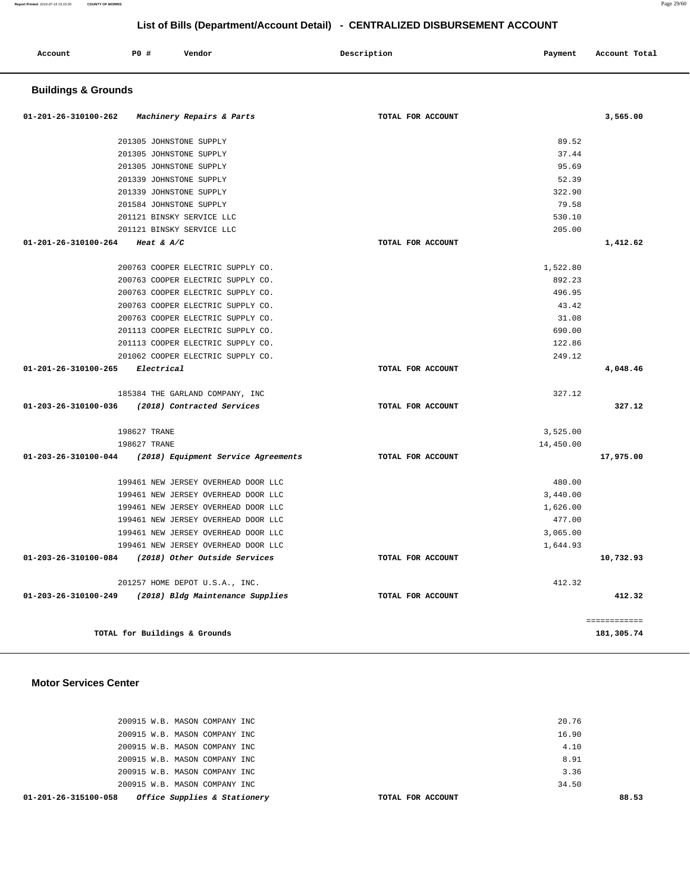## List of Bills (Department/Account Detail) - CENTRALIZED DISBURSEMENT ACCOUNT

| Account | PO # | Vendor | Description | Payment | Account Total |
|---|---|---|---|---|---|

### Buildings & Grounds

| Account | PO # | Vendor | Description | Payment | Account Total |
|---|---|---|---|---|---|
| 01-201-26-310100-262 | | *Machinery Repairs & Parts* | TOTAL FOR ACCOUNT | | 3,565.00 |
| | 201305 | JOHNSTONE SUPPLY | | 89.52 | |
| | 201305 | JOHNSTONE SUPPLY | | 37.44 | |
| | 201305 | JOHNSTONE SUPPLY | | 95.69 | |
| | 201339 | JOHNSTONE SUPPLY | | 52.39 | |
| | 201339 | JOHNSTONE SUPPLY | | 322.90 | |
| | 201584 | JOHNSTONE SUPPLY | | 79.58 | |
| | 201121 | BINSKY SERVICE LLC | | 530.10 | |
| | 201121 | BINSKY SERVICE LLC | | 205.00 | |
| 01-201-26-310100-264 | | *Heat & A/C* | TOTAL FOR ACCOUNT | | 1,412.62 |
| | 200763 | COOPER ELECTRIC SUPPLY CO. | | 1,522.80 | |
| | 200763 | COOPER ELECTRIC SUPPLY CO. | | 892.23 | |
| | 200763 | COOPER ELECTRIC SUPPLY CO. | | 496.95 | |
| | 200763 | COOPER ELECTRIC SUPPLY CO. | | 43.42 | |
| | 200763 | COOPER ELECTRIC SUPPLY CO. | | 31.08 | |
| | 201113 | COOPER ELECTRIC SUPPLY CO. | | 690.00 | |
| | 201113 | COOPER ELECTRIC SUPPLY CO. | | 122.86 | |
| | 201062 | COOPER ELECTRIC SUPPLY CO. | | 249.12 | |
| 01-201-26-310100-265 | | *Electrical* | TOTAL FOR ACCOUNT | | 4,048.46 |
| | 185384 | THE GARLAND COMPANY, INC | | 327.12 | |
| 01-203-26-310100-036 | | *(2018) Contracted Services* | TOTAL FOR ACCOUNT | | 327.12 |
| | 198627 | TRANE | | 3,525.00 | |
| | 198627 | TRANE | | 14,450.00 | |
| 01-203-26-310100-044 | | *(2018) Equipment Service Agreements* | TOTAL FOR ACCOUNT | | 17,975.00 |
| | 199461 | NEW JERSEY OVERHEAD DOOR LLC | | 480.00 | |
| | 199461 | NEW JERSEY OVERHEAD DOOR LLC | | 3,440.00 | |
| | 199461 | NEW JERSEY OVERHEAD DOOR LLC | | 1,626.00 | |
| | 199461 | NEW JERSEY OVERHEAD DOOR LLC | | 477.00 | |
| | 199461 | NEW JERSEY OVERHEAD DOOR LLC | | 3,065.00 | |
| | 199461 | NEW JERSEY OVERHEAD DOOR LLC | | 1,644.93 | |
| 01-203-26-310100-084 | | *(2018) Other Outside Services* | TOTAL FOR ACCOUNT | | 10,732.93 |
| | 201257 | HOME DEPOT U.S.A., INC. | | 412.32 | |
| 01-203-26-310100-249 | | *(2018) Bldg Maintenance Supplies* | TOTAL FOR ACCOUNT | | 412.32 |
| | | | | | ============ |
| | | TOTAL for Buildings & Grounds | | | 181,305.74 |

### Motor Services Center

| Account | PO # | Vendor | Description | Payment | Account Total |
|---|---|---|---|---|---|
| | 200915 | W.B. MASON COMPANY INC | | 20.76 | |
| | 200915 | W.B. MASON COMPANY INC | | 16.90 | |
| | 200915 | W.B. MASON COMPANY INC | | 4.10 | |
| | 200915 | W.B. MASON COMPANY INC | | 8.91 | |
| | 200915 | W.B. MASON COMPANY INC | | 3.36 | |
| | 200915 | W.B. MASON COMPANY INC | | 34.50 | |
| 01-201-26-315100-058 | | *Office Supplies & Stationery* | TOTAL FOR ACCOUNT | | 88.53 |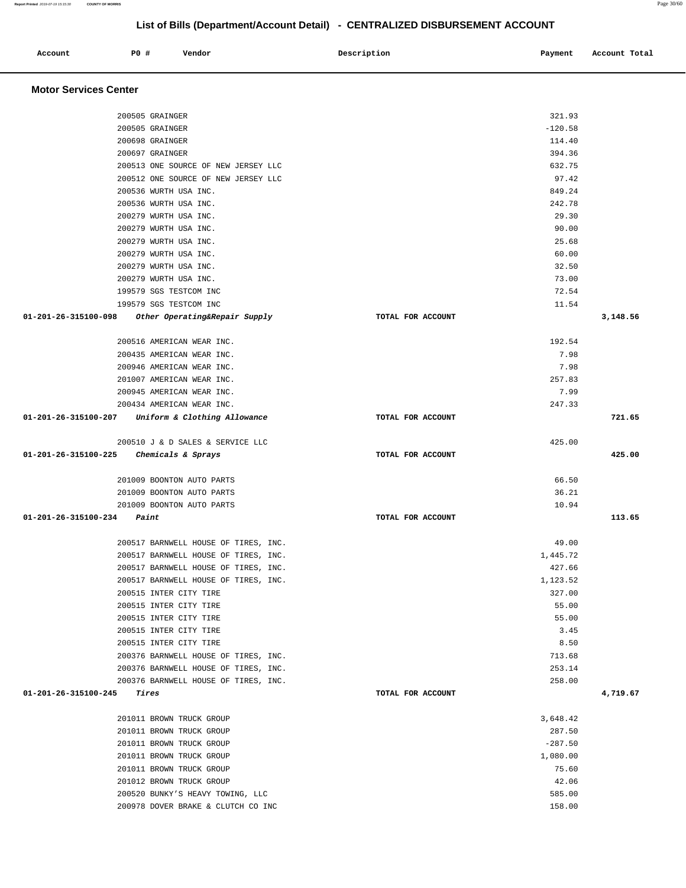## List of Bills (Department/Account Detail) - CENTRALIZED DISBURSEMENT ACCOUNT

| Account | PO # | Vendor | Description | Payment | Account Total |
|---|---|---|---|---|---|

### Motor Services Center

| Account | PO # | Vendor | Description | Payment | Account Total |
|---|---|---|---|---|---|
| | 200505 | GRAINGER | | 321.93 | |
| | 200505 | GRAINGER | | -120.58 | |
| | 200698 | GRAINGER | | 114.40 | |
| | 200697 | GRAINGER | | 394.36 | |
| | 200513 | ONE SOURCE OF NEW JERSEY LLC | | 632.75 | |
| | 200512 | ONE SOURCE OF NEW JERSEY LLC | | 97.42 | |
| | 200536 | WURTH USA INC. | | 849.24 | |
| | 200536 | WURTH USA INC. | | 242.78 | |
| | 200279 | WURTH USA INC. | | 29.30 | |
| | 200279 | WURTH USA INC. | | 90.00 | |
| | 200279 | WURTH USA INC. | | 25.68 | |
| | 200279 | WURTH USA INC. | | 60.00 | |
| | 200279 | WURTH USA INC. | | 32.50 | |
| | 200279 | WURTH USA INC. | | 73.00 | |
| | 199579 | SGS TESTCOM INC | | 72.54 | |
| | 199579 | SGS TESTCOM INC | | 11.54 | |
| **01-201-26-315100-098** | | *Other Operating&Repair Supply* | **TOTAL FOR ACCOUNT** | | **3,148.56** |
| | 200516 | AMERICAN WEAR INC. | | 192.54 | |
| | 200435 | AMERICAN WEAR INC. | | 7.98 | |
| | 200946 | AMERICAN WEAR INC. | | 7.98 | |
| | 201007 | AMERICAN WEAR INC. | | 257.83 | |
| | 200945 | AMERICAN WEAR INC. | | 7.99 | |
| | 200434 | AMERICAN WEAR INC. | | 247.33 | |
| **01-201-26-315100-207** | | *Uniform & Clothing Allowance* | **TOTAL FOR ACCOUNT** | | **721.65** |
| | 200510 | J & D SALES & SERVICE LLC | | 425.00 | |
| **01-201-26-315100-225** | | *Chemicals & Sprays* | **TOTAL FOR ACCOUNT** | | **425.00** |
| | 201009 | BOONTON AUTO PARTS | | 66.50 | |
| | 201009 | BOONTON AUTO PARTS | | 36.21 | |
| | 201009 | BOONTON AUTO PARTS | | 10.94 | |
| **01-201-26-315100-234** | | *Paint* | **TOTAL FOR ACCOUNT** | | **113.65** |
| | 200517 | BARNWELL HOUSE OF TIRES, INC. | | 49.00 | |
| | 200517 | BARNWELL HOUSE OF TIRES, INC. | | 1,445.72 | |
| | 200517 | BARNWELL HOUSE OF TIRES, INC. | | 427.66 | |
| | 200517 | BARNWELL HOUSE OF TIRES, INC. | | 1,123.52 | |
| | 200515 | INTER CITY TIRE | | 327.00 | |
| | 200515 | INTER CITY TIRE | | 55.00 | |
| | 200515 | INTER CITY TIRE | | 55.00 | |
| | 200515 | INTER CITY TIRE | | 3.45 | |
| | 200515 | INTER CITY TIRE | | 8.50 | |
| | 200376 | BARNWELL HOUSE OF TIRES, INC. | | 713.68 | |
| | 200376 | BARNWELL HOUSE OF TIRES, INC. | | 253.14 | |
| | 200376 | BARNWELL HOUSE OF TIRES, INC. | | 258.00 | |
| **01-201-26-315100-245** | | *Tires* | **TOTAL FOR ACCOUNT** | | **4,719.67** |
| | 201011 | BROWN TRUCK GROUP | | 3,648.42 | |
| | 201011 | BROWN TRUCK GROUP | | 287.50 | |
| | 201011 | BROWN TRUCK GROUP | | -287.50 | |
| | 201011 | BROWN TRUCK GROUP | | 1,080.00 | |
| | 201011 | BROWN TRUCK GROUP | | 75.60 | |
| | 201012 | BROWN TRUCK GROUP | | 42.06 | |
| | 200520 | BUNKY'S HEAVY TOWING, LLC | | 585.00 | |
| | 200978 | DOVER BRAKE & CLUTCH CO INC | | 158.00 | |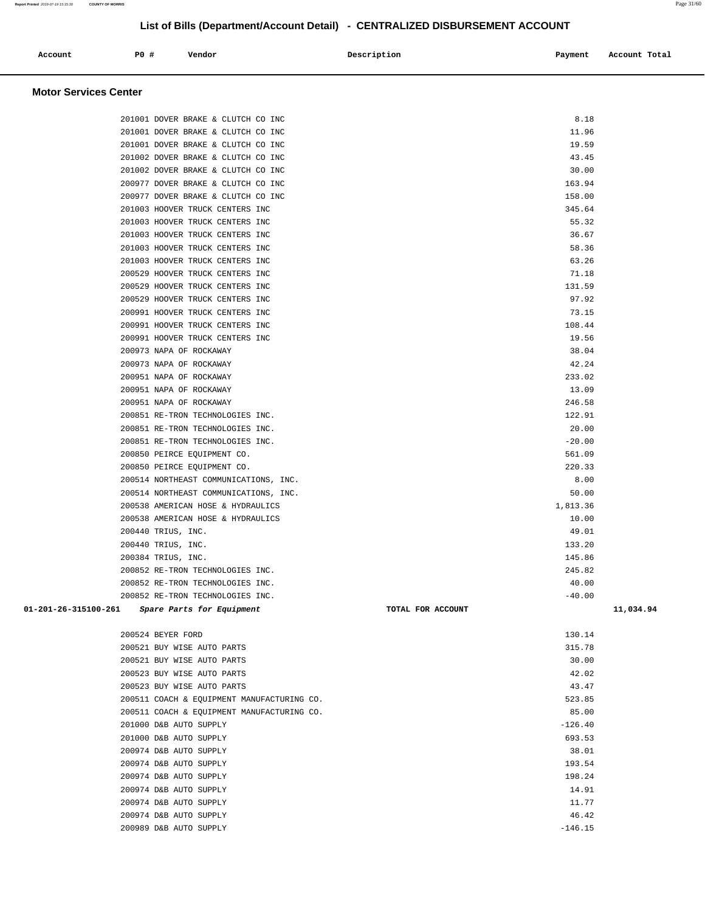# List of Bills (Department/Account Detail) - CENTRALIZED DISBURSEMENT ACCOUNT

| Account | PO # | Vendor | Description | Payment | Account Total |
|---|---|---|---|---|---|

## Motor Services Center

| Account | PO # | Vendor | Description | Payment | Account Total |
|---|---|---|---|---|---|
| | 201001 | DOVER BRAKE & CLUTCH CO INC | | 8.18 | |
| | 201001 | DOVER BRAKE & CLUTCH CO INC | | 11.96 | |
| | 201001 | DOVER BRAKE & CLUTCH CO INC | | 19.59 | |
| | 201002 | DOVER BRAKE & CLUTCH CO INC | | 43.45 | |
| | 201002 | DOVER BRAKE & CLUTCH CO INC | | 30.00 | |
| | 200977 | DOVER BRAKE & CLUTCH CO INC | | 163.94 | |
| | 200977 | DOVER BRAKE & CLUTCH CO INC | | 158.00 | |
| | 201003 | HOOVER TRUCK CENTERS INC | | 345.64 | |
| | 201003 | HOOVER TRUCK CENTERS INC | | 55.32 | |
| | 201003 | HOOVER TRUCK CENTERS INC | | 36.67 | |
| | 201003 | HOOVER TRUCK CENTERS INC | | 58.36 | |
| | 201003 | HOOVER TRUCK CENTERS INC | | 63.26 | |
| | 200529 | HOOVER TRUCK CENTERS INC | | 71.18 | |
| | 200529 | HOOVER TRUCK CENTERS INC | | 131.59 | |
| | 200529 | HOOVER TRUCK CENTERS INC | | 97.92 | |
| | 200991 | HOOVER TRUCK CENTERS INC | | 73.15 | |
| | 200991 | HOOVER TRUCK CENTERS INC | | 108.44 | |
| | 200991 | HOOVER TRUCK CENTERS INC | | 19.56 | |
| | 200973 | NAPA OF ROCKAWAY | | 38.04 | |
| | 200973 | NAPA OF ROCKAWAY | | 42.24 | |
| | 200951 | NAPA OF ROCKAWAY | | 233.02 | |
| | 200951 | NAPA OF ROCKAWAY | | 13.09 | |
| | 200951 | NAPA OF ROCKAWAY | | 246.58 | |
| | 200851 | RE-TRON TECHNOLOGIES INC. | | 122.91 | |
| | 200851 | RE-TRON TECHNOLOGIES INC. | | 20.00 | |
| | 200851 | RE-TRON TECHNOLOGIES INC. | | -20.00 | |
| | 200850 | PEIRCE EQUIPMENT CO. | | 561.09 | |
| | 200850 | PEIRCE EQUIPMENT CO. | | 220.33 | |
| | 200514 | NORTHEAST COMMUNICATIONS, INC. | | 8.00 | |
| | 200514 | NORTHEAST COMMUNICATIONS, INC. | | 50.00 | |
| | 200538 | AMERICAN HOSE & HYDRAULICS | | 1,813.36 | |
| | 200538 | AMERICAN HOSE & HYDRAULICS | | 10.00 | |
| | 200440 | TRIUS, INC. | | 49.01 | |
| | 200440 | TRIUS, INC. | | 133.20 | |
| | 200384 | TRIUS, INC. | | 145.86 | |
| | 200852 | RE-TRON TECHNOLOGIES INC. | | 245.82 | |
| | 200852 | RE-TRON TECHNOLOGIES INC. | | 40.00 | |
| | 200852 | RE-TRON TECHNOLOGIES INC. | | -40.00 | |
| **01-201-26-315100-261** | | *Spare Parts for Equipment* | TOTAL FOR ACCOUNT | | **11,034.94** |
| | 200524 | BEYER FORD | | 130.14 | |
| | 200521 | BUY WISE AUTO PARTS | | 315.78 | |
| | 200521 | BUY WISE AUTO PARTS | | 30.00 | |
| | 200523 | BUY WISE AUTO PARTS | | 42.02 | |
| | 200523 | BUY WISE AUTO PARTS | | 43.47 | |
| | 200511 | COACH & EQUIPMENT MANUFACTURING CO. | | 523.85 | |
| | 200511 | COACH & EQUIPMENT MANUFACTURING CO. | | 85.00 | |
| | 201000 | D&B AUTO SUPPLY | | -126.40 | |
| | 201000 | D&B AUTO SUPPLY | | 693.53 | |
| | 200974 | D&B AUTO SUPPLY | | 38.01 | |
| | 200974 | D&B AUTO SUPPLY | | 193.54 | |
| | 200974 | D&B AUTO SUPPLY | | 198.24 | |
| | 200974 | D&B AUTO SUPPLY | | 14.91 | |
| | 200974 | D&B AUTO SUPPLY | | 11.77 | |
| | 200974 | D&B AUTO SUPPLY | | 46.42 | |
| | 200989 | D&B AUTO SUPPLY | | -146.15 | |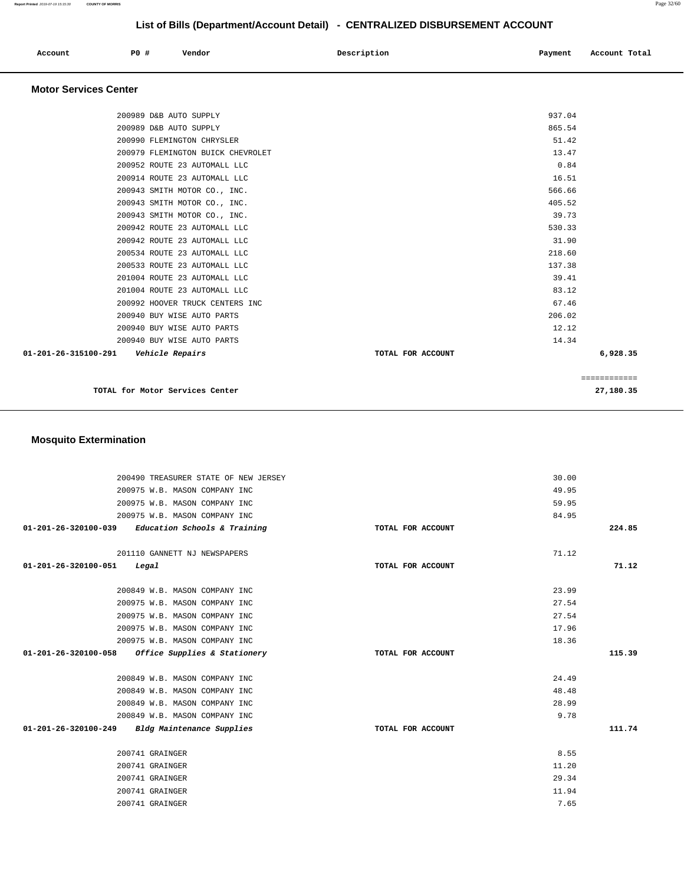## List of Bills (Department/Account Detail) - CENTRALIZED DISBURSEMENT ACCOUNT

| Account | PO # | Vendor | Description | Payment | Account Total |
|---|---|---|---|---|---|

### Motor Services Center

| Account | PO # | Vendor | Description | Payment | Account Total |
|---|---|---|---|---|---|
| | 200989 | D&B AUTO SUPPLY | | 937.04 | |
| | 200989 | D&B AUTO SUPPLY | | 865.54 | |
| | 200990 | FLEMINGTON CHRYSLER | | 51.42 | |
| | 200979 | FLEMINGTON BUICK CHEVROLET | | 13.47 | |
| | 200952 | ROUTE 23 AUTOMALL LLC | | 0.84 | |
| | 200914 | ROUTE 23 AUTOMALL LLC | | 16.51 | |
| | 200943 | SMITH MOTOR CO., INC. | | 566.66 | |
| | 200943 | SMITH MOTOR CO., INC. | | 405.52 | |
| | 200943 | SMITH MOTOR CO., INC. | | 39.73 | |
| | 200942 | ROUTE 23 AUTOMALL LLC | | 530.33 | |
| | 200942 | ROUTE 23 AUTOMALL LLC | | 31.90 | |
| | 200534 | ROUTE 23 AUTOMALL LLC | | 218.60 | |
| | 200533 | ROUTE 23 AUTOMALL LLC | | 137.38 | |
| | 201004 | ROUTE 23 AUTOMALL LLC | | 39.41 | |
| | 201004 | ROUTE 23 AUTOMALL LLC | | 83.12 | |
| | 200992 | HOOVER TRUCK CENTERS INC | | 67.46 | |
| | 200940 | BUY WISE AUTO PARTS | | 206.02 | |
| | 200940 | BUY WISE AUTO PARTS | | 12.12 | |
| | 200940 | BUY WISE AUTO PARTS | | 14.34 | |
| **01-201-26-315100-291** | *Vehicle Repairs* | | TOTAL FOR ACCOUNT | | **6,928.35** |
| | | | | | ============ |
| | TOTAL for Motor Services Center | | | | **27,180.35** |

### Mosquito Extermination

| Account | PO # | Vendor | Description | Payment | Account Total |
|---|---|---|---|---|---|
| | 200490 | TREASURER STATE OF NEW JERSEY | | 30.00 | |
| | 200975 | W.B. MASON COMPANY INC | | 49.95 | |
| | 200975 | W.B. MASON COMPANY INC | | 59.95 | |
| | 200975 | W.B. MASON COMPANY INC | | 84.95 | |
| **01-201-26-320100-039** | *Education Schools & Training* | | TOTAL FOR ACCOUNT | | **224.85** |
| | 201110 | GANNETT NJ NEWSPAPERS | | 71.12 | |
| **01-201-26-320100-051** | *Legal* | | TOTAL FOR ACCOUNT | | **71.12** |
| | 200849 | W.B. MASON COMPANY INC | | 23.99 | |
| | 200975 | W.B. MASON COMPANY INC | | 27.54 | |
| | 200975 | W.B. MASON COMPANY INC | | 27.54 | |
| | 200975 | W.B. MASON COMPANY INC | | 17.96 | |
| | 200975 | W.B. MASON COMPANY INC | | 18.36 | |
| **01-201-26-320100-058** | *Office Supplies & Stationery* | | TOTAL FOR ACCOUNT | | **115.39** |
| | 200849 | W.B. MASON COMPANY INC | | 24.49 | |
| | 200849 | W.B. MASON COMPANY INC | | 48.48 | |
| | 200849 | W.B. MASON COMPANY INC | | 28.99 | |
| | 200849 | W.B. MASON COMPANY INC | | 9.78 | |
| **01-201-26-320100-249** | *Bldg Maintenance Supplies* | | TOTAL FOR ACCOUNT | | **111.74** |
| | 200741 | GRAINGER | | 8.55 | |
| | 200741 | GRAINGER | | 11.20 | |
| | 200741 | GRAINGER | | 29.34 | |
| | 200741 | GRAINGER | | 11.94 | |
| | 200741 | GRAINGER | | 7.65 | |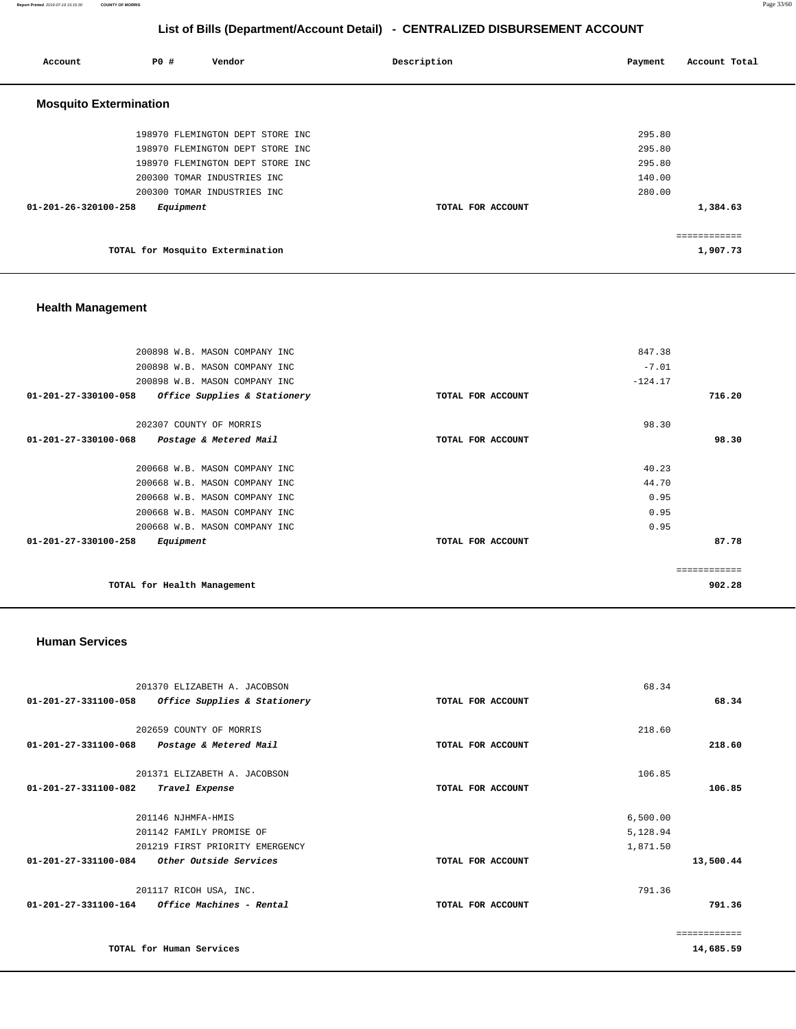# List of Bills (Department/Account Detail) - CENTRALIZED DISBURSEMENT ACCOUNT

| Account | PO # | Vendor | Description | Payment | Account Total |
|---|---|---|---|---|---|

## Mosquito Extermination

| Account | PO # | Vendor | Description | Payment | Account Total |
|---|---|---|---|---|---|
| | 198970 | FLEMINGTON DEPT STORE INC | | 295.80 | |
| | 198970 | FLEMINGTON DEPT STORE INC | | 295.80 | |
| | 198970 | FLEMINGTON DEPT STORE INC | | 295.80 | |
| | 200300 | TOMAR INDUSTRIES INC | | 140.00 | |
| | 200300 | TOMAR INDUSTRIES INC | | 280.00 | |
| **01-201-26-320100-258** | | ***Equipment*** | **TOTAL FOR ACCOUNT** | | **1,384.63** |
| | | | | | ============ |
| | **TOTAL for Mosquito Extermination** | | | | **1,907.73** |

## Health Management

| Account | PO # | Vendor | Description | Payment | Account Total |
|---|---|---|---|---|---|
| | 200898 | W.B. MASON COMPANY INC | | 847.38 | |
| | 200898 | W.B. MASON COMPANY INC | | -7.01 | |
| | 200898 | W.B. MASON COMPANY INC | | -124.17 | |
| **01-201-27-330100-058** | | ***Office Supplies & Stationery*** | **TOTAL FOR ACCOUNT** | | **716.20** |
| | 202307 | COUNTY OF MORRIS | | 98.30 | |
| **01-201-27-330100-068** | | ***Postage & Metered Mail*** | **TOTAL FOR ACCOUNT** | | **98.30** |
| | 200668 | W.B. MASON COMPANY INC | | 40.23 | |
| | 200668 | W.B. MASON COMPANY INC | | 44.70 | |
| | 200668 | W.B. MASON COMPANY INC | | 0.95 | |
| | 200668 | W.B. MASON COMPANY INC | | 0.95 | |
| | 200668 | W.B. MASON COMPANY INC | | 0.95 | |
| **01-201-27-330100-258** | | ***Equipment*** | **TOTAL FOR ACCOUNT** | | **87.78** |
| | | | | | ============ |
| | **TOTAL for Health Management** | | | | **902.28** |

## Human Services

| Account | PO # | Vendor | Description | Payment | Account Total |
|---|---|---|---|---|---|
| | 201370 | ELIZABETH A. JACOBSON | | 68.34 | |
| **01-201-27-331100-058** | | ***Office Supplies & Stationery*** | **TOTAL FOR ACCOUNT** | | **68.34** |
| | 202659 | COUNTY OF MORRIS | | 218.60 | |
| **01-201-27-331100-068** | | ***Postage & Metered Mail*** | **TOTAL FOR ACCOUNT** | | **218.60** |
| | 201371 | ELIZABETH A. JACOBSON | | 106.85 | |
| **01-201-27-331100-082** | | ***Travel Expense*** | **TOTAL FOR ACCOUNT** | | **106.85** |
| | 201146 | NJHMFA-HMIS | | 6,500.00 | |
| | 201142 | FAMILY PROMISE OF | | 5,128.94 | |
| | 201219 | FIRST PRIORITY EMERGENCY | | 1,871.50 | |
| **01-201-27-331100-084** | | ***Other Outside Services*** | **TOTAL FOR ACCOUNT** | | **13,500.44** |
| | 201117 | RICOH USA, INC. | | 791.36 | |
| **01-201-27-331100-164** | | ***Office Machines - Rental*** | **TOTAL FOR ACCOUNT** | | **791.36** |
| | | | | | ============ |
| | **TOTAL for Human Services** | | | | **14,685.59** |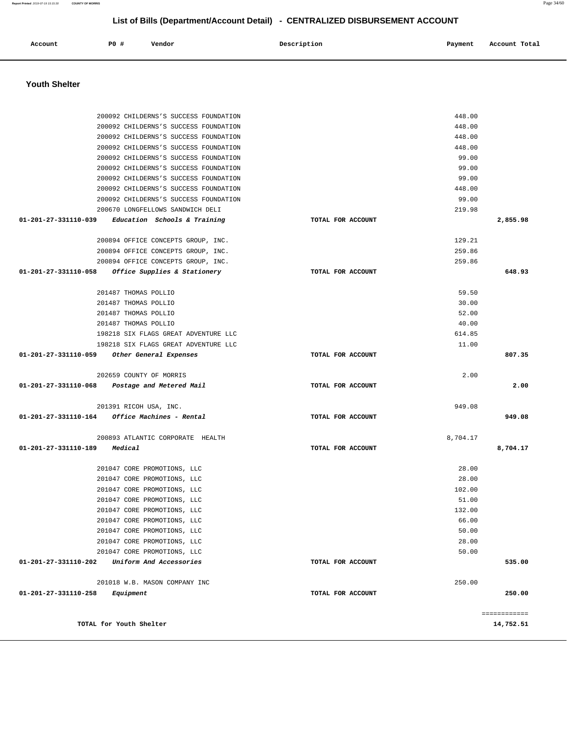# List of Bills (Department/Account Detail) - CENTRALIZED DISBURSEMENT ACCOUNT

| Account | PO # | Vendor | Description | Payment | Account Total |
|---|---|---|---|---|---|

## Youth Shelter

| Account | PO # | Vendor | Description | Payment | Account Total |
|---|---|---|---|---|---|
| | 200092 | CHILDERNS'S SUCCESS FOUNDATION | | 448.00 | |
| | 200092 | CHILDERNS'S SUCCESS FOUNDATION | | 448.00 | |
| | 200092 | CHILDERNS'S SUCCESS FOUNDATION | | 448.00 | |
| | 200092 | CHILDERNS'S SUCCESS FOUNDATION | | 448.00 | |
| | 200092 | CHILDERNS'S SUCCESS FOUNDATION | | 99.00 | |
| | 200092 | CHILDERNS'S SUCCESS FOUNDATION | | 99.00 | |
| | 200092 | CHILDERNS'S SUCCESS FOUNDATION | | 99.00 | |
| | 200092 | CHILDERNS'S SUCCESS FOUNDATION | | 448.00 | |
| | 200092 | CHILDERNS'S SUCCESS FOUNDATION | | 99.00 | |
| | 200670 | LONGFELLOWS SANDWICH DELI | | 219.98 | |
| **01-201-27-331110-039** | | ***Education Schools & Training*** | **TOTAL FOR ACCOUNT** | | **2,855.98** |
| | 200894 | OFFICE CONCEPTS GROUP, INC. | | 129.21 | |
| | 200894 | OFFICE CONCEPTS GROUP, INC. | | 259.86 | |
| | 200894 | OFFICE CONCEPTS GROUP, INC. | | 259.86 | |
| **01-201-27-331110-058** | | ***Office Supplies & Stationery*** | **TOTAL FOR ACCOUNT** | | **648.93** |
| | 201487 | THOMAS POLLIO | | 59.50 | |
| | 201487 | THOMAS POLLIO | | 30.00 | |
| | 201487 | THOMAS POLLIO | | 52.00 | |
| | 201487 | THOMAS POLLIO | | 40.00 | |
| | 198218 | SIX FLAGS GREAT ADVENTURE LLC | | 614.85 | |
| | 198218 | SIX FLAGS GREAT ADVENTURE LLC | | 11.00 | |
| **01-201-27-331110-059** | | ***Other General Expenses*** | **TOTAL FOR ACCOUNT** | | **807.35** |
| | 202659 | COUNTY OF MORRIS | | 2.00 | |
| **01-201-27-331110-068** | | ***Postage and Metered Mail*** | **TOTAL FOR ACCOUNT** | | **2.00** |
| | 201391 | RICOH USA, INC. | | 949.08 | |
| **01-201-27-331110-164** | | ***Office Machines - Rental*** | **TOTAL FOR ACCOUNT** | | **949.08** |
| | 200893 | ATLANTIC CORPORATE HEALTH | | 8,704.17 | |
| **01-201-27-331110-189** | | ***Medical*** | **TOTAL FOR ACCOUNT** | | **8,704.17** |
| | 201047 | CORE PROMOTIONS, LLC | | 28.00 | |
| | 201047 | CORE PROMOTIONS, LLC | | 28.00 | |
| | 201047 | CORE PROMOTIONS, LLC | | 102.00 | |
| | 201047 | CORE PROMOTIONS, LLC | | 51.00 | |
| | 201047 | CORE PROMOTIONS, LLC | | 132.00 | |
| | 201047 | CORE PROMOTIONS, LLC | | 66.00 | |
| | 201047 | CORE PROMOTIONS, LLC | | 50.00 | |
| | 201047 | CORE PROMOTIONS, LLC | | 28.00 | |
| | 201047 | CORE PROMOTIONS, LLC | | 50.00 | |
| **01-201-27-331110-202** | | ***Uniform And Accessories*** | **TOTAL FOR ACCOUNT** | | **535.00** |
| | 201018 | W.B. MASON COMPANY INC | | 250.00 | |
| **01-201-27-331110-258** | | ***Equipment*** | **TOTAL FOR ACCOUNT** | | **250.00** |
| | | | | | ============ |
| **TOTAL for Youth Shelter** | | | | | **14,752.51** |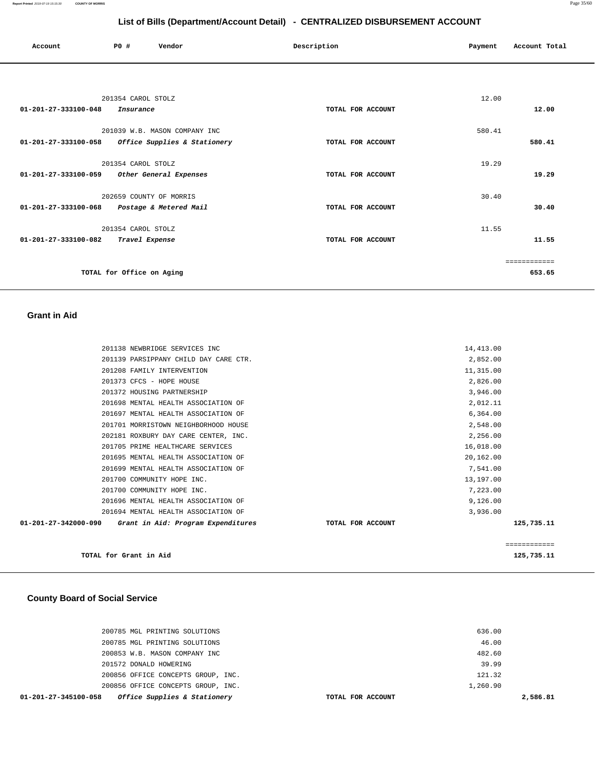## List of Bills (Department/Account Detail) - CENTRALIZED DISBURSEMENT ACCOUNT

| Account | PO # | Vendor | Description | Payment | Account Total |
|---|---|---|---|---|---|
| | 201354 | CAROL STOLZ | | 12.00 | |
| **01-201-27-333100-048** | | *Insurance* | **TOTAL FOR ACCOUNT** | | **12.00** |
| | 201039 | W.B. MASON COMPANY INC | | 580.41 | |
| **01-201-27-333100-058** | | *Office Supplies & Stationery* | **TOTAL FOR ACCOUNT** | | **580.41** |
| | 201354 | CAROL STOLZ | | 19.29 | |
| **01-201-27-333100-059** | | *Other General Expenses* | **TOTAL FOR ACCOUNT** | | **19.29** |
| | 202659 | COUNTY OF MORRIS | | 30.40 | |
| **01-201-27-333100-068** | | *Postage & Metered Mail* | **TOTAL FOR ACCOUNT** | | **30.40** |
| | 201354 | CAROL STOLZ | | 11.55 | |
| **01-201-27-333100-082** | | *Travel Expense* | **TOTAL FOR ACCOUNT** | | **11.55** |
| | | | | | ============ |
| | **TOTAL for Office on Aging** | | | | **653.65** |

### Grant in Aid

| Account | PO # | Vendor | Description | Payment | Account Total |
|---|---|---|---|---|---|
| | 201138 | NEWBRIDGE SERVICES INC | | 14,413.00 | |
| | 201139 | PARSIPPANY CHILD DAY CARE CTR. | | 2,852.00 | |
| | 201208 | FAMILY INTERVENTION | | 11,315.00 | |
| | 201373 | CFCS - HOPE HOUSE | | 2,826.00 | |
| | 201372 | HOUSING PARTNERSHIP | | 3,946.00 | |
| | 201698 | MENTAL HEALTH ASSOCIATION OF | | 2,012.11 | |
| | 201697 | MENTAL HEALTH ASSOCIATION OF | | 6,364.00 | |
| | 201701 | MORRISTOWN NEIGHBORHOOD HOUSE | | 2,548.00 | |
| | 202181 | ROXBURY DAY CARE CENTER, INC. | | 2,256.00 | |
| | 201705 | PRIME HEALTHCARE SERVICES | | 16,018.00 | |
| | 201695 | MENTAL HEALTH ASSOCIATION OF | | 20,162.00 | |
| | 201699 | MENTAL HEALTH ASSOCIATION OF | | 7,541.00 | |
| | 201700 | COMMUNITY HOPE INC. | | 13,197.00 | |
| | 201700 | COMMUNITY HOPE INC. | | 7,223.00 | |
| | 201696 | MENTAL HEALTH ASSOCIATION OF | | 9,126.00 | |
| | 201694 | MENTAL HEALTH ASSOCIATION OF | | 3,936.00 | |
| **01-201-27-342000-090** | | *Grant in Aid: Program Expenditures* | **TOTAL FOR ACCOUNT** | | **125,735.11** |
| | | | | | ============ |
| | **TOTAL for Grant in Aid** | | | | **125,735.11** |

### County Board of Social Service

| Account | PO # | Vendor | Description | Payment | Account Total |
|---|---|---|---|---|---|
| | 200785 | MGL PRINTING SOLUTIONS | | 636.00 | |
| | 200785 | MGL PRINTING SOLUTIONS | | 46.00 | |
| | 200853 | W.B. MASON COMPANY INC | | 482.60 | |
| | 201572 | DONALD HOWERING | | 39.99 | |
| | 200856 | OFFICE CONCEPTS GROUP, INC. | | 121.32 | |
| | 200856 | OFFICE CONCEPTS GROUP, INC. | | 1,260.90 | |
| **01-201-27-345100-058** | | *Office Supplies & Stationery* | **TOTAL FOR ACCOUNT** | | **2,586.81** |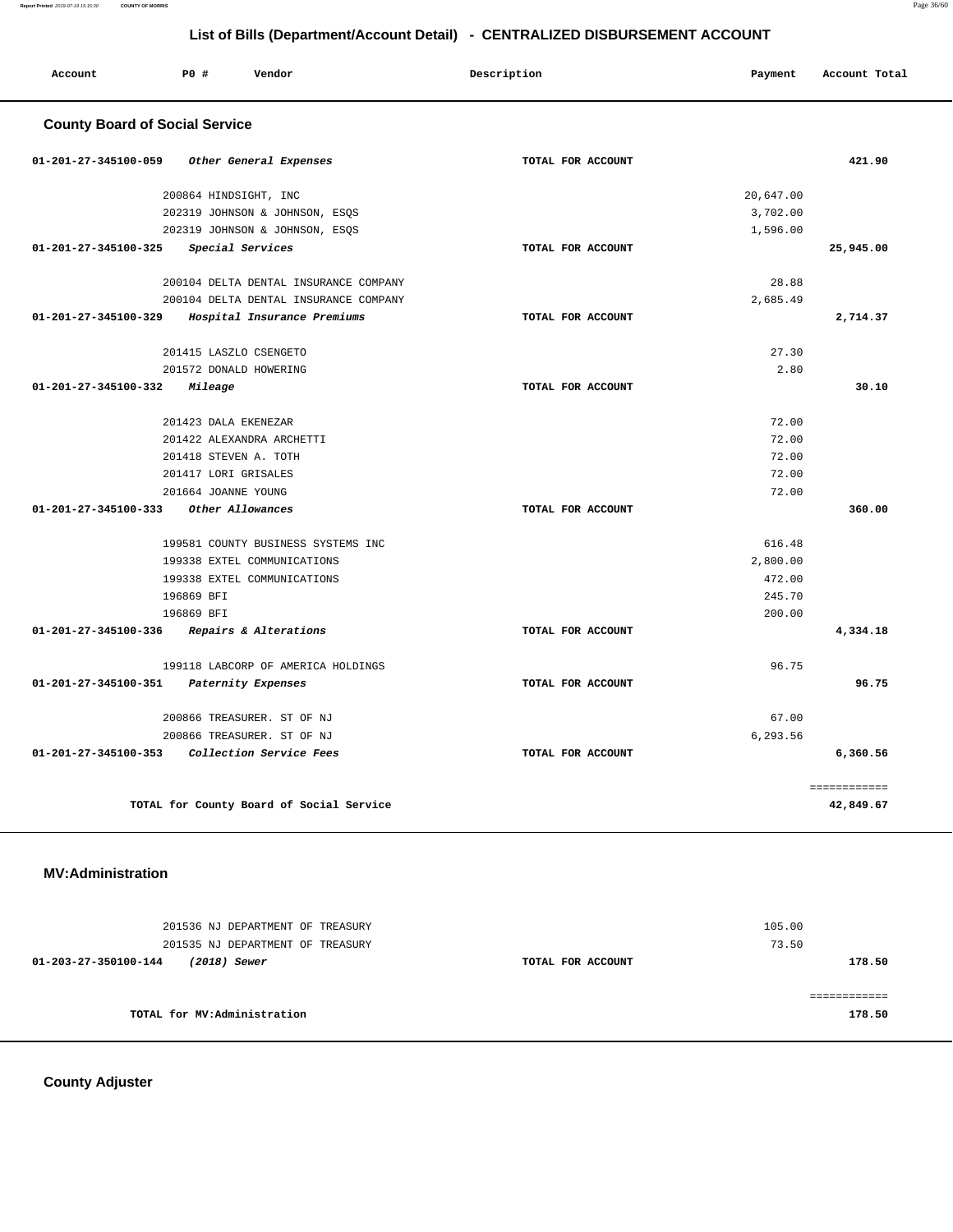## List of Bills (Department/Account Detail) - CENTRALIZED DISBURSEMENT ACCOUNT

| Account | PO # | Vendor | Description | Payment | Account Total |
|---|---|---|---|---|---|

### County Board of Social Service

| Account | PO # | Vendor | Description | Payment | Account Total |
|---|---|---|---|---|---|
| 01-201-27-345100-059 | | *Other General Expenses* | TOTAL FOR ACCOUNT | | 421.90 |
| | 200864 | HINDSIGHT, INC | | 20,647.00 | |
| | 202319 | JOHNSON & JOHNSON, ESQS | | 3,702.00 | |
| | 202319 | JOHNSON & JOHNSON, ESQS | | 1,596.00 | |
| 01-201-27-345100-325 | | *Special Services* | TOTAL FOR ACCOUNT | | 25,945.00 |
| | 200104 | DELTA DENTAL INSURANCE COMPANY | | 28.88 | |
| | 200104 | DELTA DENTAL INSURANCE COMPANY | | 2,685.49 | |
| 01-201-27-345100-329 | | *Hospital Insurance Premiums* | TOTAL FOR ACCOUNT | | 2,714.37 |
| | 201415 | LASZLO CSENGETO | | 27.30 | |
| | 201572 | DONALD HOWERING | | 2.80 | |
| 01-201-27-345100-332 | | *Mileage* | TOTAL FOR ACCOUNT | | 30.10 |
| | 201423 | DALA EKENEZAR | | 72.00 | |
| | 201422 | ALEXANDRA ARCHETTI | | 72.00 | |
| | 201418 | STEVEN A. TOTH | | 72.00 | |
| | 201417 | LORI GRISALES | | 72.00 | |
| | 201664 | JOANNE YOUNG | | 72.00 | |
| 01-201-27-345100-333 | | *Other Allowances* | TOTAL FOR ACCOUNT | | 360.00 |
| | 199581 | COUNTY BUSINESS SYSTEMS INC | | 616.48 | |
| | 199338 | EXTEL COMMUNICATIONS | | 2,800.00 | |
| | 199338 | EXTEL COMMUNICATIONS | | 472.00 | |
| | 196869 | BFI | | 245.70 | |
| | 196869 | BFI | | 200.00 | |
| 01-201-27-345100-336 | | *Repairs & Alterations* | TOTAL FOR ACCOUNT | | 4,334.18 |
| | 199118 | LABCORP OF AMERICA HOLDINGS | | 96.75 | |
| 01-201-27-345100-351 | | *Paternity Expenses* | TOTAL FOR ACCOUNT | | 96.75 |
| | 200866 | TREASURER. ST OF NJ | | 67.00 | |
| | 200866 | TREASURER. ST OF NJ | | 6,293.56 | |
| 01-201-27-345100-353 | | *Collection Service Fees* | TOTAL FOR ACCOUNT | | 6,360.56 |
| | | | | | ============ |
| | | TOTAL for County Board of Social Service | | | 42,849.67 |

### MV:Administration

| Account | PO # | Vendor | Description | Payment | Account Total |
|---|---|---|---|---|---|
| | 201536 | NJ DEPARTMENT OF TREASURY | | 105.00 | |
| | 201535 | NJ DEPARTMENT OF TREASURY | | 73.50 | |
| 01-203-27-350100-144 | | *(2018) Sewer* | TOTAL FOR ACCOUNT | | 178.50 |
| | | | | | ============ |
| | | TOTAL for MV:Administration | | | 178.50 |

### County Adjuster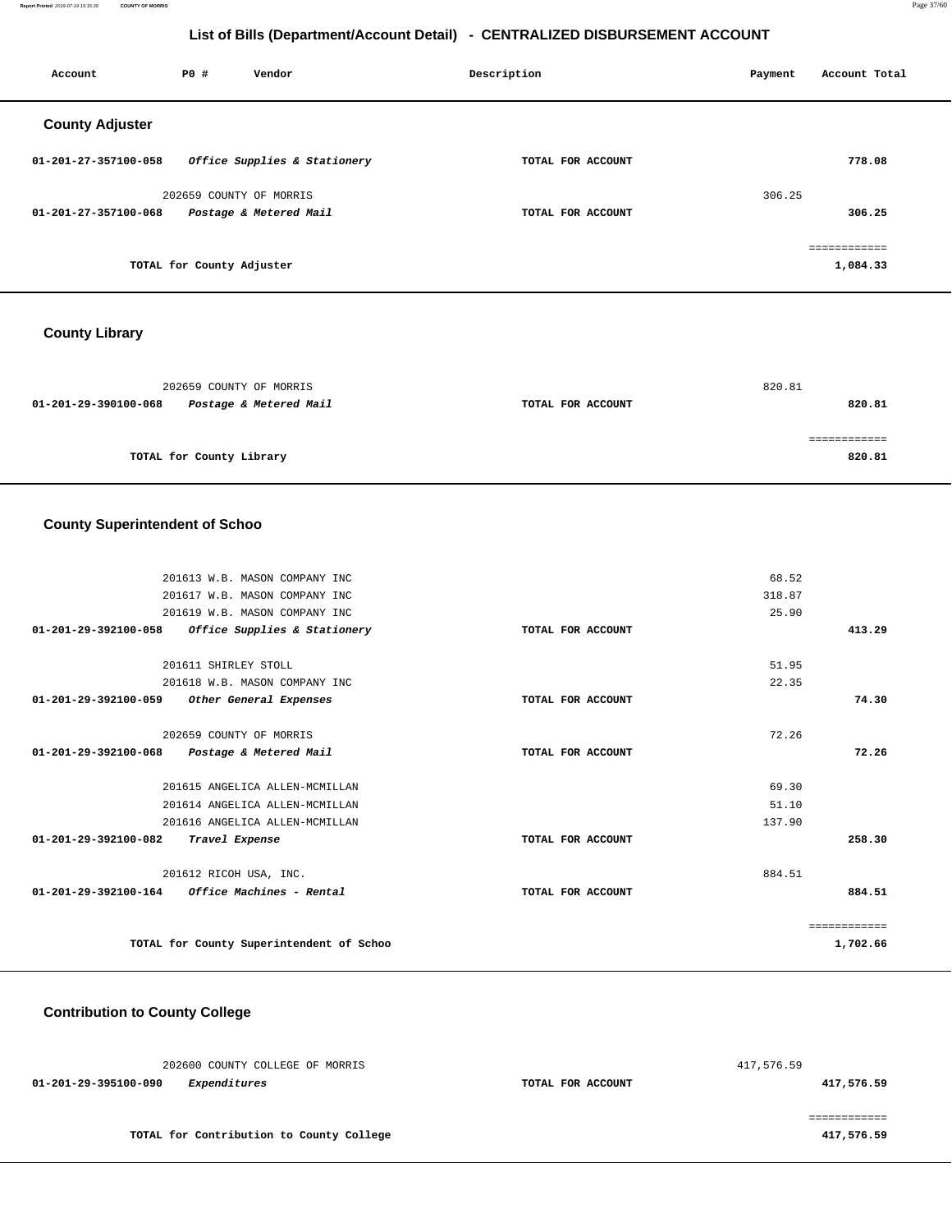# List of Bills (Department/Account Detail) - CENTRALIZED DISBURSEMENT ACCOUNT

| Account | PO # | Vendor | Description | Payment | Account Total |
|---|---|---|---|---|---|

## County Adjuster

| Account | PO # | Vendor | Description | Payment | Account Total |
|---|---|---|---|---|---|
| 01-201-27-357100-058 | | *Office Supplies & Stationery* | TOTAL FOR ACCOUNT | | 778.08 |
| | 202659 | COUNTY OF MORRIS | | 306.25 | |
| 01-201-27-357100-068 | | *Postage & Metered Mail* | TOTAL FOR ACCOUNT | | 306.25 |
| | | | | | ============ |
| | | TOTAL for County Adjuster | | | 1,084.33 |

## County Library

| Account | PO # | Vendor | Description | Payment | Account Total |
|---|---|---|---|---|---|
| | 202659 | COUNTY OF MORRIS | | 820.81 | |
| 01-201-29-390100-068 | | *Postage & Metered Mail* | TOTAL FOR ACCOUNT | | 820.81 |
| | | | | | ============ |
| | | TOTAL for County Library | | | 820.81 |

## County Superintendent of Schoo

| Account | PO # | Vendor | Description | Payment | Account Total |
|---|---|---|---|---|---|
| | 201613 | W.B. MASON COMPANY INC | | 68.52 | |
| | 201617 | W.B. MASON COMPANY INC | | 318.87 | |
| | 201619 | W.B. MASON COMPANY INC | | 25.90 | |
| 01-201-29-392100-058 | | *Office Supplies & Stationery* | TOTAL FOR ACCOUNT | | 413.29 |
| | 201611 | SHIRLEY STOLL | | 51.95 | |
| | 201618 | W.B. MASON COMPANY INC | | 22.35 | |
| 01-201-29-392100-059 | | *Other General Expenses* | TOTAL FOR ACCOUNT | | 74.30 |
| | 202659 | COUNTY OF MORRIS | | 72.26 | |
| 01-201-29-392100-068 | | *Postage & Metered Mail* | TOTAL FOR ACCOUNT | | 72.26 |
| | 201615 | ANGELICA ALLEN-MCMILLAN | | 69.30 | |
| | 201614 | ANGELICA ALLEN-MCMILLAN | | 51.10 | |
| | 201616 | ANGELICA ALLEN-MCMILLAN | | 137.90 | |
| 01-201-29-392100-082 | | *Travel Expense* | TOTAL FOR ACCOUNT | | 258.30 |
| | 201612 | RICOH USA, INC. | | 884.51 | |
| 01-201-29-392100-164 | | *Office Machines - Rental* | TOTAL FOR ACCOUNT | | 884.51 |
| | | | | | ============ |
| | | TOTAL for County Superintendent of Schoo | | | 1,702.66 |

## Contribution to County College

| Account | PO # | Vendor | Description | Payment | Account Total |
|---|---|---|---|---|---|
| | 202600 | COUNTY COLLEGE OF MORRIS | | 417,576.59 | |
| 01-201-29-395100-090 | | *Expenditures* | TOTAL FOR ACCOUNT | | 417,576.59 |
| | | | | | ============ |
| | | TOTAL for Contribution to County College | | | 417,576.59 |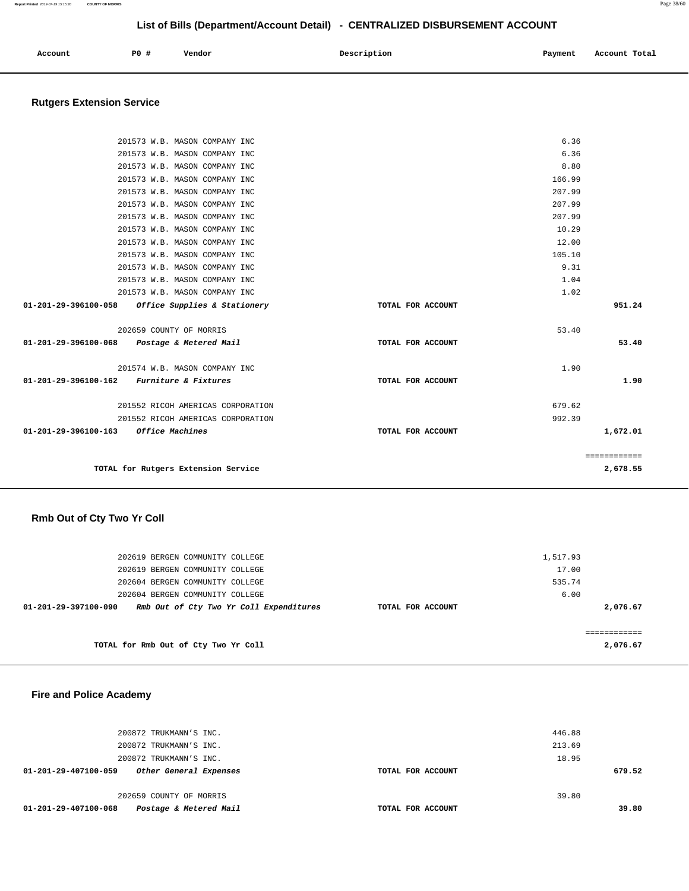# List of Bills (Department/Account Detail) - CENTRALIZED DISBURSEMENT ACCOUNT

| Account | PO # | Vendor | Description | Payment | Account Total |
|---|---|---|---|---|---|

## Rutgers Extension Service

| Account | PO # | Vendor | Description | Payment | Account Total |
|---|---|---|---|---|---|
| | 201573 | W.B. MASON COMPANY INC | | 6.36 | |
| | 201573 | W.B. MASON COMPANY INC | | 6.36 | |
| | 201573 | W.B. MASON COMPANY INC | | 8.80 | |
| | 201573 | W.B. MASON COMPANY INC | | 166.99 | |
| | 201573 | W.B. MASON COMPANY INC | | 207.99 | |
| | 201573 | W.B. MASON COMPANY INC | | 207.99 | |
| | 201573 | W.B. MASON COMPANY INC | | 207.99 | |
| | 201573 | W.B. MASON COMPANY INC | | 10.29 | |
| | 201573 | W.B. MASON COMPANY INC | | 12.00 | |
| | 201573 | W.B. MASON COMPANY INC | | 105.10 | |
| | 201573 | W.B. MASON COMPANY INC | | 9.31 | |
| | 201573 | W.B. MASON COMPANY INC | | 1.04 | |
| | 201573 | W.B. MASON COMPANY INC | | 1.02 | |
| **01-201-29-396100-058** | | ***Office Supplies & Stationery*** | **TOTAL FOR ACCOUNT** | | **951.24** |
| | 202659 | COUNTY OF MORRIS | | 53.40 | |
| **01-201-29-396100-068** | | ***Postage & Metered Mail*** | **TOTAL FOR ACCOUNT** | | **53.40** |
| | 201574 | W.B. MASON COMPANY INC | | 1.90 | |
| **01-201-29-396100-162** | | ***Furniture & Fixtures*** | **TOTAL FOR ACCOUNT** | | **1.90** |
| | 201552 | RICOH AMERICAS CORPORATION | | 679.62 | |
| | 201552 | RICOH AMERICAS CORPORATION | | 992.39 | |
| **01-201-29-396100-163** | | ***Office Machines*** | **TOTAL FOR ACCOUNT** | | **1,672.01** |
| | | | | | ============ |
| | | **TOTAL for Rutgers Extension Service** | | | **2,678.55** |

## Rmb Out of Cty Two Yr Coll

| Account | PO # | Vendor | Description | Payment | Account Total |
|---|---|---|---|---|---|
| | 202619 | BERGEN COMMUNITY COLLEGE | | 1,517.93 | |
| | 202619 | BERGEN COMMUNITY COLLEGE | | 17.00 | |
| | 202604 | BERGEN COMMUNITY COLLEGE | | 535.74 | |
| | 202604 | BERGEN COMMUNITY COLLEGE | | 6.00 | |
| **01-201-29-397100-090** | | ***Rmb Out of Cty Two Yr Coll Expenditures*** | **TOTAL FOR ACCOUNT** | | **2,076.67** |
| | | | | | ============ |
| | | **TOTAL for Rmb Out of Cty Two Yr Coll** | | | **2,076.67** |

## Fire and Police Academy

| Account | PO # | Vendor | Description | Payment | Account Total |
|---|---|---|---|---|---|
| | 200872 | TRUKMANN'S INC. | | 446.88 | |
| | 200872 | TRUKMANN'S INC. | | 213.69 | |
| | 200872 | TRUKMANN'S INC. | | 18.95 | |
| **01-201-29-407100-059** | | ***Other General Expenses*** | **TOTAL FOR ACCOUNT** | | **679.52** |
| | 202659 | COUNTY OF MORRIS | | 39.80 | |
| **01-201-29-407100-068** | | ***Postage & Metered Mail*** | **TOTAL FOR ACCOUNT** | | **39.80** |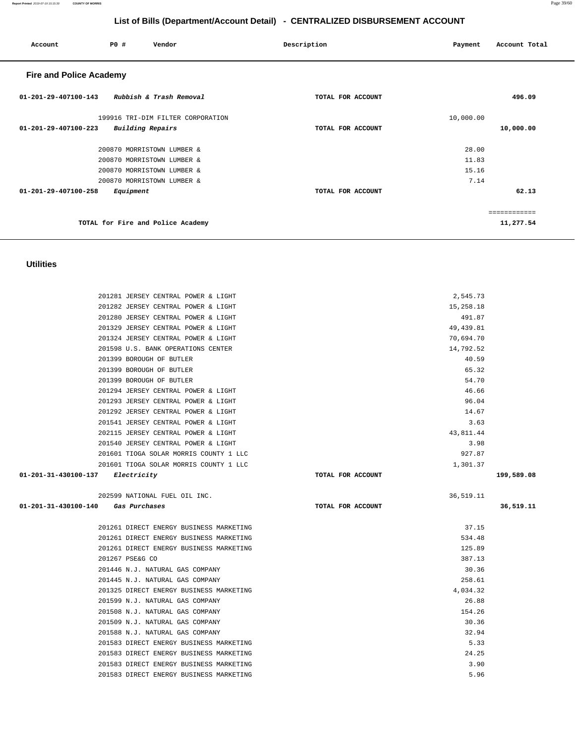# List of Bills (Department/Account Detail) - CENTRALIZED DISBURSEMENT ACCOUNT

| Account | PO # | Vendor | Description | Payment | Account Total |
|---|---|---|---|---|---|

## Fire and Police Academy

| Account | PO # | Vendor | Description | Payment | Account Total |
|---|---|---|---|---|---|
| 01-201-29-407100-143 | | *Rubbish & Trash Removal* | TOTAL FOR ACCOUNT | | 496.09 |
| | 199916 | TRI-DIM FILTER CORPORATION | | 10,000.00 | |
| 01-201-29-407100-223 | | *Building Repairs* | TOTAL FOR ACCOUNT | | 10,000.00 |
| | 200870 | MORRISTOWN LUMBER & | | 28.00 | |
| | 200870 | MORRISTOWN LUMBER & | | 11.83 | |
| | 200870 | MORRISTOWN LUMBER & | | 15.16 | |
| | 200870 | MORRISTOWN LUMBER & | | 7.14 | |
| 01-201-29-407100-258 | | *Equipment* | TOTAL FOR ACCOUNT | | 62.13 |
| | | | | | ============ |
| | | TOTAL for Fire and Police Academy | | | 11,277.54 |

## Utilities

| Account | PO # | Vendor | Description | Payment | Account Total |
|---|---|---|---|---|---|
| | 201281 | JERSEY CENTRAL POWER & LIGHT | | 2,545.73 | |
| | 201282 | JERSEY CENTRAL POWER & LIGHT | | 15,258.18 | |
| | 201280 | JERSEY CENTRAL POWER & LIGHT | | 491.87 | |
| | 201329 | JERSEY CENTRAL POWER & LIGHT | | 49,439.81 | |
| | 201324 | JERSEY CENTRAL POWER & LIGHT | | 70,694.70 | |
| | 201598 | U.S. BANK OPERATIONS CENTER | | 14,792.52 | |
| | 201399 | BOROUGH OF BUTLER | | 40.59 | |
| | 201399 | BOROUGH OF BUTLER | | 65.32 | |
| | 201399 | BOROUGH OF BUTLER | | 54.70 | |
| | 201294 | JERSEY CENTRAL POWER & LIGHT | | 46.66 | |
| | 201293 | JERSEY CENTRAL POWER & LIGHT | | 96.04 | |
| | 201292 | JERSEY CENTRAL POWER & LIGHT | | 14.67 | |
| | 201541 | JERSEY CENTRAL POWER & LIGHT | | 3.63 | |
| | 202115 | JERSEY CENTRAL POWER & LIGHT | | 43,811.44 | |
| | 201540 | JERSEY CENTRAL POWER & LIGHT | | 3.98 | |
| | 201601 | TIOGA SOLAR MORRIS COUNTY 1 LLC | | 927.87 | |
| | 201601 | TIOGA SOLAR MORRIS COUNTY 1 LLC | | 1,301.37 | |
| 01-201-31-430100-137 | | *Electricity* | TOTAL FOR ACCOUNT | | 199,589.08 |
| | 202599 | NATIONAL FUEL OIL INC. | | 36,519.11 | |
| 01-201-31-430100-140 | | *Gas Purchases* | TOTAL FOR ACCOUNT | | 36,519.11 |
| | 201261 | DIRECT ENERGY BUSINESS MARKETING | | 37.15 | |
| | 201261 | DIRECT ENERGY BUSINESS MARKETING | | 534.48 | |
| | 201261 | DIRECT ENERGY BUSINESS MARKETING | | 125.89 | |
| | 201267 | PSE&G CO | | 387.13 | |
| | 201446 | N.J. NATURAL GAS COMPANY | | 30.36 | |
| | 201445 | N.J. NATURAL GAS COMPANY | | 258.61 | |
| | 201325 | DIRECT ENERGY BUSINESS MARKETING | | 4,034.32 | |
| | 201599 | N.J. NATURAL GAS COMPANY | | 26.88 | |
| | 201508 | N.J. NATURAL GAS COMPANY | | 154.26 | |
| | 201509 | N.J. NATURAL GAS COMPANY | | 30.36 | |
| | 201588 | N.J. NATURAL GAS COMPANY | | 32.94 | |
| | 201583 | DIRECT ENERGY BUSINESS MARKETING | | 5.33 | |
| | 201583 | DIRECT ENERGY BUSINESS MARKETING | | 24.25 | |
| | 201583 | DIRECT ENERGY BUSINESS MARKETING | | 3.90 | |
| | 201583 | DIRECT ENERGY BUSINESS MARKETING | | 5.96 | |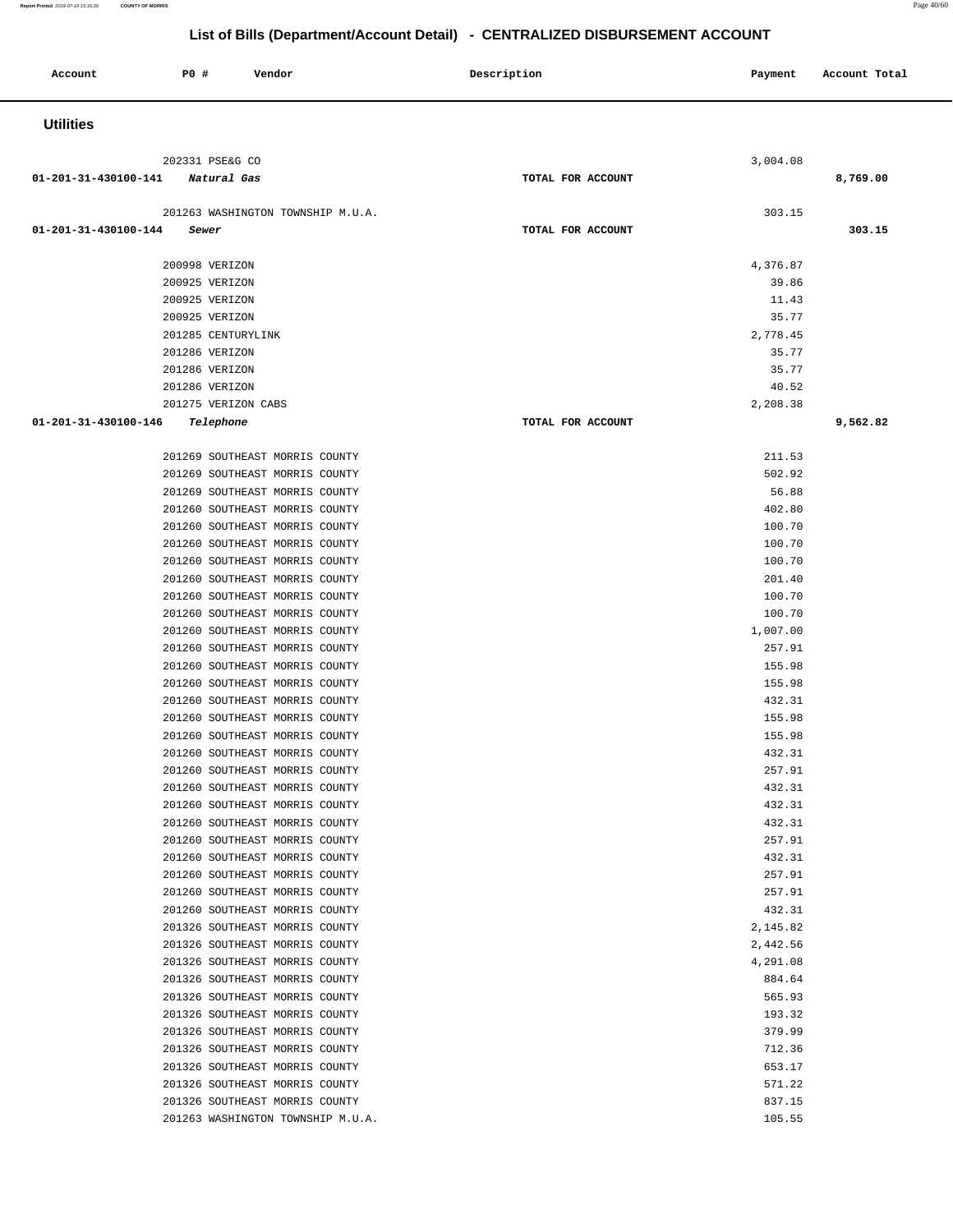## List of Bills (Department/Account Detail) - CENTRALIZED DISBURSEMENT ACCOUNT

| Account | PO # | Vendor | Description | Payment | Account Total |
|---|---|---|---|---|---|

### Utilities

| Account | PO # | Vendor | Description | Payment | Account Total |
|---|---|---|---|---|---|
| | 202331 | PSE&G CO | | 3,004.08 | |
| 01-201-31-430100-141 | | *Natural Gas* | TOTAL FOR ACCOUNT | | 8,769.00 |
| | 201263 | WASHINGTON TOWNSHIP M.U.A. | | 303.15 | |
| 01-201-31-430100-144 | | *Sewer* | TOTAL FOR ACCOUNT | | 303.15 |
| | 200998 | VERIZON | | 4,376.87 | |
| | 200925 | VERIZON | | 39.86 | |
| | 200925 | VERIZON | | 11.43 | |
| | 200925 | VERIZON | | 35.77 | |
| | 201285 | CENTURYLINK | | 2,778.45 | |
| | 201286 | VERIZON | | 35.77 | |
| | 201286 | VERIZON | | 35.77 | |
| | 201286 | VERIZON | | 40.52 | |
| | 201275 | VERIZON CABS | | 2,208.38 | |
| 01-201-31-430100-146 | | *Telephone* | TOTAL FOR ACCOUNT | | 9,562.82 |
| | 201269 | SOUTHEAST MORRIS COUNTY | | 211.53 | |
| | 201269 | SOUTHEAST MORRIS COUNTY | | 502.92 | |
| | 201269 | SOUTHEAST MORRIS COUNTY | | 56.88 | |
| | 201260 | SOUTHEAST MORRIS COUNTY | | 402.80 | |
| | 201260 | SOUTHEAST MORRIS COUNTY | | 100.70 | |
| | 201260 | SOUTHEAST MORRIS COUNTY | | 100.70 | |
| | 201260 | SOUTHEAST MORRIS COUNTY | | 100.70 | |
| | 201260 | SOUTHEAST MORRIS COUNTY | | 201.40 | |
| | 201260 | SOUTHEAST MORRIS COUNTY | | 100.70 | |
| | 201260 | SOUTHEAST MORRIS COUNTY | | 100.70 | |
| | 201260 | SOUTHEAST MORRIS COUNTY | | 1,007.00 | |
| | 201260 | SOUTHEAST MORRIS COUNTY | | 257.91 | |
| | 201260 | SOUTHEAST MORRIS COUNTY | | 155.98 | |
| | 201260 | SOUTHEAST MORRIS COUNTY | | 155.98 | |
| | 201260 | SOUTHEAST MORRIS COUNTY | | 432.31 | |
| | 201260 | SOUTHEAST MORRIS COUNTY | | 155.98 | |
| | 201260 | SOUTHEAST MORRIS COUNTY | | 155.98 | |
| | 201260 | SOUTHEAST MORRIS COUNTY | | 432.31 | |
| | 201260 | SOUTHEAST MORRIS COUNTY | | 257.91 | |
| | 201260 | SOUTHEAST MORRIS COUNTY | | 432.31 | |
| | 201260 | SOUTHEAST MORRIS COUNTY | | 432.31 | |
| | 201260 | SOUTHEAST MORRIS COUNTY | | 432.31 | |
| | 201260 | SOUTHEAST MORRIS COUNTY | | 257.91 | |
| | 201260 | SOUTHEAST MORRIS COUNTY | | 432.31 | |
| | 201260 | SOUTHEAST MORRIS COUNTY | | 257.91 | |
| | 201260 | SOUTHEAST MORRIS COUNTY | | 257.91 | |
| | 201260 | SOUTHEAST MORRIS COUNTY | | 432.31 | |
| | 201326 | SOUTHEAST MORRIS COUNTY | | 2,145.82 | |
| | 201326 | SOUTHEAST MORRIS COUNTY | | 2,442.56 | |
| | 201326 | SOUTHEAST MORRIS COUNTY | | 4,291.08 | |
| | 201326 | SOUTHEAST MORRIS COUNTY | | 884.64 | |
| | 201326 | SOUTHEAST MORRIS COUNTY | | 565.93 | |
| | 201326 | SOUTHEAST MORRIS COUNTY | | 193.32 | |
| | 201326 | SOUTHEAST MORRIS COUNTY | | 379.99 | |
| | 201326 | SOUTHEAST MORRIS COUNTY | | 712.36 | |
| | 201326 | SOUTHEAST MORRIS COUNTY | | 653.17 | |
| | 201326 | SOUTHEAST MORRIS COUNTY | | 571.22 | |
| | 201326 | SOUTHEAST MORRIS COUNTY | | 837.15 | |
| | 201263 | WASHINGTON TOWNSHIP M.U.A. | | 105.55 | |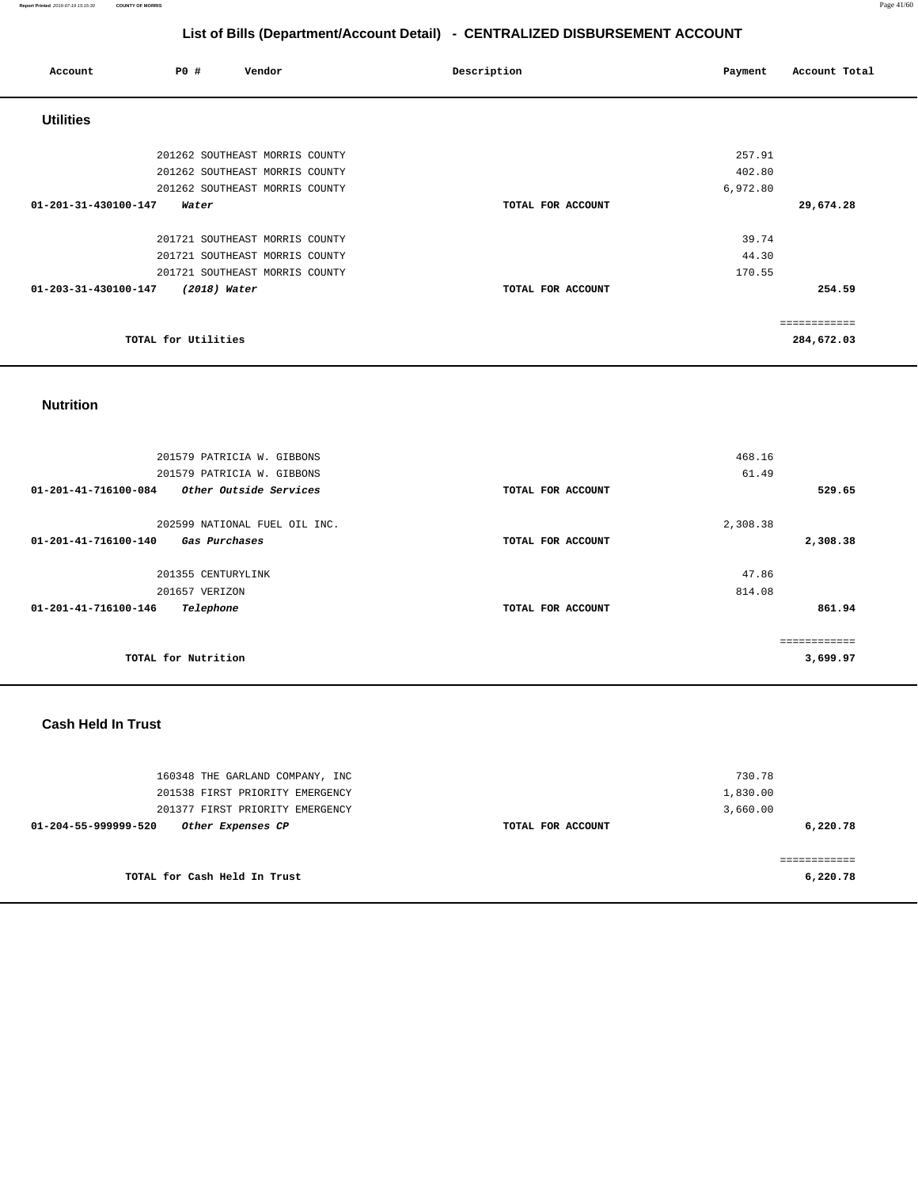## List of Bills (Department/Account Detail) - CENTRALIZED DISBURSEMENT ACCOUNT

| Account | PO # | Vendor | Description | Payment | Account Total |
|---|---|---|---|---|---|

### Utilities

| Account | PO # | Vendor | Description | Payment | Account Total |
|---|---|---|---|---|---|
| | 201262 | SOUTHEAST MORRIS COUNTY | | 257.91 | |
| | 201262 | SOUTHEAST MORRIS COUNTY | | 402.80 | |
| | 201262 | SOUTHEAST MORRIS COUNTY | | 6,972.80 | |
| **01-201-31-430100-147** | | ***Water*** | **TOTAL FOR ACCOUNT** | | **29,674.28** |
| | 201721 | SOUTHEAST MORRIS COUNTY | | 39.74 | |
| | 201721 | SOUTHEAST MORRIS COUNTY | | 44.30 | |
| | 201721 | SOUTHEAST MORRIS COUNTY | | 170.55 | |
| **01-203-31-430100-147** | | ***(2018) Water*** | **TOTAL FOR ACCOUNT** | | **254.59** |
| | | | | | ============ |
| | **TOTAL for Utilities** | | | | **284,672.03** |

### Nutrition

| Account | PO # | Vendor | Description | Payment | Account Total |
|---|---|---|---|---|---|
| | 201579 | PATRICIA W. GIBBONS | | 468.16 | |
| | 201579 | PATRICIA W. GIBBONS | | 61.49 | |
| **01-201-41-716100-084** | | ***Other Outside Services*** | **TOTAL FOR ACCOUNT** | | **529.65** |
| | 202599 | NATIONAL FUEL OIL INC. | | 2,308.38 | |
| **01-201-41-716100-140** | | ***Gas Purchases*** | **TOTAL FOR ACCOUNT** | | **2,308.38** |
| | 201355 | CENTURYLINK | | 47.86 | |
| | 201657 | VERIZON | | 814.08 | |
| **01-201-41-716100-146** | | ***Telephone*** | **TOTAL FOR ACCOUNT** | | **861.94** |
| | | | | | ============ |
| | **TOTAL for Nutrition** | | | | **3,699.97** |

### Cash Held In Trust

| Account | PO # | Vendor | Description | Payment | Account Total |
|---|---|---|---|---|---|
| | 160348 | THE GARLAND COMPANY, INC | | 730.78 | |
| | 201538 | FIRST PRIORITY EMERGENCY | | 1,830.00 | |
| | 201377 | FIRST PRIORITY EMERGENCY | | 3,660.00 | |
| **01-204-55-999999-520** | | ***Other Expenses CP*** | **TOTAL FOR ACCOUNT** | | **6,220.78** |
| | | | | | ============ |
| | **TOTAL for Cash Held In Trust** | | | | **6,220.78** |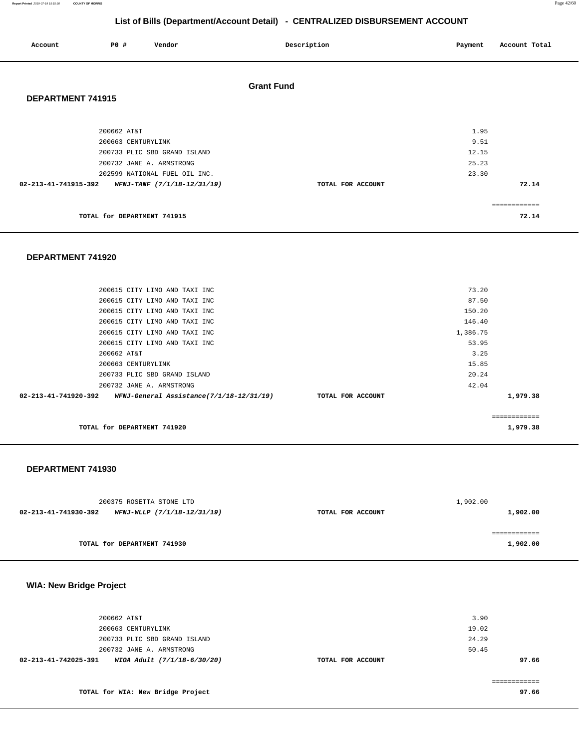# List of Bills (Department/Account Detail) - CENTRALIZED DISBURSEMENT ACCOUNT

| Account | PO # | Vendor | Description | Payment | Account Total |
|---|---|---|---|---|---|

## Grant Fund

### DEPARTMENT 741915

| Account | PO # | Vendor | Description | Payment | Account Total |
|---|---|---|---|---|---|
| | 200662 | AT&T | | 1.95 | |
| | 200663 | CENTURYLINK | | 9.51 | |
| | 200733 | PLIC SBD GRAND ISLAND | | 12.15 | |
| | 200732 | JANE A. ARMSTRONG | | 25.23 | |
| | 202599 | NATIONAL FUEL OIL INC. | | 23.30 | |
| **02-213-41-741915-392** | | ***WFNJ-TANF (7/1/18-12/31/19)*** | **TOTAL FOR ACCOUNT** | | **72.14** |
| | | | | | ============ |
| | | **TOTAL for DEPARTMENT 741915** | | | **72.14** |

### DEPARTMENT 741920

| Account | PO # | Vendor | Description | Payment | Account Total |
|---|---|---|---|---|---|
| | 200615 | CITY LIMO AND TAXI INC | | 73.20 | |
| | 200615 | CITY LIMO AND TAXI INC | | 87.50 | |
| | 200615 | CITY LIMO AND TAXI INC | | 150.20 | |
| | 200615 | CITY LIMO AND TAXI INC | | 146.40 | |
| | 200615 | CITY LIMO AND TAXI INC | | 1,386.75 | |
| | 200615 | CITY LIMO AND TAXI INC | | 53.95 | |
| | 200662 | AT&T | | 3.25 | |
| | 200663 | CENTURYLINK | | 15.85 | |
| | 200733 | PLIC SBD GRAND ISLAND | | 20.24 | |
| | 200732 | JANE A. ARMSTRONG | | 42.04 | |
| **02-213-41-741920-392** | | ***WFNJ-General Assistance(7/1/18-12/31/19)*** | **TOTAL FOR ACCOUNT** | | **1,979.38** |
| | | | | | ============ |
| | | **TOTAL for DEPARTMENT 741920** | | | **1,979.38** |

### DEPARTMENT 741930

| Account | PO # | Vendor | Description | Payment | Account Total |
|---|---|---|---|---|---|
| | 200375 | ROSETTA STONE LTD | | 1,902.00 | |
| **02-213-41-741930-392** | | ***WFNJ-WLLP (7/1/18-12/31/19)*** | **TOTAL FOR ACCOUNT** | | **1,902.00** |
| | | | | | ============ |
| | | **TOTAL for DEPARTMENT 741930** | | | **1,902.00** |

### WIA: New Bridge Project

| Account | PO # | Vendor | Description | Payment | Account Total |
|---|---|---|---|---|---|
| | 200662 | AT&T | | 3.90 | |
| | 200663 | CENTURYLINK | | 19.02 | |
| | 200733 | PLIC SBD GRAND ISLAND | | 24.29 | |
| | 200732 | JANE A. ARMSTRONG | | 50.45 | |
| **02-213-41-742025-391** | | ***WIOA Adult (7/1/18-6/30/20)*** | **TOTAL FOR ACCOUNT** | | **97.66** |
| | | | | | ============ |
| | | **TOTAL for WIA: New Bridge Project** | | | **97.66** |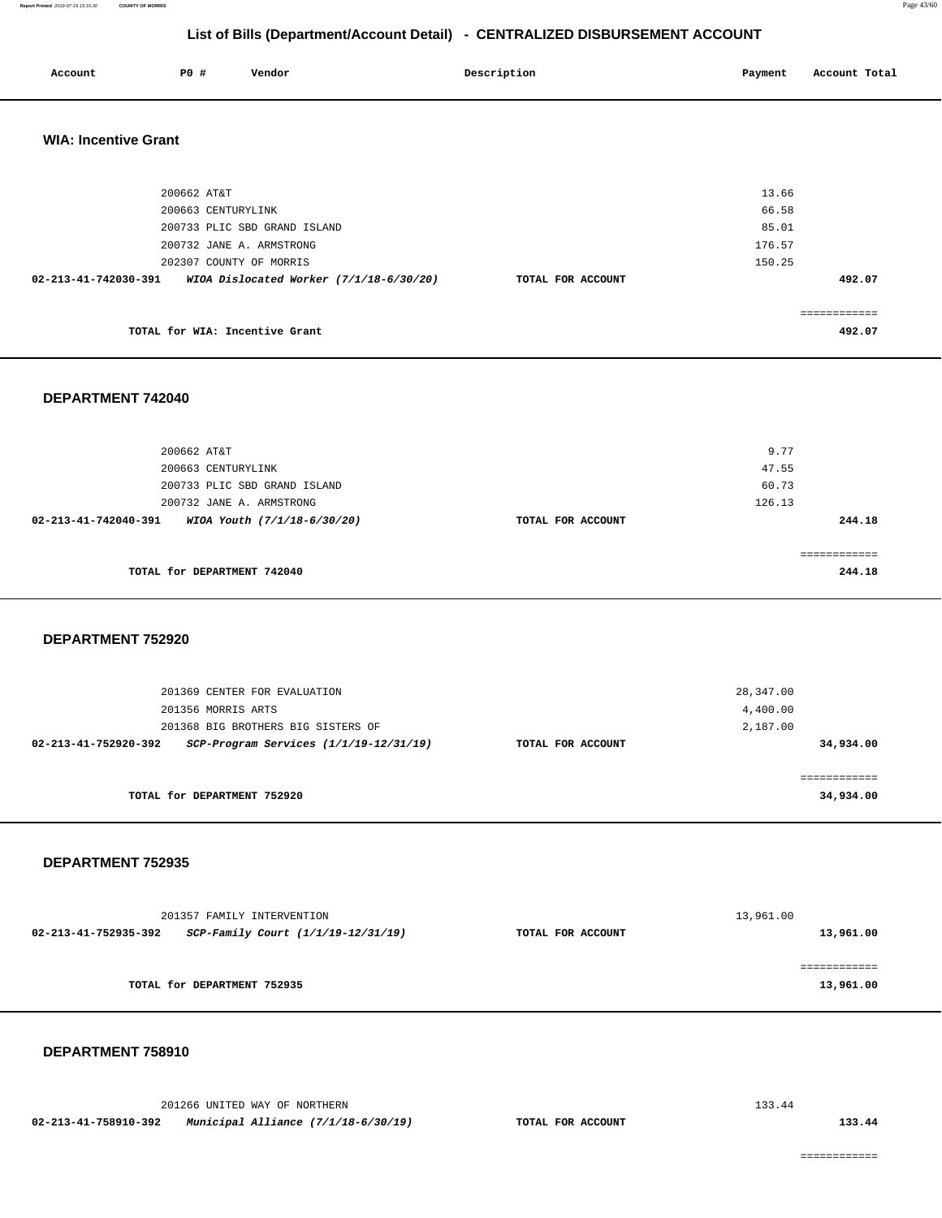## List of Bills (Department/Account Detail) - CENTRALIZED DISBURSEMENT ACCOUNT

| Account | PO # | Vendor | Description | Payment | Account Total |
|---|---|---|---|---|---|

### WIA: Incentive Grant

| Account | PO # | Vendor | Description | Payment | Account Total |
|---|---|---|---|---|---|
| | 200662 | AT&T | | 13.66 | |
| | 200663 | CENTURYLINK | | 66.58 | |
| | 200733 | PLIC SBD GRAND ISLAND | | 85.01 | |
| | 200732 | JANE A. ARMSTRONG | | 176.57 | |
| | 202307 | COUNTY OF MORRIS | | 150.25 | |
| **02-213-41-742030-391** | | ***WIOA Dislocated Worker (7/1/18-6/30/20)*** | **TOTAL FOR ACCOUNT** | | **492.07** |
| | | | | | ============ |
| | | **TOTAL for WIA: Incentive Grant** | | | **492.07** |

### DEPARTMENT 742040

| Account | PO # | Vendor | Description | Payment | Account Total |
|---|---|---|---|---|---|
| | 200662 | AT&T | | 9.77 | |
| | 200663 | CENTURYLINK | | 47.55 | |
| | 200733 | PLIC SBD GRAND ISLAND | | 60.73 | |
| | 200732 | JANE A. ARMSTRONG | | 126.13 | |
| **02-213-41-742040-391** | | ***WIOA Youth (7/1/18-6/30/20)*** | **TOTAL FOR ACCOUNT** | | **244.18** |
| | | | | | ============ |
| | | **TOTAL for DEPARTMENT 742040** | | | **244.18** |

### DEPARTMENT 752920

| Account | PO # | Vendor | Description | Payment | Account Total |
|---|---|---|---|---|---|
| | 201369 | CENTER FOR EVALUATION | | 28,347.00 | |
| | 201356 | MORRIS ARTS | | 4,400.00 | |
| | 201368 | BIG BROTHERS BIG SISTERS OF | | 2,187.00 | |
| **02-213-41-752920-392** | | ***SCP-Program Services (1/1/19-12/31/19)*** | **TOTAL FOR ACCOUNT** | | **34,934.00** |
| | | | | | ============ |
| | | **TOTAL for DEPARTMENT 752920** | | | **34,934.00** |

### DEPARTMENT 752935

| Account | PO # | Vendor | Description | Payment | Account Total |
|---|---|---|---|---|---|
| | 201357 | FAMILY INTERVENTION | | 13,961.00 | |
| **02-213-41-752935-392** | | ***SCP-Family Court (1/1/19-12/31/19)*** | **TOTAL FOR ACCOUNT** | | **13,961.00** |
| | | | | | ============ |
| | | **TOTAL for DEPARTMENT 752935** | | | **13,961.00** |

### DEPARTMENT 758910

| Account | PO # | Vendor | Description | Payment | Account Total |
|---|---|---|---|---|---|
| | 201266 | UNITED WAY OF NORTHERN | | 133.44 | |
| **02-213-41-758910-392** | | ***Municipal Alliance (7/1/18-6/30/19)*** | **TOTAL FOR ACCOUNT** | | **133.44** |
| | | | | | ============ |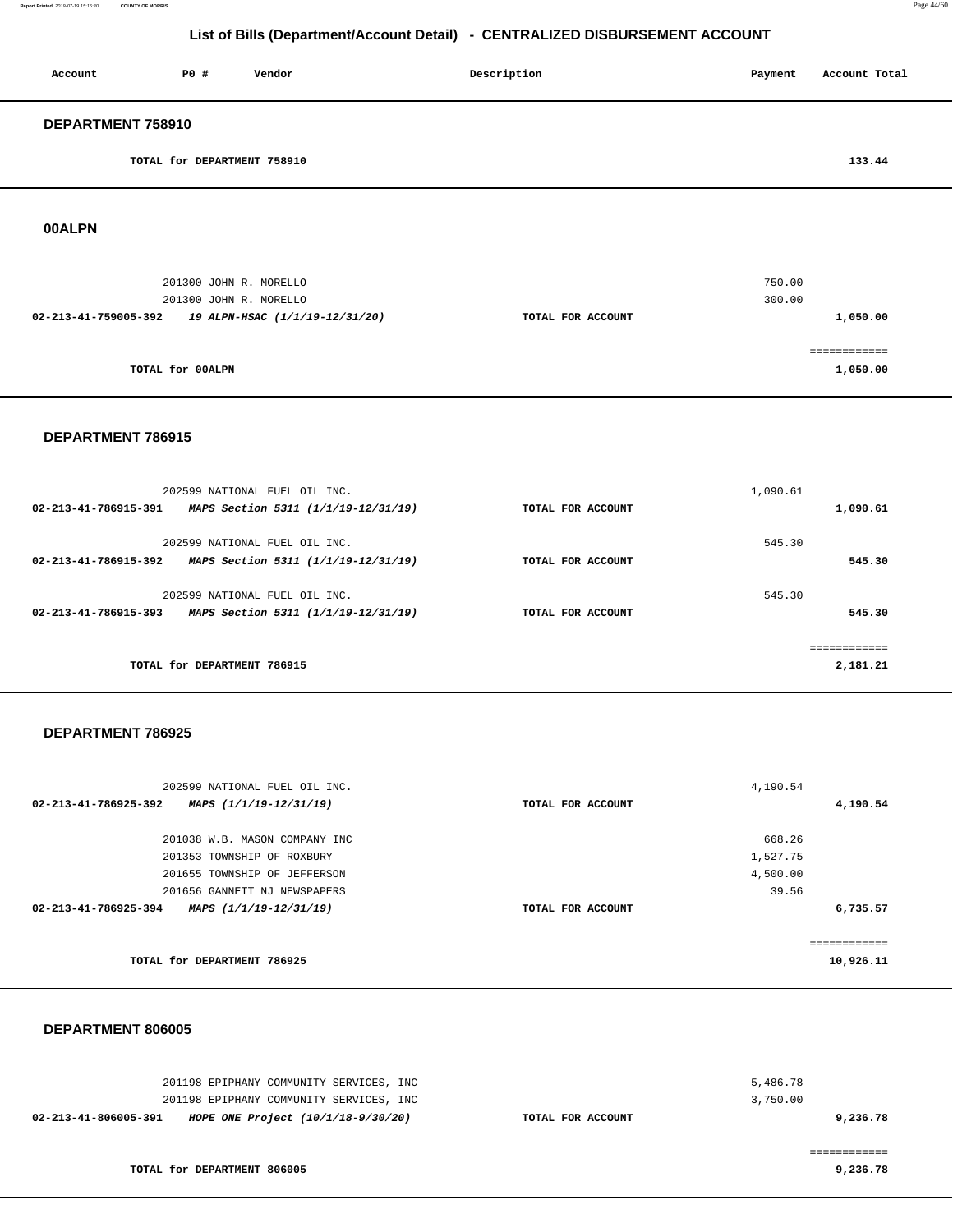# List of Bills (Department/Account Detail) - CENTRALIZED DISBURSEMENT ACCOUNT

| Account | PO # | Vendor | Description | Payment | Account Total |
|---|---|---|---|---|---|

## DEPARTMENT 758910

| | | | | | |
|---|---|---|---|---|---|
| | TOTAL for DEPARTMENT 758910 | | | | 133.44 |

## 00ALPN

| Account | PO # | Vendor | Description | Payment | Account Total |
|---|---|---|---|---|---|
| | 201300 | JOHN R. MORELLO | | 750.00 | |
| | 201300 | JOHN R. MORELLO | | 300.00 | |
| 02-213-41-759005-392 | | *19 ALPN-HSAC (1/1/19-12/31/20)* | TOTAL FOR ACCOUNT | | 1,050.00 |
| | | | | | ============ |
| | TOTAL for 00ALPN | | | | 1,050.00 |

## DEPARTMENT 786915

| Account | PO # | Vendor | Description | Payment | Account Total |
|---|---|---|---|---|---|
| | 202599 | NATIONAL FUEL OIL INC. | | 1,090.61 | |
| 02-213-41-786915-391 | | *MAPS Section 5311 (1/1/19-12/31/19)* | TOTAL FOR ACCOUNT | | 1,090.61 |
| | 202599 | NATIONAL FUEL OIL INC. | | 545.30 | |
| 02-213-41-786915-392 | | *MAPS Section 5311 (1/1/19-12/31/19)* | TOTAL FOR ACCOUNT | | 545.30 |
| | 202599 | NATIONAL FUEL OIL INC. | | 545.30 | |
| 02-213-41-786915-393 | | *MAPS Section 5311 (1/1/19-12/31/19)* | TOTAL FOR ACCOUNT | | 545.30 |
| | | | | | ============ |
| | TOTAL for DEPARTMENT 786915 | | | | 2,181.21 |

## DEPARTMENT 786925

| Account | PO # | Vendor | Description | Payment | Account Total |
|---|---|---|---|---|---|
| | 202599 | NATIONAL FUEL OIL INC. | | 4,190.54 | |
| 02-213-41-786925-392 | | *MAPS (1/1/19-12/31/19)* | TOTAL FOR ACCOUNT | | 4,190.54 |
| | 201038 | W.B. MASON COMPANY INC | | 668.26 | |
| | 201353 | TOWNSHIP OF ROXBURY | | 1,527.75 | |
| | 201655 | TOWNSHIP OF JEFFERSON | | 4,500.00 | |
| | 201656 | GANNETT NJ NEWSPAPERS | | 39.56 | |
| 02-213-41-786925-394 | | *MAPS (1/1/19-12/31/19)* | TOTAL FOR ACCOUNT | | 6,735.57 |
| | | | | | ============ |
| | TOTAL for DEPARTMENT 786925 | | | | 10,926.11 |

## DEPARTMENT 806005

| Account | PO # | Vendor | Description | Payment | Account Total |
|---|---|---|---|---|---|
| | 201198 | EPIPHANY COMMUNITY SERVICES, INC | | 5,486.78 | |
| | 201198 | EPIPHANY COMMUNITY SERVICES, INC | | 3,750.00 | |
| 02-213-41-806005-391 | | *HOPE ONE Project (10/1/18-9/30/20)* | TOTAL FOR ACCOUNT | | 9,236.78 |
| | | | | | ============ |
| | TOTAL for DEPARTMENT 806005 | | | | 9,236.78 |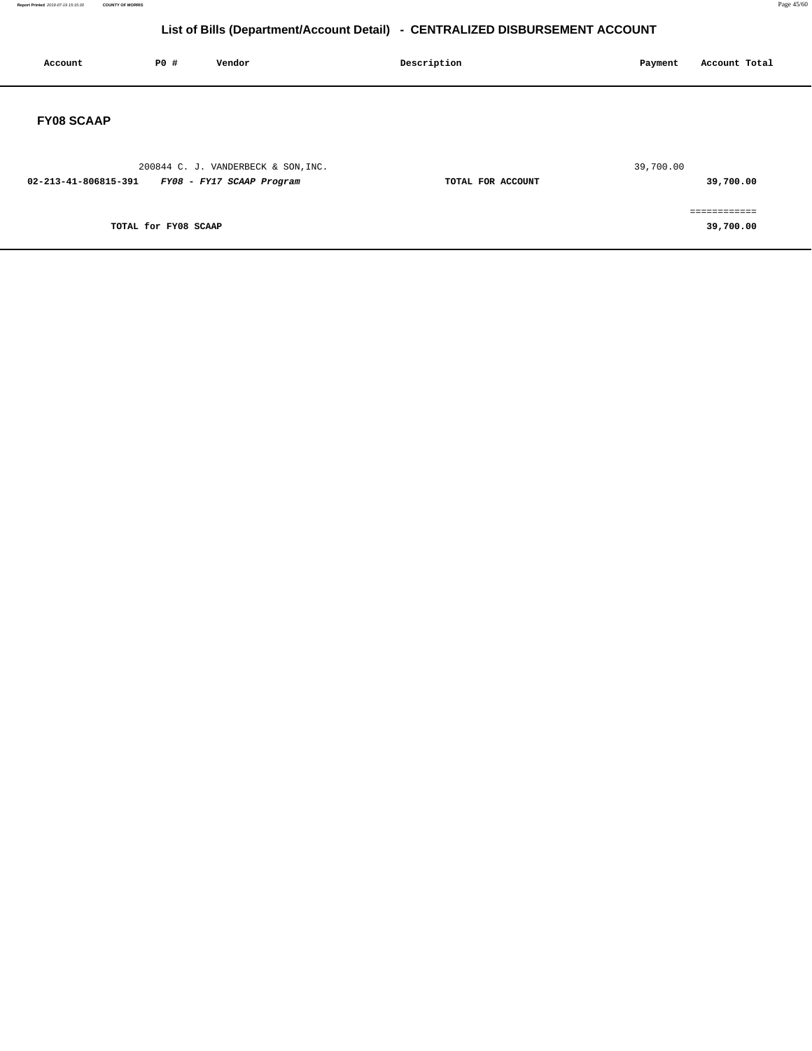# List of Bills (Department/Account Detail) - CENTRALIZED DISBURSEMENT ACCOUNT

| Account | PO # | Vendor | Description | Payment | Account Total |
|---|---|---|---|---|---|

## FY08 SCAAP

| Account | PO # | Vendor | Description | Payment | Account Total |
|---|---|---|---|---|---|
| | 200844 | C. J. VANDERBECK & SON,INC. | | 39,700.00 | |
| **02-213-41-806815-391** | | ***FY08 - FY17 SCAAP Program*** | **TOTAL FOR ACCOUNT** | | **39,700.00** |
| | | | | | ============ |
| **TOTAL for FY08 SCAAP** | | | | | **39,700.00** |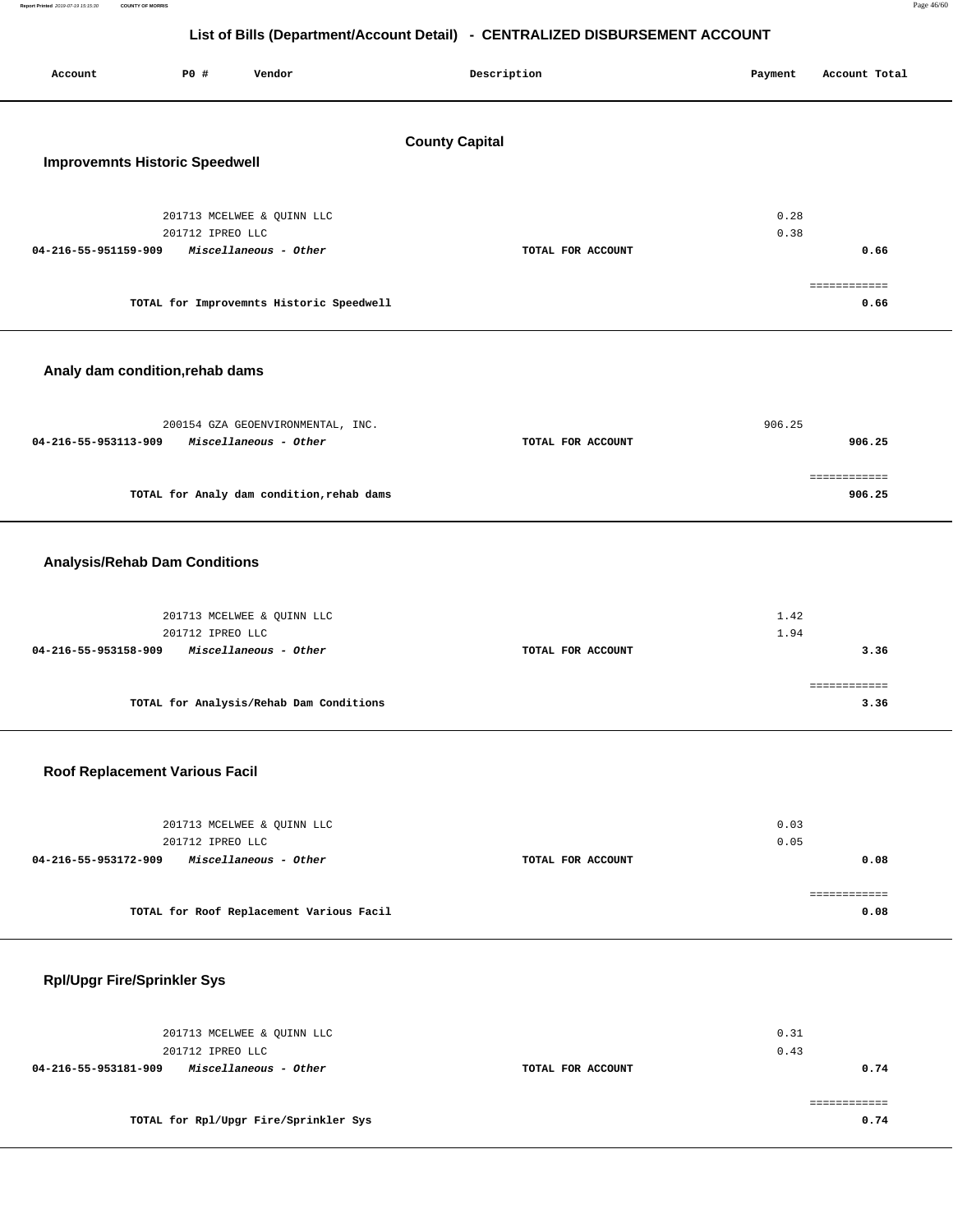## List of Bills (Department/Account Detail) - CENTRALIZED DISBURSEMENT ACCOUNT

| Account | PO # | Vendor | Description | Payment | Account Total |
|---|---|---|---|---|---|

### County Capital

#### Improvemnts Historic Speedwell

| Account | PO # | Vendor | Description | Payment | Account Total |
|---|---|---|---|---|---|
| | 201713 | MCELWEE & QUINN LLC | | 0.28 | |
| | 201712 | IPREO LLC | | 0.38 | |
| 04-216-55-951159-909 | | *Miscellaneous - Other* | TOTAL FOR ACCOUNT | | 0.66 |

TOTAL for Improvemnts Historic Speedwell: **0.66**

#### Analy dam condition,rehab dams

| Account | PO # | Vendor | Description | Payment | Account Total |
|---|---|---|---|---|---|
| | 200154 | GZA GEOENVIRONMENTAL, INC. | | 906.25 | |
| 04-216-55-953113-909 | | *Miscellaneous - Other* | TOTAL FOR ACCOUNT | | 906.25 |

TOTAL for Analy dam condition,rehab dams: **906.25**

#### Analysis/Rehab Dam Conditions

| Account | PO # | Vendor | Description | Payment | Account Total |
|---|---|---|---|---|---|
| | 201713 | MCELWEE & QUINN LLC | | 1.42 | |
| | 201712 | IPREO LLC | | 1.94 | |
| 04-216-55-953158-909 | | *Miscellaneous - Other* | TOTAL FOR ACCOUNT | | 3.36 |

TOTAL for Analysis/Rehab Dam Conditions: **3.36**

#### Roof Replacement Various Facil

| Account | PO # | Vendor | Description | Payment | Account Total |
|---|---|---|---|---|---|
| | 201713 | MCELWEE & QUINN LLC | | 0.03 | |
| | 201712 | IPREO LLC | | 0.05 | |
| 04-216-55-953172-909 | | *Miscellaneous - Other* | TOTAL FOR ACCOUNT | | 0.08 |

TOTAL for Roof Replacement Various Facil: **0.08**

#### Rpl/Upgr Fire/Sprinkler Sys

| Account | PO # | Vendor | Description | Payment | Account Total |
|---|---|---|---|---|---|
| | 201713 | MCELWEE & QUINN LLC | | 0.31 | |
| | 201712 | IPREO LLC | | 0.43 | |
| 04-216-55-953181-909 | | *Miscellaneous - Other* | TOTAL FOR ACCOUNT | | 0.74 |

TOTAL for Rpl/Upgr Fire/Sprinkler Sys: **0.74**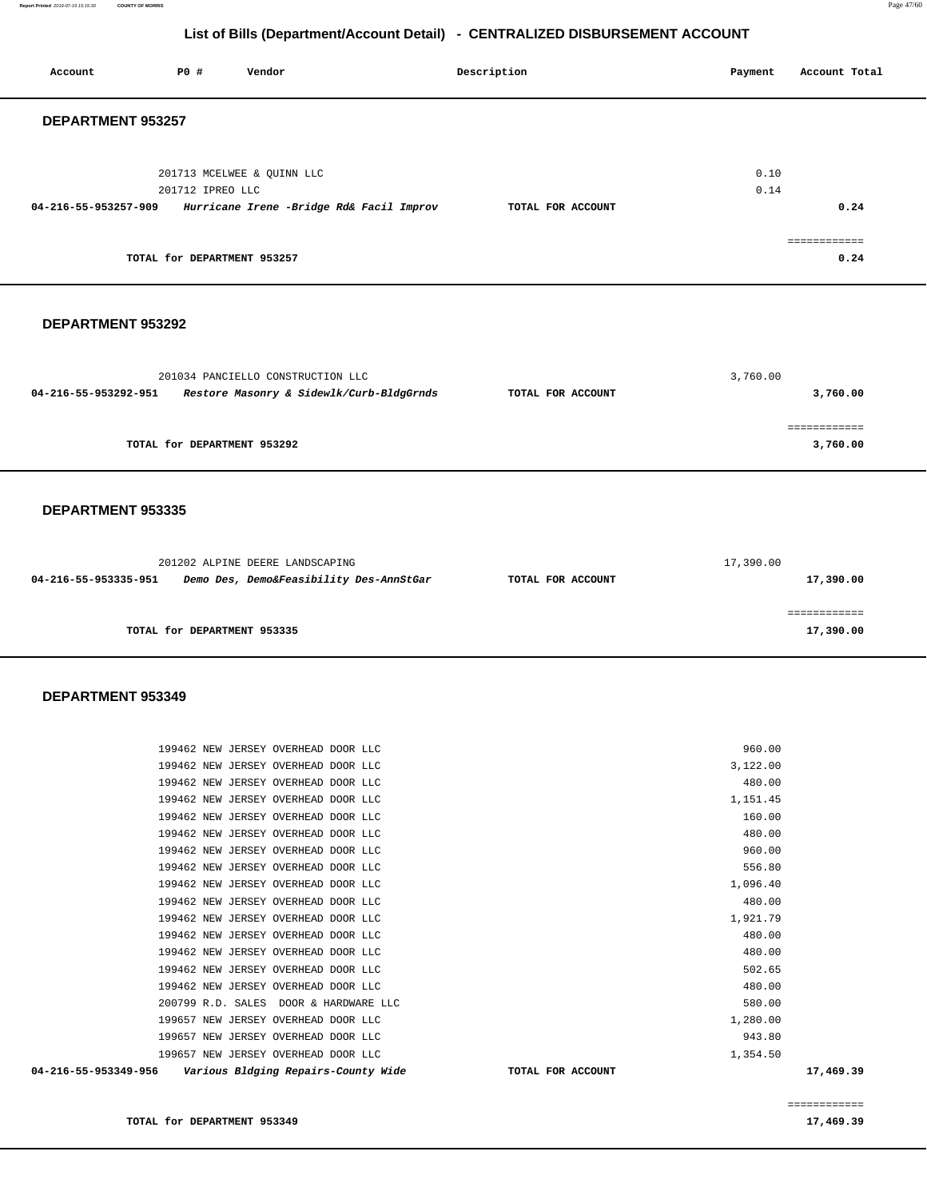# List of Bills (Department/Account Detail) - CENTRALIZED DISBURSEMENT ACCOUNT

| Account | PO # | Vendor | Description | Payment | Account Total |
|---|---|---|---|---|---|

## DEPARTMENT 953257

| Account | PO # | Vendor | Description | Payment | Account Total |
|---|---|---|---|---|---|
| | 201713 | MCELWEE & QUINN LLC | | 0.10 | |
| | 201712 | IPREO LLC | | 0.14 | |
| **04-216-55-953257-909** | | ***Hurricane Irene -Bridge Rd& Facil Improv*** | **TOTAL FOR ACCOUNT** | | **0.24** |
| | | | | | ============ |
| | **TOTAL for DEPARTMENT 953257** | | | | **0.24** |

## DEPARTMENT 953292

| Account | PO # | Vendor | Description | Payment | Account Total |
|---|---|---|---|---|---|
| | 201034 | PANCIELLO CONSTRUCTION LLC | | 3,760.00 | |
| **04-216-55-953292-951** | | ***Restore Masonry & Sidewlk/Curb-BldgGrnds*** | **TOTAL FOR ACCOUNT** | | **3,760.00** |
| | | | | | ============ |
| | **TOTAL for DEPARTMENT 953292** | | | | **3,760.00** |

## DEPARTMENT 953335

| Account | PO # | Vendor | Description | Payment | Account Total |
|---|---|---|---|---|---|
| | 201202 | ALPINE DEERE LANDSCAPING | | 17,390.00 | |
| **04-216-55-953335-951** | | ***Demo Des, Demo&Feasibility Des-AnnStGar*** | **TOTAL FOR ACCOUNT** | | **17,390.00** |
| | | | | | ============ |
| | **TOTAL for DEPARTMENT 953335** | | | | **17,390.00** |

## DEPARTMENT 953349

| Account | PO # | Vendor | Description | Payment | Account Total |
|---|---|---|---|---|---|
| | 199462 | NEW JERSEY OVERHEAD DOOR LLC | | 960.00 | |
| | 199462 | NEW JERSEY OVERHEAD DOOR LLC | | 3,122.00 | |
| | 199462 | NEW JERSEY OVERHEAD DOOR LLC | | 480.00 | |
| | 199462 | NEW JERSEY OVERHEAD DOOR LLC | | 1,151.45 | |
| | 199462 | NEW JERSEY OVERHEAD DOOR LLC | | 160.00 | |
| | 199462 | NEW JERSEY OVERHEAD DOOR LLC | | 480.00 | |
| | 199462 | NEW JERSEY OVERHEAD DOOR LLC | | 960.00 | |
| | 199462 | NEW JERSEY OVERHEAD DOOR LLC | | 556.80 | |
| | 199462 | NEW JERSEY OVERHEAD DOOR LLC | | 1,096.40 | |
| | 199462 | NEW JERSEY OVERHEAD DOOR LLC | | 480.00 | |
| | 199462 | NEW JERSEY OVERHEAD DOOR LLC | | 1,921.79 | |
| | 199462 | NEW JERSEY OVERHEAD DOOR LLC | | 480.00 | |
| | 199462 | NEW JERSEY OVERHEAD DOOR LLC | | 480.00 | |
| | 199462 | NEW JERSEY OVERHEAD DOOR LLC | | 502.65 | |
| | 199462 | NEW JERSEY OVERHEAD DOOR LLC | | 480.00 | |
| | 200799 | R.D. SALES DOOR & HARDWARE LLC | | 580.00 | |
| | 199657 | NEW JERSEY OVERHEAD DOOR LLC | | 1,280.00 | |
| | 199657 | NEW JERSEY OVERHEAD DOOR LLC | | 943.80 | |
| | 199657 | NEW JERSEY OVERHEAD DOOR LLC | | 1,354.50 | |
| **04-216-55-953349-956** | | ***Various Bldging Repairs-County Wide*** | **TOTAL FOR ACCOUNT** | | **17,469.39** |
| | | | | | ============ |
| | **TOTAL for DEPARTMENT 953349** | | | | **17,469.39** |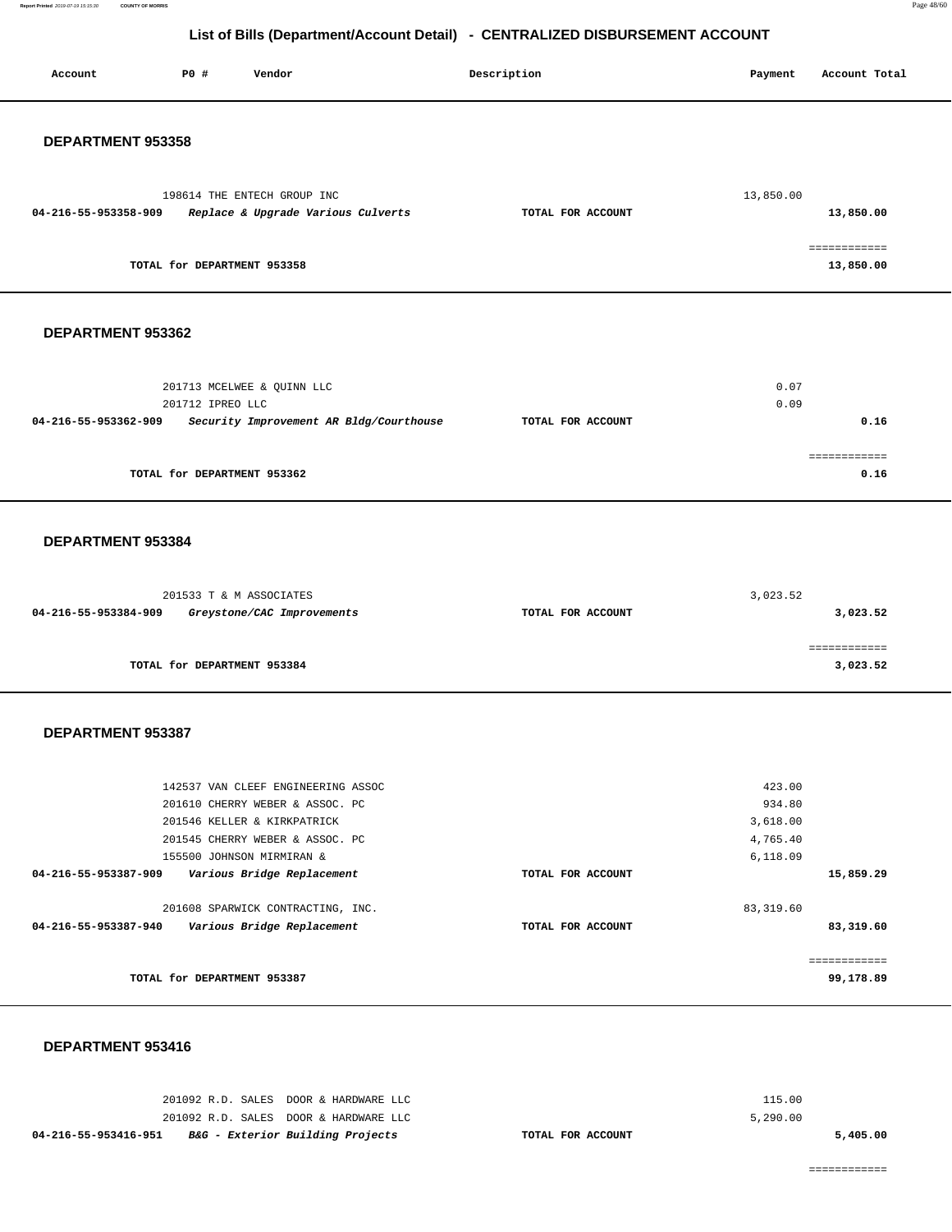## List of Bills (Department/Account Detail) - CENTRALIZED DISBURSEMENT ACCOUNT

| Account | PO # | Vendor | Description | Payment | Account Total |
|---|---|---|---|---|---|

### DEPARTMENT 953358

| Account | PO # | Vendor | Description | Payment | Account Total |
|---|---|---|---|---|---|
| | 198614 | THE ENTECH GROUP INC | | 13,850.00 | |
| **04-216-55-953358-909** | | ***Replace & Upgrade Various Culverts*** | **TOTAL FOR ACCOUNT** | | **13,850.00** |
| | | | | | ============ |
| | | **TOTAL for DEPARTMENT 953358** | | | **13,850.00** |

### DEPARTMENT 953362

| Account | PO # | Vendor | Description | Payment | Account Total |
|---|---|---|---|---|---|
| | 201713 | MCELWEE & QUINN LLC | | 0.07 | |
| | 201712 | IPREO LLC | | 0.09 | |
| **04-216-55-953362-909** | | ***Security Improvement AR Bldg/Courthouse*** | **TOTAL FOR ACCOUNT** | | **0.16** |
| | | | | | ============ |
| | | **TOTAL for DEPARTMENT 953362** | | | **0.16** |

### DEPARTMENT 953384

| Account | PO # | Vendor | Description | Payment | Account Total |
|---|---|---|---|---|---|
| | 201533 | T & M ASSOCIATES | | 3,023.52 | |
| **04-216-55-953384-909** | | ***Greystone/CAC Improvements*** | **TOTAL FOR ACCOUNT** | | **3,023.52** |
| | | | | | ============ |
| | | **TOTAL for DEPARTMENT 953384** | | | **3,023.52** |

### DEPARTMENT 953387

| Account | PO # | Vendor | Description | Payment | Account Total |
|---|---|---|---|---|---|
| | 142537 | VAN CLEEF ENGINEERING ASSOC | | 423.00 | |
| | 201610 | CHERRY WEBER & ASSOC. PC | | 934.80 | |
| | 201546 | KELLER & KIRKPATRICK | | 3,618.00 | |
| | 201545 | CHERRY WEBER & ASSOC. PC | | 4,765.40 | |
| | 155500 | JOHNSON MIRMIRAN & | | 6,118.09 | |
| **04-216-55-953387-909** | | ***Various Bridge Replacement*** | **TOTAL FOR ACCOUNT** | | **15,859.29** |
| | 201608 | SPARWICK CONTRACTING, INC. | | 83,319.60 | |
| **04-216-55-953387-940** | | ***Various Bridge Replacement*** | **TOTAL FOR ACCOUNT** | | **83,319.60** |
| | | | | | ============ |
| | | **TOTAL for DEPARTMENT 953387** | | | **99,178.89** |

### DEPARTMENT 953416

| Account | PO # | Vendor | Description | Payment | Account Total |
|---|---|---|---|---|---|
| | 201092 | R.D. SALES DOOR & HARDWARE LLC | | 115.00 | |
| | 201092 | R.D. SALES DOOR & HARDWARE LLC | | 5,290.00 | |
| **04-216-55-953416-951** | | ***B&G - Exterior Building Projects*** | **TOTAL FOR ACCOUNT** | | **5,405.00** |
| | | | | | ============ |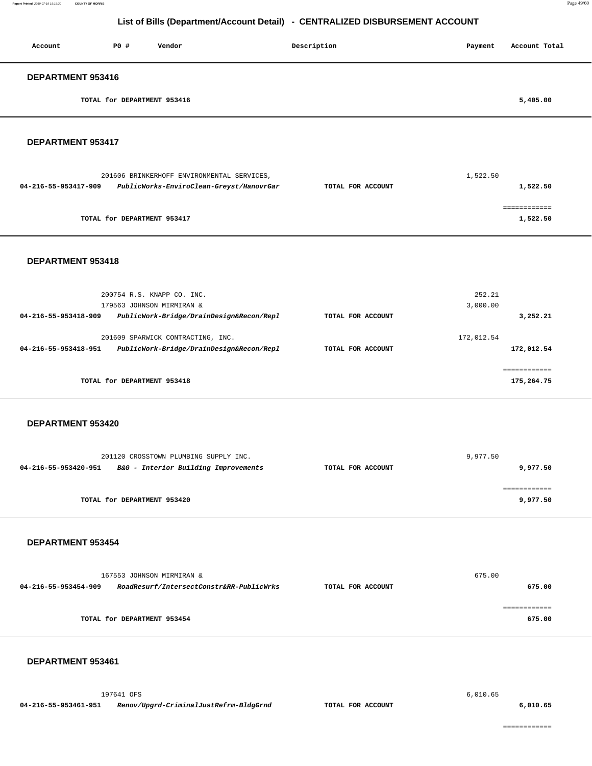## List of Bills (Department/Account Detail) - CENTRALIZED DISBURSEMENT ACCOUNT

| Account | PO # | Vendor | Description | Payment | Account Total |
|---|---|---|---|---|---|

### DEPARTMENT 953416

| | | | | |
|---|---|---|---|---|
| | TOTAL for DEPARTMENT 953416 | | | 5,405.00 |

### DEPARTMENT 953417

| Account | PO # / Vendor | Description | Payment | Account Total |
|---|---|---|---|---|
| | 201606 BRINKERHOFF ENVIRONMENTAL SERVICES, | | 1,522.50 | |
| 04-216-55-953417-909 | *PublicWorks-EnviroClean-Greyst/HanovrGar* | TOTAL FOR ACCOUNT | | 1,522.50 |
| | TOTAL for DEPARTMENT 953417 | | | 1,522.50 |

### DEPARTMENT 953418

| Account | PO # / Vendor | Description | Payment | Account Total |
|---|---|---|---|---|
| | 200754 R.S. KNAPP CO. INC. | | 252.21 | |
| | 179563 JOHNSON MIRMIRAN & | | 3,000.00 | |
| 04-216-55-953418-909 | *PublicWork-Bridge/DrainDesign&Recon/Repl* | TOTAL FOR ACCOUNT | | 3,252.21 |
| | 201609 SPARWICK CONTRACTING, INC. | | 172,012.54 | |
| 04-216-55-953418-951 | *PublicWork-Bridge/DrainDesign&Recon/Repl* | TOTAL FOR ACCOUNT | | 172,012.54 |
| | TOTAL for DEPARTMENT 953418 | | | 175,264.75 |

### DEPARTMENT 953420

| Account | PO # / Vendor | Description | Payment | Account Total |
|---|---|---|---|---|
| | 201120 CROSSTOWN PLUMBING SUPPLY INC. | | 9,977.50 | |
| 04-216-55-953420-951 | *B&G - Interior Building Improvements* | TOTAL FOR ACCOUNT | | 9,977.50 |
| | TOTAL for DEPARTMENT 953420 | | | 9,977.50 |

### DEPARTMENT 953454

| Account | PO # / Vendor | Description | Payment | Account Total |
|---|---|---|---|---|
| | 167553 JOHNSON MIRMIRAN & | | 675.00 | |
| 04-216-55-953454-909 | *RoadResurf/IntersectConstr&RR-PublicWrks* | TOTAL FOR ACCOUNT | | 675.00 |
| | TOTAL for DEPARTMENT 953454 | | | 675.00 |

### DEPARTMENT 953461

| Account | PO # / Vendor | Description | Payment | Account Total |
|---|---|---|---|---|
| | 197641 OFS | | 6,010.65 | |
| 04-216-55-953461-951 | *Renov/Upgrd-CriminalJustRefrm-BldgGrnd* | TOTAL FOR ACCOUNT | | 6,010.65 |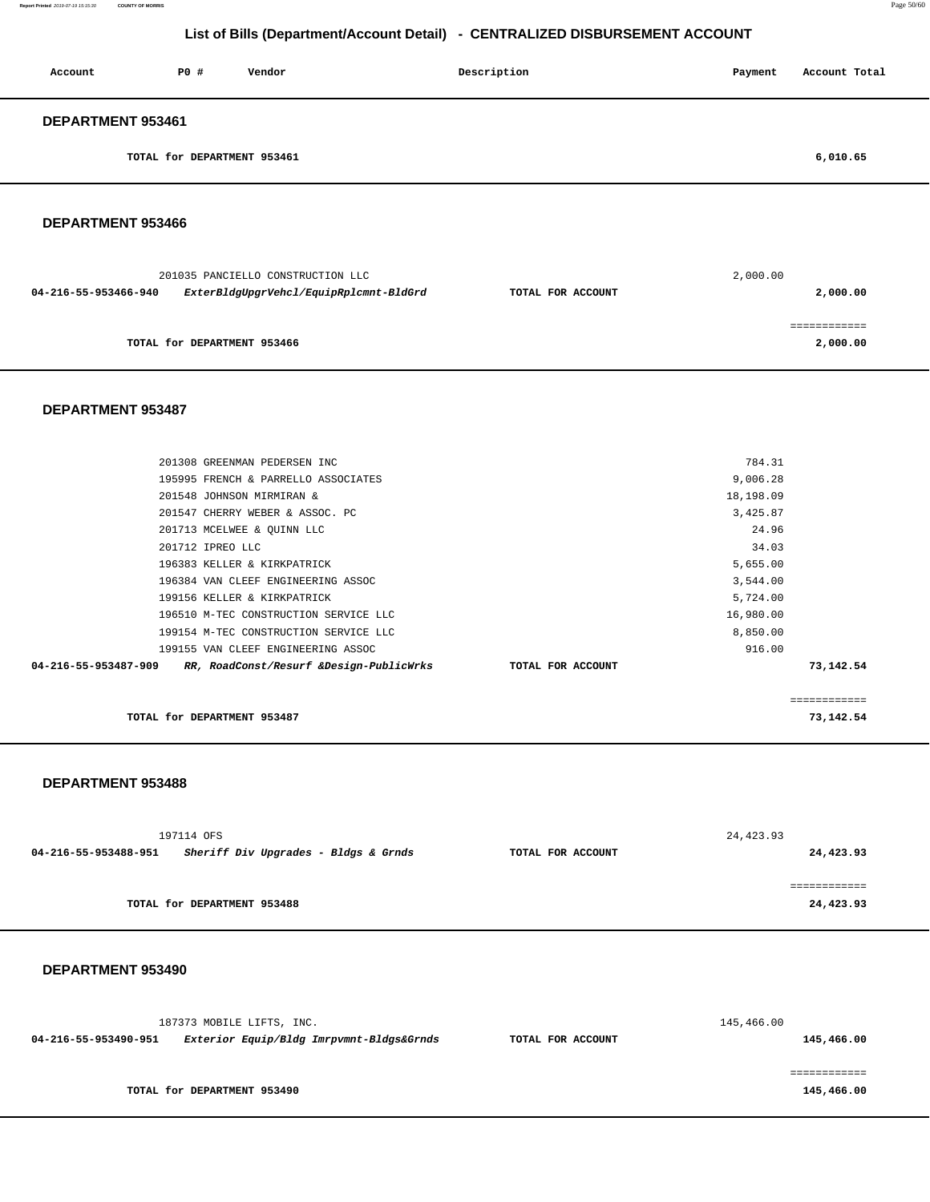## List of Bills (Department/Account Detail) - CENTRALIZED DISBURSEMENT ACCOUNT

| Account | PO # | Vendor | Description | Payment | Account Total |
|---|---|---|---|---|---|

### DEPARTMENT 953461

TOTAL for DEPARTMENT 953461 — 6,010.65

### DEPARTMENT 953466

| Account | PO # / Vendor | Description | Payment | Account Total |
|---|---|---|---|---|
| | 201035 PANCIELLO CONSTRUCTION LLC | | 2,000.00 | |
| 04-216-55-953466-940 | *ExterBldgUpgrVehcl/EquipRplcmnt-BldGrd* | TOTAL FOR ACCOUNT | | 2,000.00 |

TOTAL for DEPARTMENT 953466 — 2,000.00

### DEPARTMENT 953487

| Account | PO # / Vendor | Description | Payment | Account Total |
|---|---|---|---|---|
| | 201308 GREENMAN PEDERSEN INC | | 784.31 | |
| | 195995 FRENCH & PARRELLO ASSOCIATES | | 9,006.28 | |
| | 201548 JOHNSON MIRMIRAN & | | 18,198.09 | |
| | 201547 CHERRY WEBER & ASSOC. PC | | 3,425.87 | |
| | 201713 MCELWEE & QUINN LLC | | 24.96 | |
| | 201712 IPREO LLC | | 34.03 | |
| | 196383 KELLER & KIRKPATRICK | | 5,655.00 | |
| | 196384 VAN CLEEF ENGINEERING ASSOC | | 3,544.00 | |
| | 199156 KELLER & KIRKPATRICK | | 5,724.00 | |
| | 196510 M-TEC CONSTRUCTION SERVICE LLC | | 16,980.00 | |
| | 199154 M-TEC CONSTRUCTION SERVICE LLC | | 8,850.00 | |
| | 199155 VAN CLEEF ENGINEERING ASSOC | | 916.00 | |
| 04-216-55-953487-909 | *RR, RoadConst/Resurf &Design-PublicWrks* | TOTAL FOR ACCOUNT | | 73,142.54 |

TOTAL for DEPARTMENT 953487 — 73,142.54

### DEPARTMENT 953488

| Account | PO # / Vendor | Description | Payment | Account Total |
|---|---|---|---|---|
| | 197114 OFS | | 24,423.93 | |
| 04-216-55-953488-951 | *Sheriff Div Upgrades - Bldgs & Grnds* | TOTAL FOR ACCOUNT | | 24,423.93 |

TOTAL for DEPARTMENT 953488 — 24,423.93

### DEPARTMENT 953490

| Account | PO # / Vendor | Description | Payment | Account Total |
|---|---|---|---|---|
| | 187373 MOBILE LIFTS, INC. | | 145,466.00 | |
| 04-216-55-953490-951 | *Exterior Equip/Bldg Imrpvmnt-Bldgs&Grnds* | TOTAL FOR ACCOUNT | | 145,466.00 |

TOTAL for DEPARTMENT 953490 — 145,466.00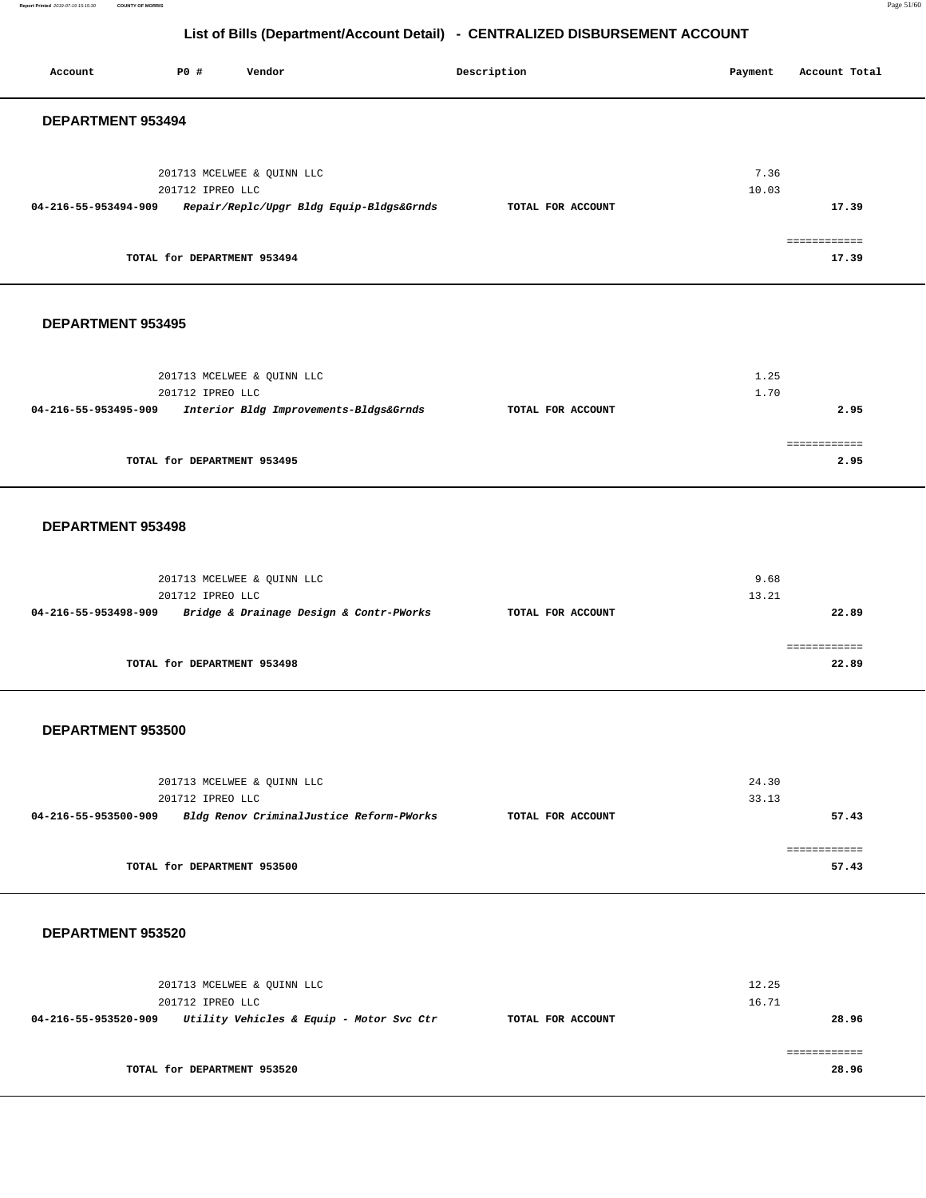## List of Bills (Department/Account Detail) - CENTRALIZED DISBURSEMENT ACCOUNT

| Account | PO # | Vendor | Description | Payment | Account Total |
|---|---|---|---|---|---|

### DEPARTMENT 953494

| Account | PO # | Vendor | Description | Payment | Account Total |
|---|---|---|---|---|---|
| | 201713 | MCELWEE & QUINN LLC | | 7.36 | |
| | 201712 | IPREO LLC | | 10.03 | |
| **04-216-55-953494-909** | | ***Repair/Replc/Upgr Bldg Equip-Bldgs&Grnds*** | **TOTAL FOR ACCOUNT** | | **17.39** |
| | | | | | ============ |
| | **TOTAL for DEPARTMENT 953494** | | | | **17.39** |

### DEPARTMENT 953495

| Account | PO # | Vendor | Description | Payment | Account Total |
|---|---|---|---|---|---|
| | 201713 | MCELWEE & QUINN LLC | | 1.25 | |
| | 201712 | IPREO LLC | | 1.70 | |
| **04-216-55-953495-909** | | ***Interior Bldg Improvements-Bldgs&Grnds*** | **TOTAL FOR ACCOUNT** | | **2.95** |
| | | | | | ============ |
| | **TOTAL for DEPARTMENT 953495** | | | | **2.95** |

### DEPARTMENT 953498

| Account | PO # | Vendor | Description | Payment | Account Total |
|---|---|---|---|---|---|
| | 201713 | MCELWEE & QUINN LLC | | 9.68 | |
| | 201712 | IPREO LLC | | 13.21 | |
| **04-216-55-953498-909** | | ***Bridge & Drainage Design & Contr-PWorks*** | **TOTAL FOR ACCOUNT** | | **22.89** |
| | | | | | ============ |
| | **TOTAL for DEPARTMENT 953498** | | | | **22.89** |

### DEPARTMENT 953500

| Account | PO # | Vendor | Description | Payment | Account Total |
|---|---|---|---|---|---|
| | 201713 | MCELWEE & QUINN LLC | | 24.30 | |
| | 201712 | IPREO LLC | | 33.13 | |
| **04-216-55-953500-909** | | ***Bldg Renov CriminalJustice Reform-PWorks*** | **TOTAL FOR ACCOUNT** | | **57.43** |
| | | | | | ============ |
| | **TOTAL for DEPARTMENT 953500** | | | | **57.43** |

### DEPARTMENT 953520

| Account | PO # | Vendor | Description | Payment | Account Total |
|---|---|---|---|---|---|
| | 201713 | MCELWEE & QUINN LLC | | 12.25 | |
| | 201712 | IPREO LLC | | 16.71 | |
| **04-216-55-953520-909** | | ***Utility Vehicles & Equip - Motor Svc Ctr*** | **TOTAL FOR ACCOUNT** | | **28.96** |
| | | | | | ============ |
| | **TOTAL for DEPARTMENT 953520** | | | | **28.96** |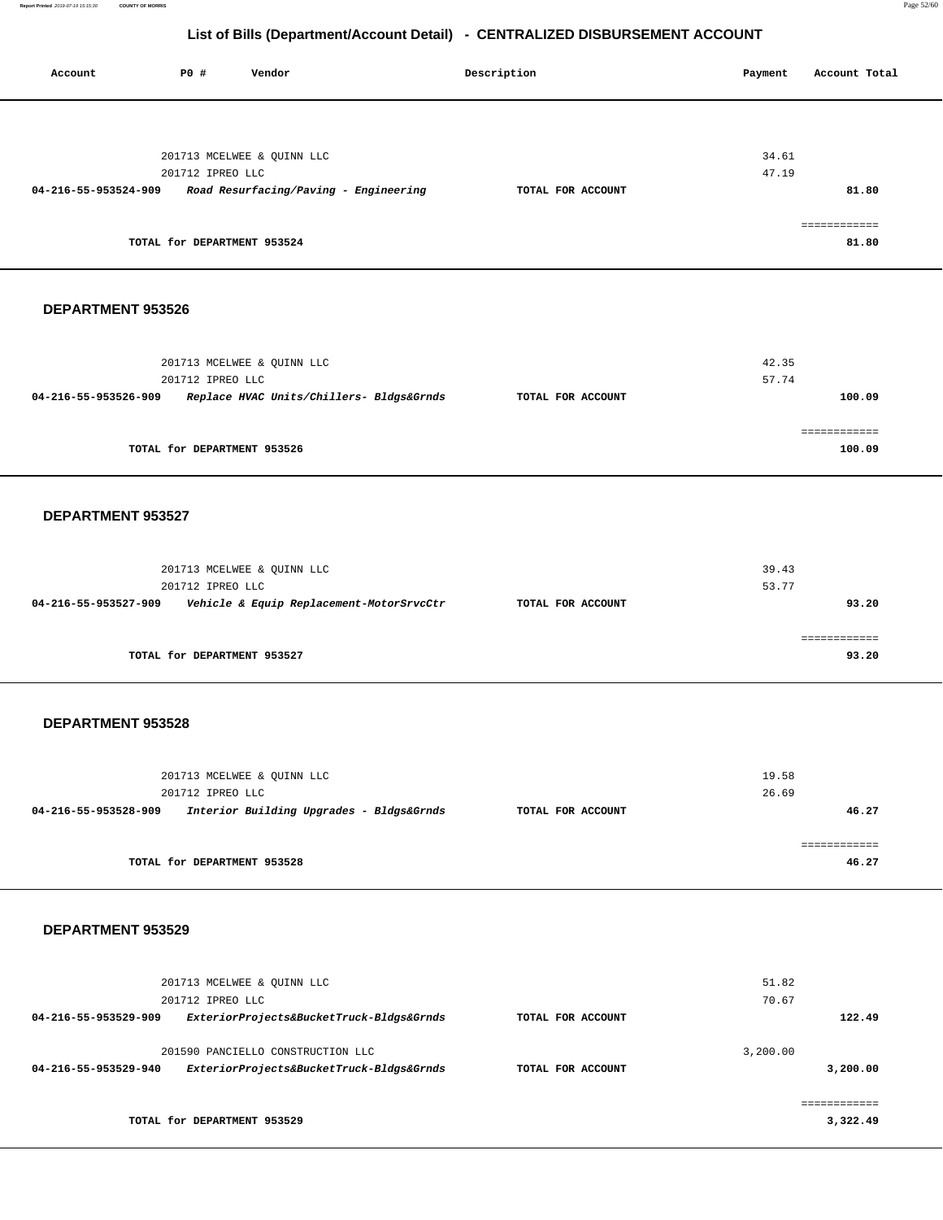## List of Bills (Department/Account Detail) - CENTRALIZED DISBURSEMENT ACCOUNT

| Account | PO # | Vendor | Description | Payment | Account Total |
|---|---|---|---|---|---|
| | 201713 | MCELWEE & QUINN LLC | | 34.61 | |
| | 201712 | IPREO LLC | | 47.19 | |
| **04-216-55-953524-909** | | ***Road Resurfacing/Paving - Engineering*** | **TOTAL FOR ACCOUNT** | | **81.80** |
| | | | | | ============ |
| | **TOTAL for DEPARTMENT 953524** | | | | **81.80** |

### DEPARTMENT 953526

| Account | PO # | Vendor | Description | Payment | Account Total |
|---|---|---|---|---|---|
| | 201713 | MCELWEE & QUINN LLC | | 42.35 | |
| | 201712 | IPREO LLC | | 57.74 | |
| **04-216-55-953526-909** | | ***Replace HVAC Units/Chillers- Bldgs&Grnds*** | **TOTAL FOR ACCOUNT** | | **100.09** |
| | | | | | ============ |
| | **TOTAL for DEPARTMENT 953526** | | | | **100.09** |

### DEPARTMENT 953527

| Account | PO # | Vendor | Description | Payment | Account Total |
|---|---|---|---|---|---|
| | 201713 | MCELWEE & QUINN LLC | | 39.43 | |
| | 201712 | IPREO LLC | | 53.77 | |
| **04-216-55-953527-909** | | ***Vehicle & Equip Replacement-MotorSrvcCtr*** | **TOTAL FOR ACCOUNT** | | **93.20** |
| | | | | | ============ |
| | **TOTAL for DEPARTMENT 953527** | | | | **93.20** |

### DEPARTMENT 953528

| Account | PO # | Vendor | Description | Payment | Account Total |
|---|---|---|---|---|---|
| | 201713 | MCELWEE & QUINN LLC | | 19.58 | |
| | 201712 | IPREO LLC | | 26.69 | |
| **04-216-55-953528-909** | | ***Interior Building Upgrades - Bldgs&Grnds*** | **TOTAL FOR ACCOUNT** | | **46.27** |
| | | | | | ============ |
| | **TOTAL for DEPARTMENT 953528** | | | | **46.27** |

### DEPARTMENT 953529

| Account | PO # | Vendor | Description | Payment | Account Total |
|---|---|---|---|---|---|
| | 201713 | MCELWEE & QUINN LLC | | 51.82 | |
| | 201712 | IPREO LLC | | 70.67 | |
| **04-216-55-953529-909** | | ***ExteriorProjects&BucketTruck-Bldgs&Grnds*** | **TOTAL FOR ACCOUNT** | | **122.49** |
| | 201590 | PANCIELLO CONSTRUCTION LLC | | 3,200.00 | |
| **04-216-55-953529-940** | | ***ExteriorProjects&BucketTruck-Bldgs&Grnds*** | **TOTAL FOR ACCOUNT** | | **3,200.00** |
| | | | | | ============ |
| | **TOTAL for DEPARTMENT 953529** | | | | **3,322.49** |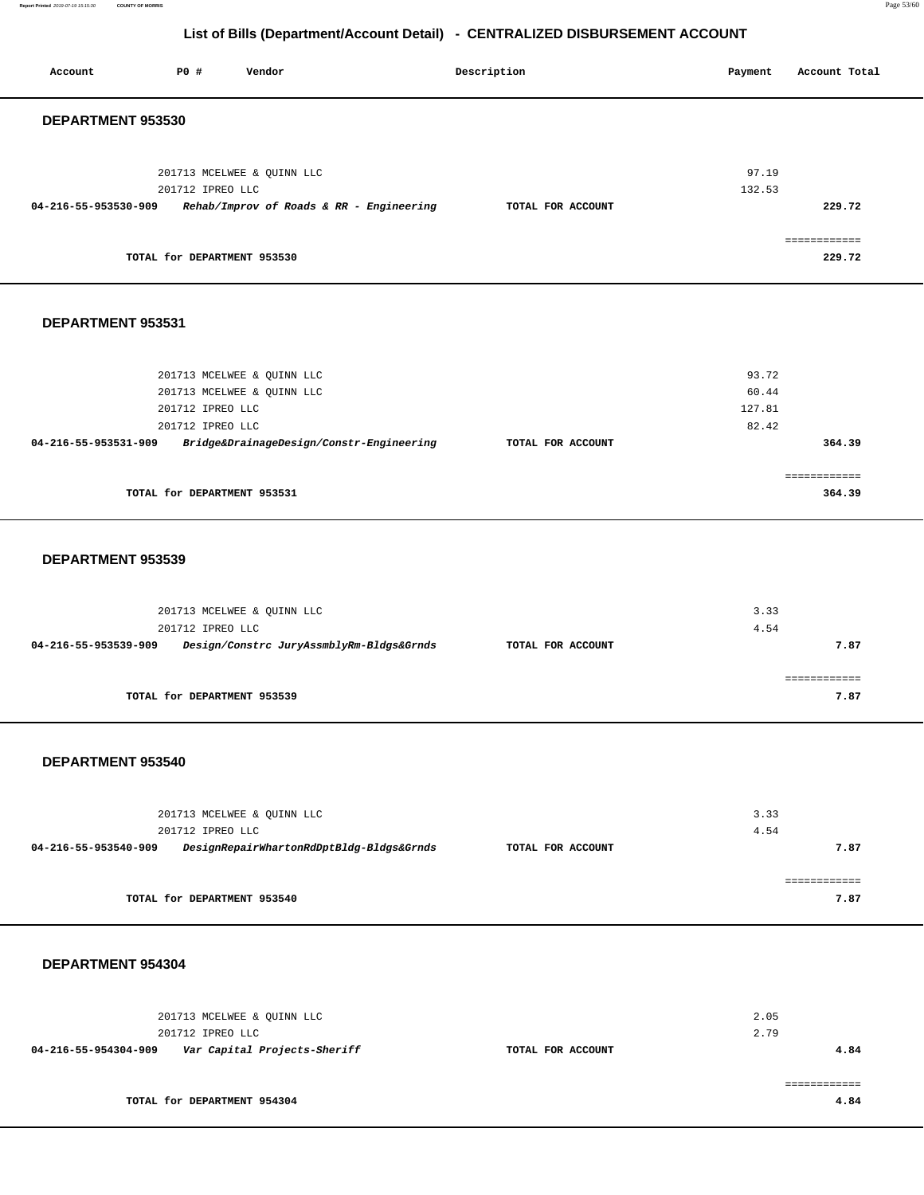## List of Bills (Department/Account Detail) - CENTRALIZED DISBURSEMENT ACCOUNT

| Account | PO # | Vendor | Description | Payment | Account Total |
|---|---|---|---|---|---|

### DEPARTMENT 953530

| Account | PO # | Vendor | Description | Payment | Account Total |
|---|---|---|---|---|---|
| | 201713 | MCELWEE & QUINN LLC | | 97.19 | |
| | 201712 | IPREO LLC | | 132.53 | |
| **04-216-55-953530-909** | | ***Rehab/Improv of Roads & RR - Engineering*** | **TOTAL FOR ACCOUNT** | | **229.72** |
| | | **TOTAL for DEPARTMENT 953530** | | | **229.72** |

### DEPARTMENT 953531

| Account | PO # | Vendor | Description | Payment | Account Total |
|---|---|---|---|---|---|
| | 201713 | MCELWEE & QUINN LLC | | 93.72 | |
| | 201713 | MCELWEE & QUINN LLC | | 60.44 | |
| | 201712 | IPREO LLC | | 127.81 | |
| | 201712 | IPREO LLC | | 82.42 | |
| **04-216-55-953531-909** | | ***Bridge&DrainageDesign/Constr-Engineering*** | **TOTAL FOR ACCOUNT** | | **364.39** |
| | | **TOTAL for DEPARTMENT 953531** | | | **364.39** |

### DEPARTMENT 953539

| Account | PO # | Vendor | Description | Payment | Account Total |
|---|---|---|---|---|---|
| | 201713 | MCELWEE & QUINN LLC | | 3.33 | |
| | 201712 | IPREO LLC | | 4.54 | |
| **04-216-55-953539-909** | | ***Design/Constrc JuryAssmblyRm-Bldgs&Grnds*** | **TOTAL FOR ACCOUNT** | | **7.87** |
| | | **TOTAL for DEPARTMENT 953539** | | | **7.87** |

### DEPARTMENT 953540

| Account | PO # | Vendor | Description | Payment | Account Total |
|---|---|---|---|---|---|
| | 201713 | MCELWEE & QUINN LLC | | 3.33 | |
| | 201712 | IPREO LLC | | 4.54 | |
| **04-216-55-953540-909** | | ***DesignRepairWhartonRdDptBldg-Bldgs&Grnds*** | **TOTAL FOR ACCOUNT** | | **7.87** |
| | | **TOTAL for DEPARTMENT 953540** | | | **7.87** |

### DEPARTMENT 954304

| Account | PO # | Vendor | Description | Payment | Account Total |
|---|---|---|---|---|---|
| | 201713 | MCELWEE & QUINN LLC | | 2.05 | |
| | 201712 | IPREO LLC | | 2.79 | |
| **04-216-55-954304-909** | | ***Var Capital Projects-Sheriff*** | **TOTAL FOR ACCOUNT** | | **4.84** |
| | | **TOTAL for DEPARTMENT 954304** | | | **4.84** |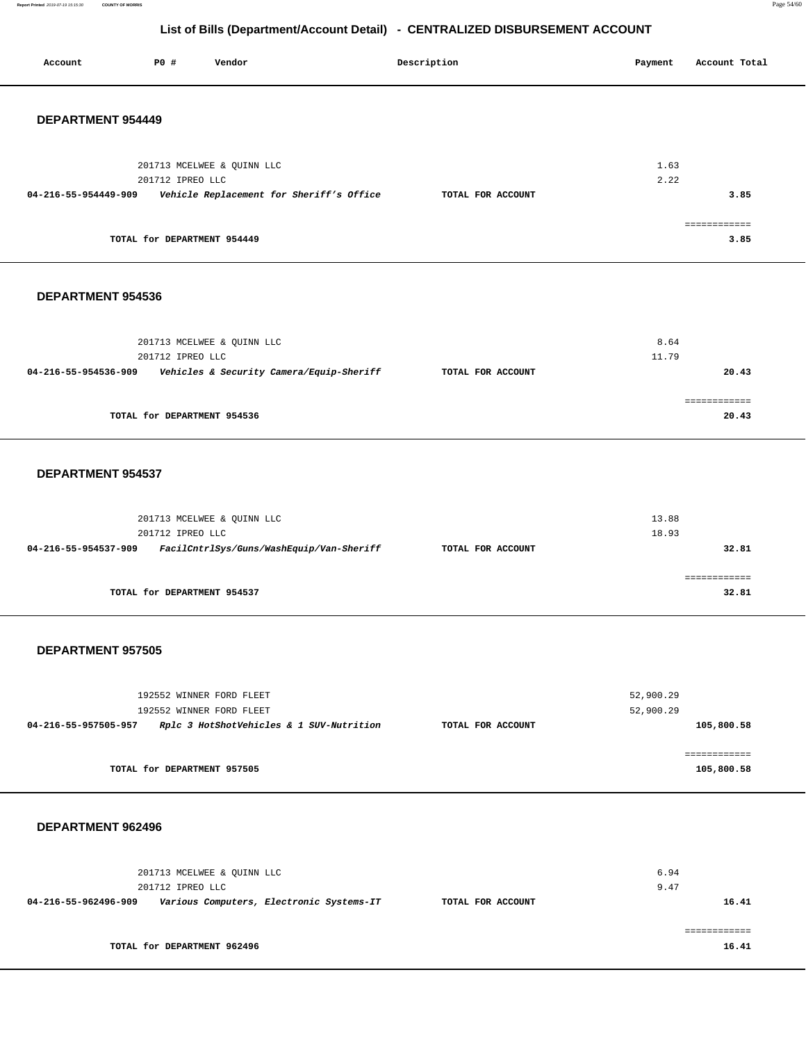# List of Bills (Department/Account Detail) - CENTRALIZED DISBURSEMENT ACCOUNT

| Account | PO # | Vendor | Description | Payment | Account Total |
|---|---|---|---|---|---|

## DEPARTMENT 954449

| Account | PO # | Vendor | Description | Payment | Account Total |
|---|---|---|---|---|---|
| | 201713 | MCELWEE & QUINN LLC | | 1.63 | |
| | 201712 | IPREO LLC | | 2.22 | |
| **04-216-55-954449-909** | | ***Vehicle Replacement for Sheriff's Office*** | **TOTAL FOR ACCOUNT** | | **3.85** |
| | | | | | ============ |
| | **TOTAL for DEPARTMENT 954449** | | | | **3.85** |

## DEPARTMENT 954536

| Account | PO # | Vendor | Description | Payment | Account Total |
|---|---|---|---|---|---|
| | 201713 | MCELWEE & QUINN LLC | | 8.64 | |
| | 201712 | IPREO LLC | | 11.79 | |
| **04-216-55-954536-909** | | ***Vehicles & Security Camera/Equip-Sheriff*** | **TOTAL FOR ACCOUNT** | | **20.43** |
| | | | | | ============ |
| | **TOTAL for DEPARTMENT 954536** | | | | **20.43** |

## DEPARTMENT 954537

| Account | PO # | Vendor | Description | Payment | Account Total |
|---|---|---|---|---|---|
| | 201713 | MCELWEE & QUINN LLC | | 13.88 | |
| | 201712 | IPREO LLC | | 18.93 | |
| **04-216-55-954537-909** | | ***FacilCntrlSys/Guns/WashEquip/Van-Sheriff*** | **TOTAL FOR ACCOUNT** | | **32.81** |
| | | | | | ============ |
| | **TOTAL for DEPARTMENT 954537** | | | | **32.81** |

## DEPARTMENT 957505

| Account | PO # | Vendor | Description | Payment | Account Total |
|---|---|---|---|---|---|
| | 192552 | WINNER FORD FLEET | | 52,900.29 | |
| | 192552 | WINNER FORD FLEET | | 52,900.29 | |
| **04-216-55-957505-957** | | ***Rplc 3 HotShotVehicles & 1 SUV-Nutrition*** | **TOTAL FOR ACCOUNT** | | **105,800.58** |
| | | | | | ============ |
| | **TOTAL for DEPARTMENT 957505** | | | | **105,800.58** |

## DEPARTMENT 962496

| Account | PO # | Vendor | Description | Payment | Account Total |
|---|---|---|---|---|---|
| | 201713 | MCELWEE & QUINN LLC | | 6.94 | |
| | 201712 | IPREO LLC | | 9.47 | |
| **04-216-55-962496-909** | | ***Various Computers, Electronic Systems-IT*** | **TOTAL FOR ACCOUNT** | | **16.41** |
| | | | | | ============ |
| | **TOTAL for DEPARTMENT 962496** | | | | **16.41** |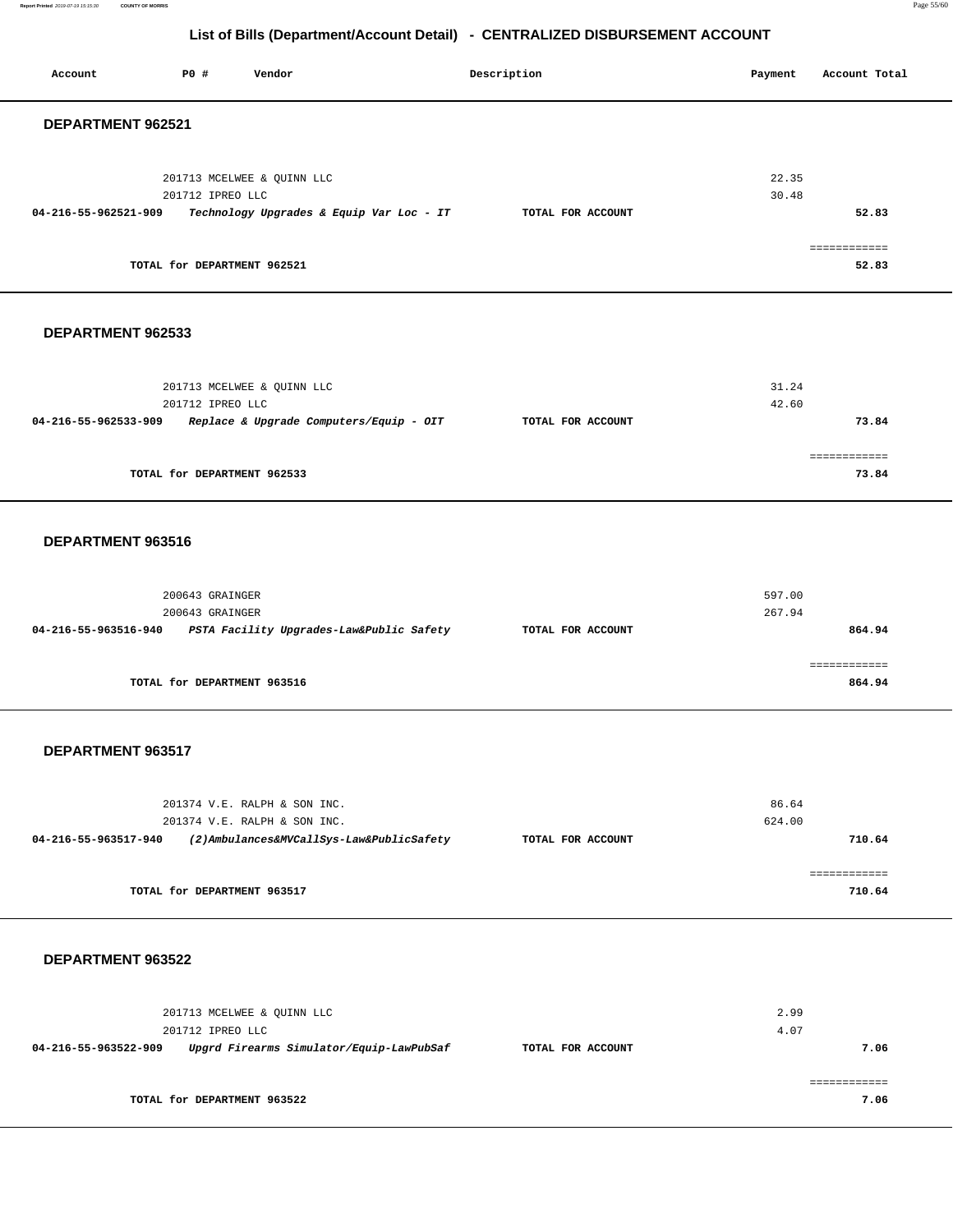## List of Bills (Department/Account Detail) - CENTRALIZED DISBURSEMENT ACCOUNT

| Account | PO # | Vendor | Description | Payment | Account Total |
|---|---|---|---|---|---|

### DEPARTMENT 962521

| Account | PO # | Vendor | Description | Payment | Account Total |
|---|---|---|---|---|---|
| | 201713 | MCELWEE & QUINN LLC | | 22.35 | |
| | 201712 | IPREO LLC | | 30.48 | |
| **04-216-55-962521-909** | | ***Technology Upgrades & Equip Var Loc - IT*** | **TOTAL FOR ACCOUNT** | | **52.83** |
| | | | | | ============ |
| | **TOTAL for DEPARTMENT 962521** | | | | **52.83** |

### DEPARTMENT 962533

| Account | PO # | Vendor | Description | Payment | Account Total |
|---|---|---|---|---|---|
| | 201713 | MCELWEE & QUINN LLC | | 31.24 | |
| | 201712 | IPREO LLC | | 42.60 | |
| **04-216-55-962533-909** | | ***Replace & Upgrade Computers/Equip - OIT*** | **TOTAL FOR ACCOUNT** | | **73.84** |
| | | | | | ============ |
| | **TOTAL for DEPARTMENT 962533** | | | | **73.84** |

### DEPARTMENT 963516

| Account | PO # | Vendor | Description | Payment | Account Total |
|---|---|---|---|---|---|
| | 200643 | GRAINGER | | 597.00 | |
| | 200643 | GRAINGER | | 267.94 | |
| **04-216-55-963516-940** | | ***PSTA Facility Upgrades-Law&Public Safety*** | **TOTAL FOR ACCOUNT** | | **864.94** |
| | | | | | ============ |
| | **TOTAL for DEPARTMENT 963516** | | | | **864.94** |

### DEPARTMENT 963517

| Account | PO # | Vendor | Description | Payment | Account Total |
|---|---|---|---|---|---|
| | 201374 | V.E. RALPH & SON INC. | | 86.64 | |
| | 201374 | V.E. RALPH & SON INC. | | 624.00 | |
| **04-216-55-963517-940** | | ***(2)Ambulances&MVCallSys-Law&PublicSafety*** | **TOTAL FOR ACCOUNT** | | **710.64** |
| | | | | | ============ |
| | **TOTAL for DEPARTMENT 963517** | | | | **710.64** |

### DEPARTMENT 963522

| Account | PO # | Vendor | Description | Payment | Account Total |
|---|---|---|---|---|---|
| | 201713 | MCELWEE & QUINN LLC | | 2.99 | |
| | 201712 | IPREO LLC | | 4.07 | |
| **04-216-55-963522-909** | | ***Upgrd Firearms Simulator/Equip-LawPubSaf*** | **TOTAL FOR ACCOUNT** | | **7.06** |
| | | | | | ============ |
| | **TOTAL for DEPARTMENT 963522** | | | | **7.06** |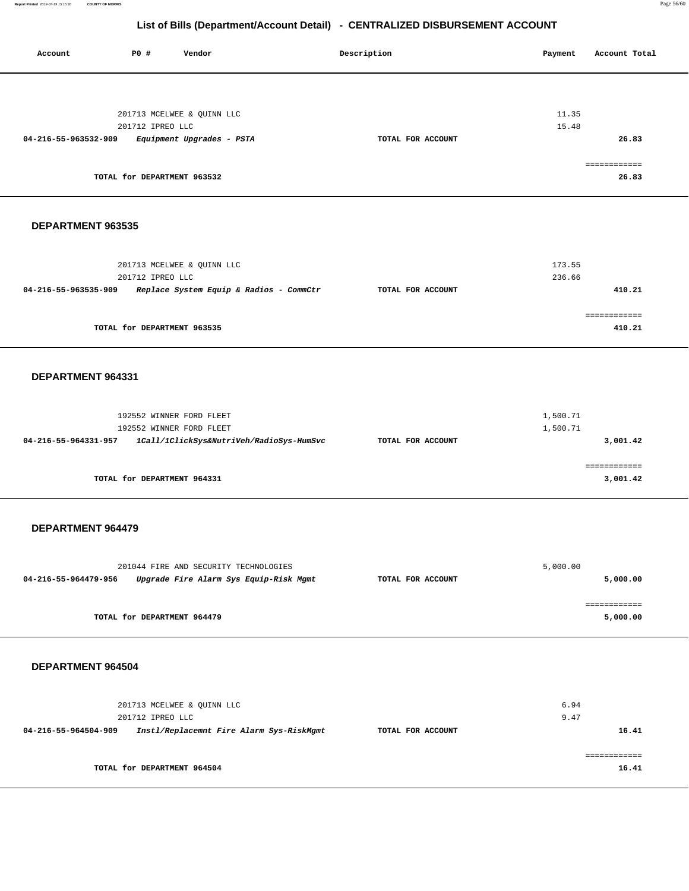## List of Bills (Department/Account Detail) - CENTRALIZED DISBURSEMENT ACCOUNT

| Account | PO # | Vendor | Description | Payment | Account Total |
|---|---|---|---|---|---|
| | 201713 | MCELWEE & QUINN LLC | | 11.35 | |
| | 201712 | IPREO LLC | | 15.48 | |
| **04-216-55-963532-909** | | ***Equipment Upgrades - PSTA*** | **TOTAL FOR ACCOUNT** | | **26.83** |
| | | | | | ============ |
| | | **TOTAL for DEPARTMENT 963532** | | | **26.83** |

### DEPARTMENT 963535

| Account | PO # | Vendor | Description | Payment | Account Total |
|---|---|---|---|---|---|
| | 201713 | MCELWEE & QUINN LLC | | 173.55 | |
| | 201712 | IPREO LLC | | 236.66 | |
| **04-216-55-963535-909** | | ***Replace System Equip & Radios - CommCtr*** | **TOTAL FOR ACCOUNT** | | **410.21** |
| | | | | | ============ |
| | | **TOTAL for DEPARTMENT 963535** | | | **410.21** |

### DEPARTMENT 964331

| Account | PO # | Vendor | Description | Payment | Account Total |
|---|---|---|---|---|---|
| | 192552 | WINNER FORD FLEET | | 1,500.71 | |
| | 192552 | WINNER FORD FLEET | | 1,500.71 | |
| **04-216-55-964331-957** | | ***1Call/1ClickSys&NutriVeh/RadioSys-HumSvc*** | **TOTAL FOR ACCOUNT** | | **3,001.42** |
| | | | | | ============ |
| | | **TOTAL for DEPARTMENT 964331** | | | **3,001.42** |

### DEPARTMENT 964479

| Account | PO # | Vendor | Description | Payment | Account Total |
|---|---|---|---|---|---|
| | 201044 | FIRE AND SECURITY TECHNOLOGIES | | 5,000.00 | |
| **04-216-55-964479-956** | | ***Upgrade Fire Alarm Sys Equip-Risk Mgmt*** | **TOTAL FOR ACCOUNT** | | **5,000.00** |
| | | | | | ============ |
| | | **TOTAL for DEPARTMENT 964479** | | | **5,000.00** |

### DEPARTMENT 964504

| Account | PO # | Vendor | Description | Payment | Account Total |
|---|---|---|---|---|---|
| | 201713 | MCELWEE & QUINN LLC | | 6.94 | |
| | 201712 | IPREO LLC | | 9.47 | |
| **04-216-55-964504-909** | | ***Instl/Replacemnt Fire Alarm Sys-RiskMgmt*** | **TOTAL FOR ACCOUNT** | | **16.41** |
| | | | | | ============ |
| | | **TOTAL for DEPARTMENT 964504** | | | **16.41** |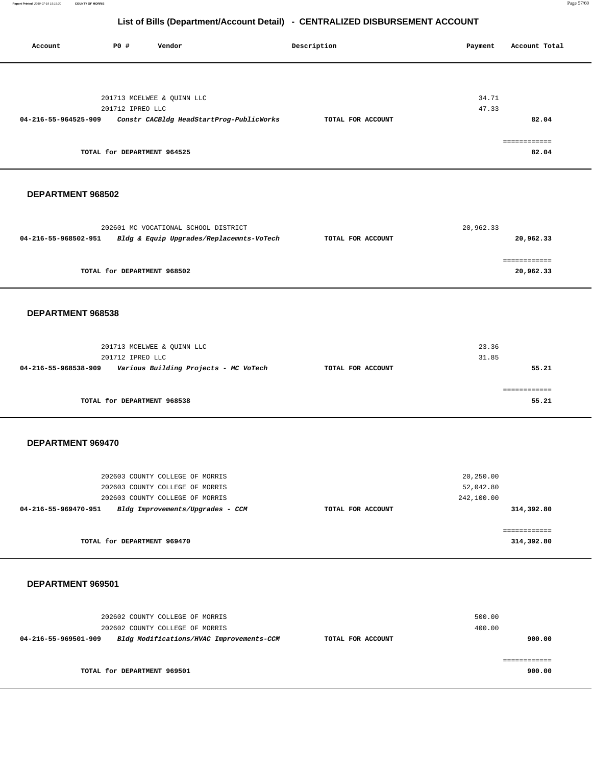## List of Bills (Department/Account Detail) - CENTRALIZED DISBURSEMENT ACCOUNT

| Account | PO # | Vendor | Description | Payment | Account Total |
|---|---|---|---|---|---|
| | 201713 | MCELWEE & QUINN LLC | | 34.71 | |
| | 201712 | IPREO LLC | | 47.33 | |
| **04-216-55-964525-909** | | ***Constr CACBldg HeadStartProg-PublicWorks*** | **TOTAL FOR ACCOUNT** | | **82.04** |
| | | | | | ============ |
| | **TOTAL for DEPARTMENT 964525** | | | | **82.04** |

### DEPARTMENT 968502

| Account | PO # | Vendor | Description | Payment | Account Total |
|---|---|---|---|---|---|
| | 202601 | MC VOCATIONAL SCHOOL DISTRICT | | 20,962.33 | |
| **04-216-55-968502-951** | | ***Bldg & Equip Upgrades/Replacemnts-VoTech*** | **TOTAL FOR ACCOUNT** | | **20,962.33** |
| | | | | | ============ |
| | **TOTAL for DEPARTMENT 968502** | | | | **20,962.33** |

### DEPARTMENT 968538

| Account | PO # | Vendor | Description | Payment | Account Total |
|---|---|---|---|---|---|
| | 201713 | MCELWEE & QUINN LLC | | 23.36 | |
| | 201712 | IPREO LLC | | 31.85 | |
| **04-216-55-968538-909** | | ***Various Building Projects - MC VoTech*** | **TOTAL FOR ACCOUNT** | | **55.21** |
| | | | | | ============ |
| | **TOTAL for DEPARTMENT 968538** | | | | **55.21** |

### DEPARTMENT 969470

| Account | PO # | Vendor | Description | Payment | Account Total |
|---|---|---|---|---|---|
| | 202603 | COUNTY COLLEGE OF MORRIS | | 20,250.00 | |
| | 202603 | COUNTY COLLEGE OF MORRIS | | 52,042.80 | |
| | 202603 | COUNTY COLLEGE OF MORRIS | | 242,100.00 | |
| **04-216-55-969470-951** | | ***Bldg Improvements/Upgrades - CCM*** | **TOTAL FOR ACCOUNT** | | **314,392.80** |
| | | | | | ============ |
| | **TOTAL for DEPARTMENT 969470** | | | | **314,392.80** |

### DEPARTMENT 969501

| Account | PO # | Vendor | Description | Payment | Account Total |
|---|---|---|---|---|---|
| | 202602 | COUNTY COLLEGE OF MORRIS | | 500.00 | |
| | 202602 | COUNTY COLLEGE OF MORRIS | | 400.00 | |
| **04-216-55-969501-909** | | ***Bldg Modifications/HVAC Improvements-CCM*** | **TOTAL FOR ACCOUNT** | | **900.00** |
| | | | | | ============ |
| | **TOTAL for DEPARTMENT 969501** | | | | **900.00** |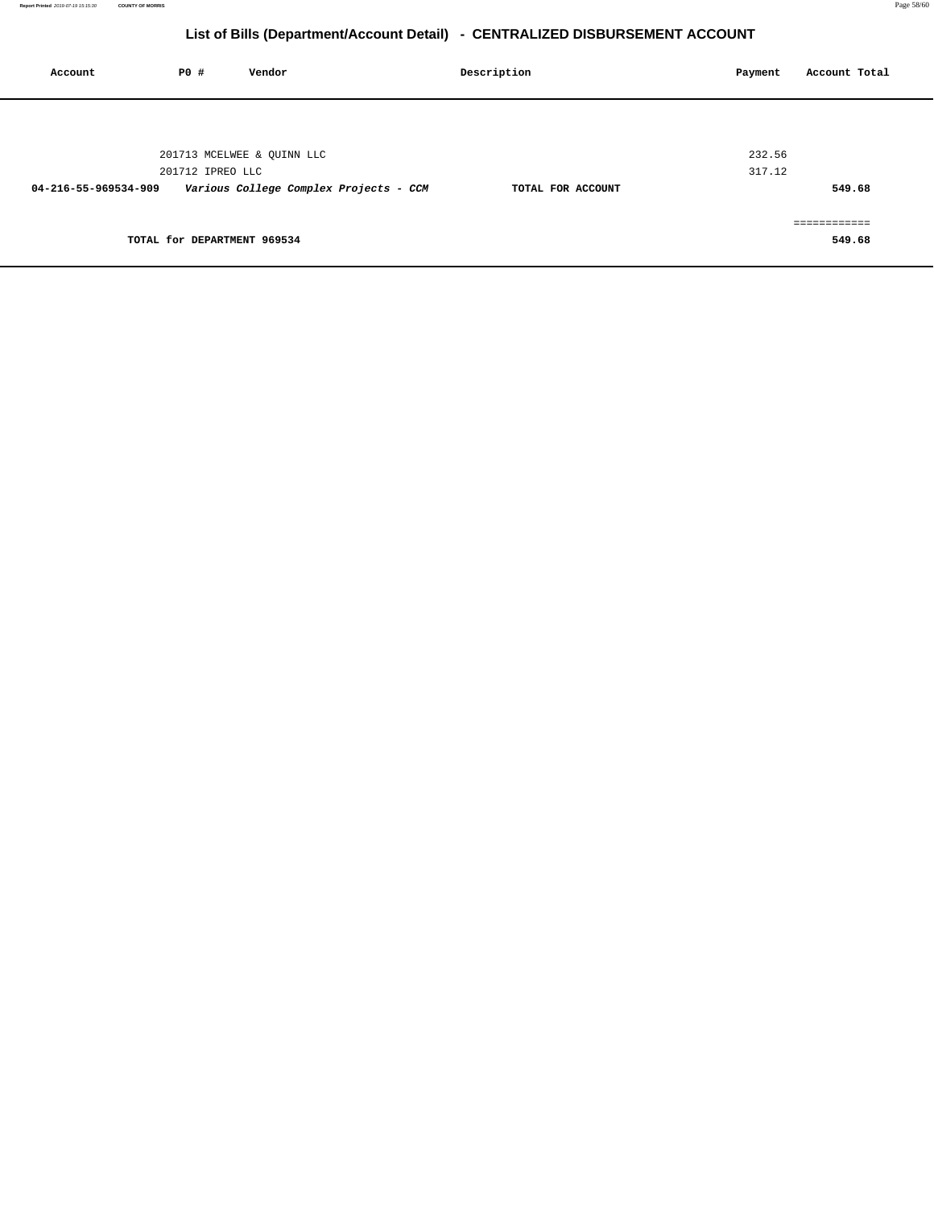# List of Bills (Department/Account Detail) - CENTRALIZED DISBURSEMENT ACCOUNT

| Account | PO # | Vendor | Description | Payment | Account Total |
|---|---|---|---|---|---|
| | 201713 | MCELWEE & QUINN LLC | | 232.56 | |
| | 201712 | IPREO LLC | | 317.12 | |
| **04-216-55-969534-909** | | ***Various College Complex Projects - CCM*** | **TOTAL FOR ACCOUNT** | | **549.68** |
| | | | | | ============ |
| | **TOTAL for DEPARTMENT 969534** | | | | **549.68** |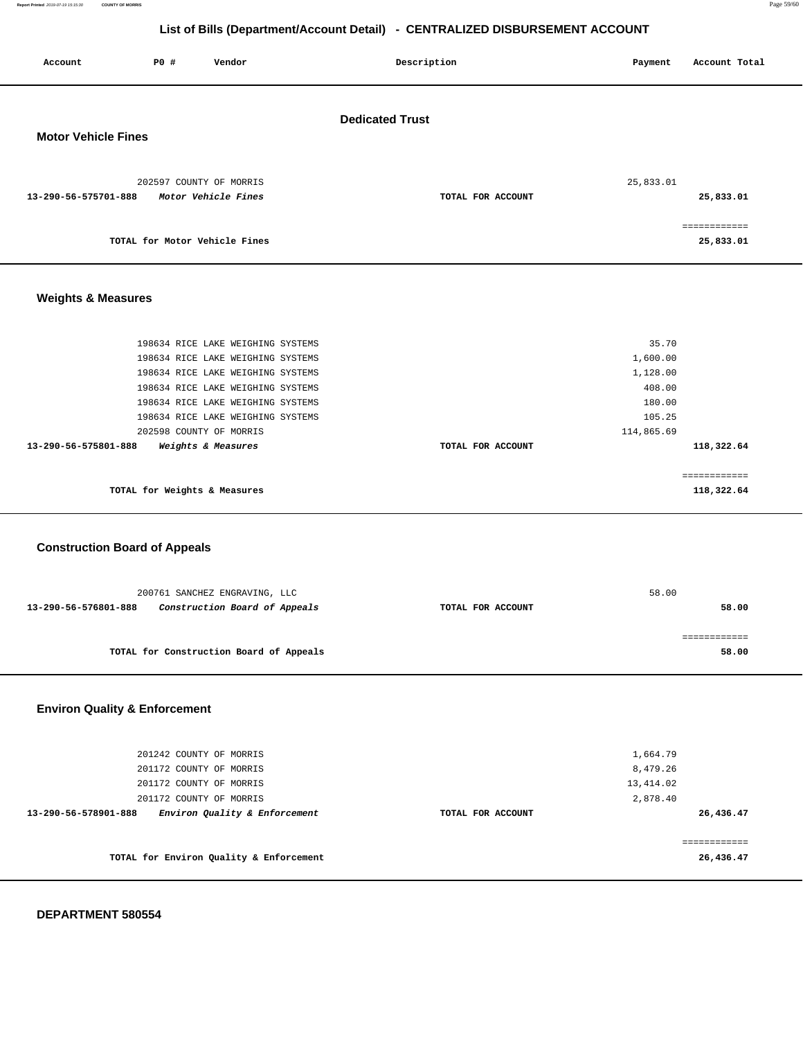# List of Bills (Department/Account Detail) - CENTRALIZED DISBURSEMENT ACCOUNT

| Account | PO # | Vendor | Description | Payment | Account Total |
|---|---|---|---|---|---|

## Dedicated Trust

### Motor Vehicle Fines

| Account | PO # | Vendor | Description | Payment | Account Total |
|---|---|---|---|---|---|
| | 202597 | COUNTY OF MORRIS | | 25,833.01 | |
| **13-290-56-575701-888** | | ***Motor Vehicle Fines*** | **TOTAL FOR ACCOUNT** | | **25,833.01** |
| | | | | | ============ |
| | | **TOTAL for Motor Vehicle Fines** | | | **25,833.01** |

### Weights & Measures

| Account | PO # | Vendor | Description | Payment | Account Total |
|---|---|---|---|---|---|
| | 198634 | RICE LAKE WEIGHING SYSTEMS | | 35.70 | |
| | 198634 | RICE LAKE WEIGHING SYSTEMS | | 1,600.00 | |
| | 198634 | RICE LAKE WEIGHING SYSTEMS | | 1,128.00 | |
| | 198634 | RICE LAKE WEIGHING SYSTEMS | | 408.00 | |
| | 198634 | RICE LAKE WEIGHING SYSTEMS | | 180.00 | |
| | 198634 | RICE LAKE WEIGHING SYSTEMS | | 105.25 | |
| | 202598 | COUNTY OF MORRIS | | 114,865.69 | |
| **13-290-56-575801-888** | | ***Weights & Measures*** | **TOTAL FOR ACCOUNT** | | **118,322.64** |
| | | | | | ============ |
| | | **TOTAL for Weights & Measures** | | | **118,322.64** |

### Construction Board of Appeals

| Account | PO # | Vendor | Description | Payment | Account Total |
|---|---|---|---|---|---|
| | 200761 | SANCHEZ ENGRAVING, LLC | | 58.00 | |
| **13-290-56-576801-888** | | ***Construction Board of Appeals*** | **TOTAL FOR ACCOUNT** | | **58.00** |
| | | | | | ============ |
| | | **TOTAL for Construction Board of Appeals** | | | **58.00** |

### Environ Quality & Enforcement

| Account | PO # | Vendor | Description | Payment | Account Total |
|---|---|---|---|---|---|
| | 201242 | COUNTY OF MORRIS | | 1,664.79 | |
| | 201172 | COUNTY OF MORRIS | | 8,479.26 | |
| | 201172 | COUNTY OF MORRIS | | 13,414.02 | |
| | 201172 | COUNTY OF MORRIS | | 2,878.40 | |
| **13-290-56-578901-888** | | ***Environ Quality & Enforcement*** | **TOTAL FOR ACCOUNT** | | **26,436.47** |
| | | | | | ============ |
| | | **TOTAL for Environ Quality & Enforcement** | | | **26,436.47** |

**DEPARTMENT 580554**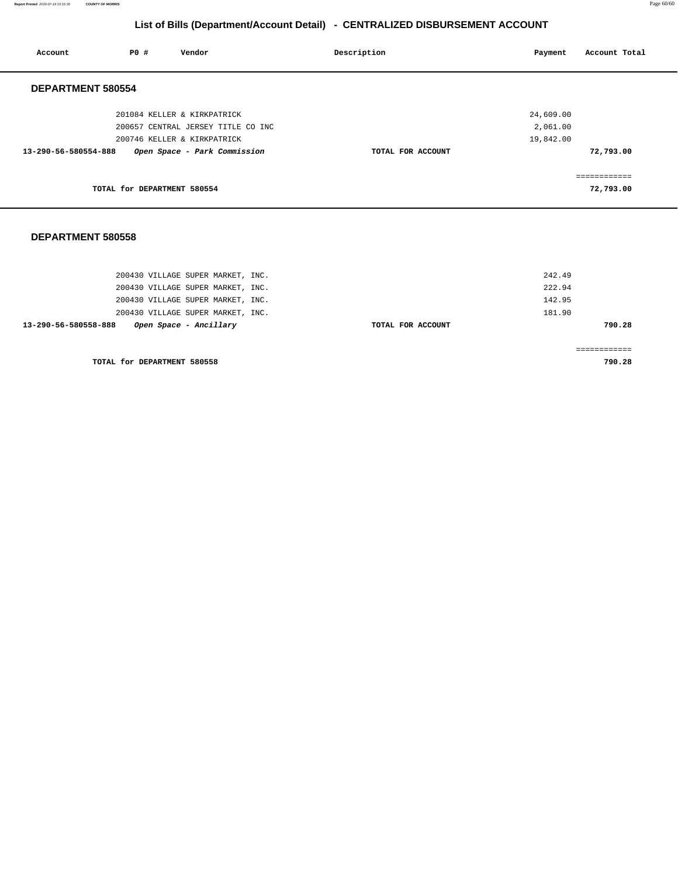# List of Bills (Department/Account Detail) - CENTRALIZED DISBURSEMENT ACCOUNT

| Account | PO # | Vendor | Description | Payment | Account Total |
|---|---|---|---|---|---|

## DEPARTMENT 580554

| Account | PO # | Vendor | Description | Payment | Account Total |
|---|---|---|---|---|---|
| | 201084 | KELLER & KIRKPATRICK | | 24,609.00 | |
| | 200657 | CENTRAL JERSEY TITLE CO INC | | 2,061.00 | |
| | 200746 | KELLER & KIRKPATRICK | | 19,842.00 | |
| **13-290-56-580554-888** | | ***Open Space - Park Commission*** | **TOTAL FOR ACCOUNT** | | **72,793.00** |

============

**TOTAL for DEPARTMENT 580554** **72,793.00**

## DEPARTMENT 580558

| Account | PO # | Vendor | Description | Payment | Account Total |
|---|---|---|---|---|---|
| | 200430 | VILLAGE SUPER MARKET, INC. | | 242.49 | |
| | 200430 | VILLAGE SUPER MARKET, INC. | | 222.94 | |
| | 200430 | VILLAGE SUPER MARKET, INC. | | 142.95 | |
| | 200430 | VILLAGE SUPER MARKET, INC. | | 181.90 | |
| **13-290-56-580558-888** | | ***Open Space - Ancillary*** | **TOTAL FOR ACCOUNT** | | **790.28** |

============

**TOTAL for DEPARTMENT 580558** **790.28**